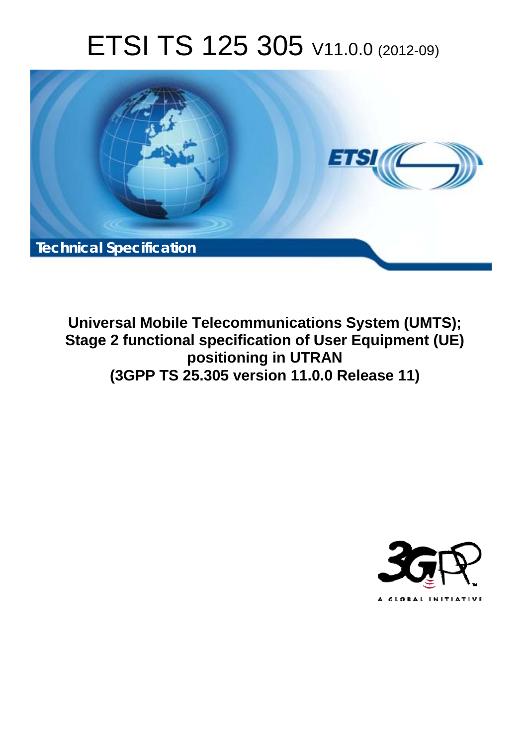# ETSI TS 125 305 V11.0.0 (2012-09)

**Technical Specification**

**Universal Mobile Telecommunications System (UMTS); Stage 2 functional specification of User Equipment (UE) positioning in UTRAN (3GPP TS 25.305 version 11.0.0 Release 11)**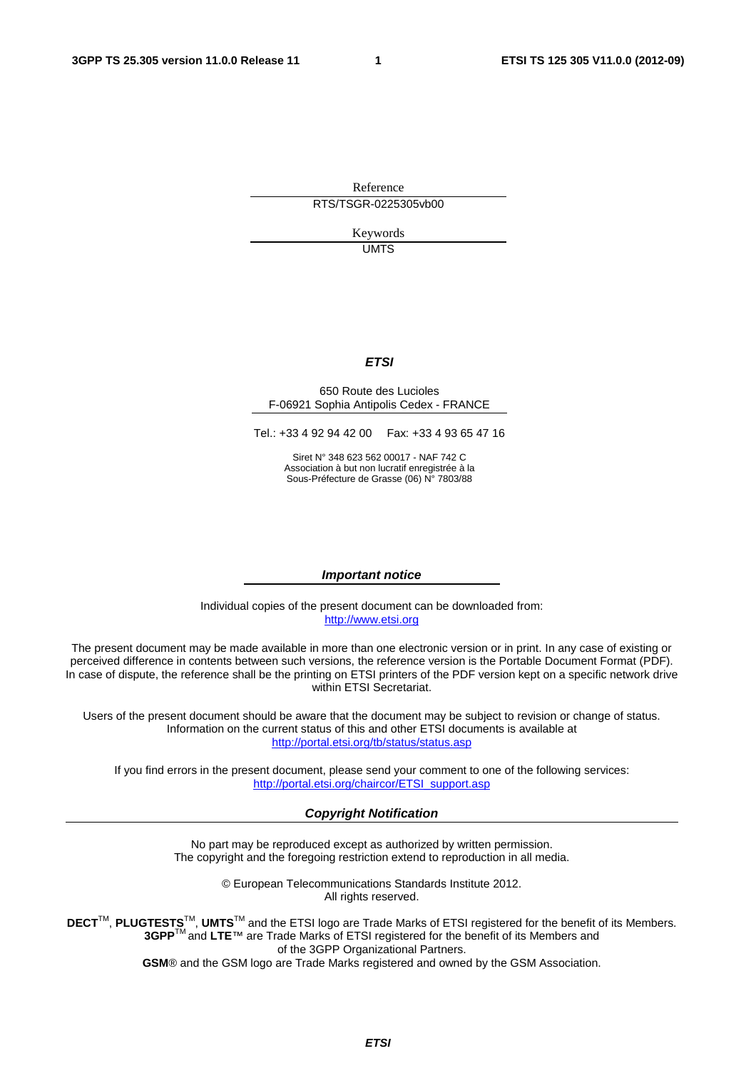Reference

RTS/TSGR-0225305vb00

Keywords

UMTS

***ETSI***

650 Route des Lucioles
F-06921 Sophia Antipolis Cedex - FRANCE

Tel.: +33 4 92 94 42 00 Fax: +33 4 93 65 47 16

Siret N° 348 623 562 00017 - NAF 742 C
Association à but non lucratif enregistrée à la
Sous-Préfecture de Grasse (06) N° 7803/88

***Important notice***

Individual copies of the present document can be downloaded from:
http://www.etsi.org

The present document may be made available in more than one electronic version or in print. In any case of existing or perceived difference in contents between such versions, the reference version is the Portable Document Format (PDF). In case of dispute, the reference shall be the printing on ETSI printers of the PDF version kept on a specific network drive within ETSI Secretariat.

Users of the present document should be aware that the document may be subject to revision or change of status. Information on the current status of this and other ETSI documents is available at
http://portal.etsi.org/tb/status/status.asp

If you find errors in the present document, please send your comment to one of the following services:
http://portal.etsi.org/chaircor/ETSI_support.asp

***Copyright Notification***

No part may be reproduced except as authorized by written permission.
The copyright and the foregoing restriction extend to reproduction in all media.

© European Telecommunications Standards Institute 2012.
All rights reserved.

**DECT**™, **PLUGTESTS**™, **UMTS**™ and the ETSI logo are Trade Marks of ETSI registered for the benefit of its Members.
**3GPP**™ and **LTE**™ are Trade Marks of ETSI registered for the benefit of its Members and of the 3GPP Organizational Partners.
**GSM**® and the GSM logo are Trade Marks registered and owned by the GSM Association.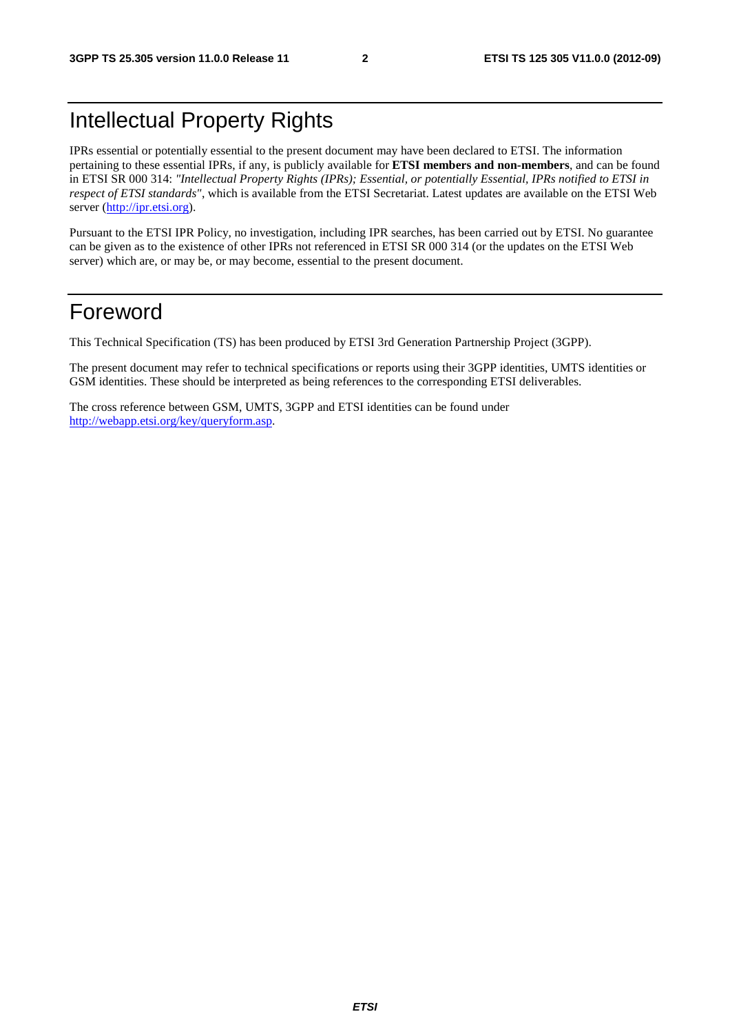# Intellectual Property Rights

IPRs essential or potentially essential to the present document may have been declared to ETSI. The information pertaining to these essential IPRs, if any, is publicly available for **ETSI members and non-members**, and can be found in ETSI SR 000 314: *"Intellectual Property Rights (IPRs); Essential, or potentially Essential, IPRs notified to ETSI in respect of ETSI standards"*, which is available from the ETSI Secretariat. Latest updates are available on the ETSI Web server (http://ipr.etsi.org).

Pursuant to the ETSI IPR Policy, no investigation, including IPR searches, has been carried out by ETSI. No guarantee can be given as to the existence of other IPRs not referenced in ETSI SR 000 314 (or the updates on the ETSI Web server) which are, or may be, or may become, essential to the present document.

# Foreword

This Technical Specification (TS) has been produced by ETSI 3rd Generation Partnership Project (3GPP).

The present document may refer to technical specifications or reports using their 3GPP identities, UMTS identities or GSM identities. These should be interpreted as being references to the corresponding ETSI deliverables.

The cross reference between GSM, UMTS, 3GPP and ETSI identities can be found under http://webapp.etsi.org/key/queryform.asp.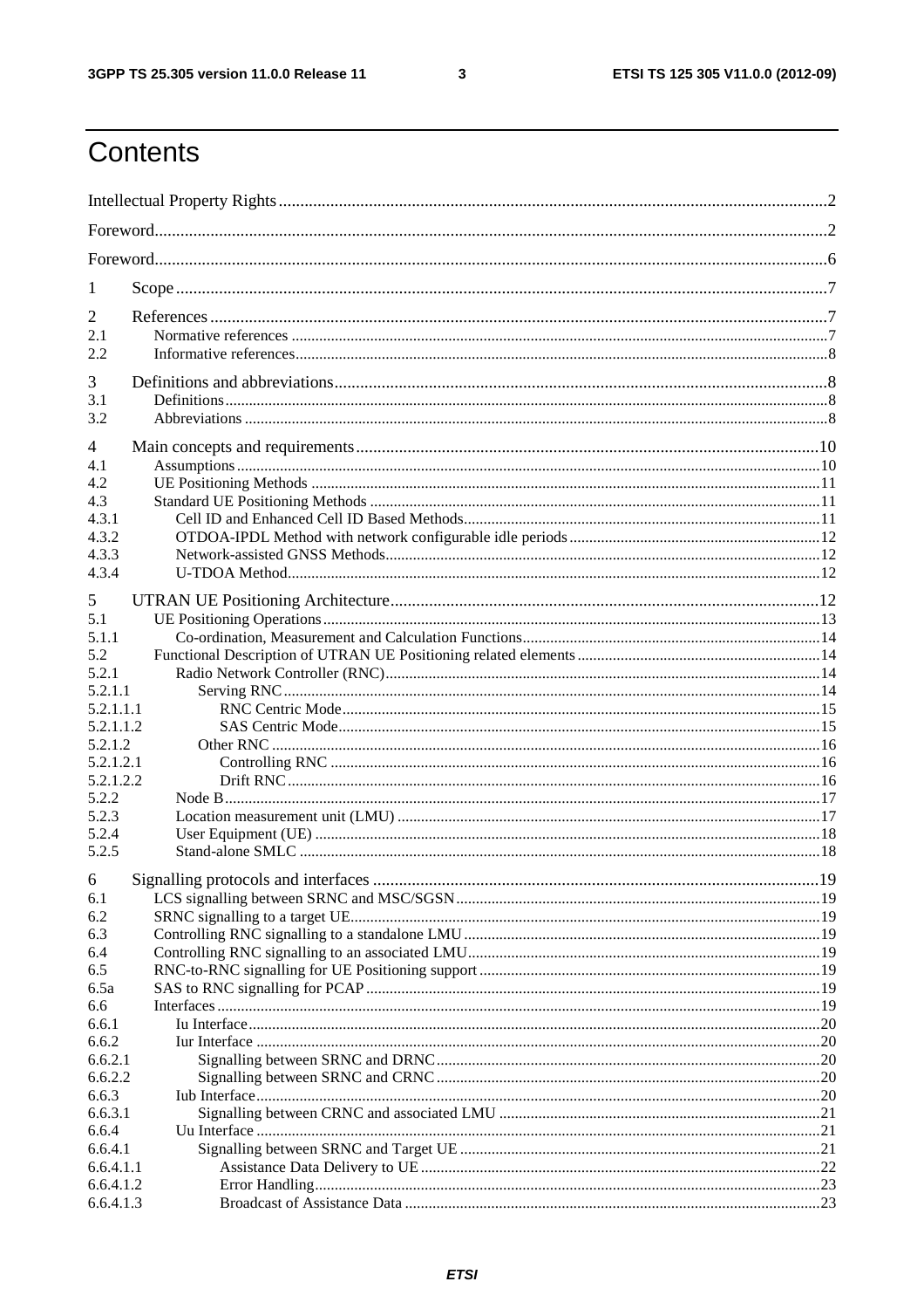# Contents

Intellectual Property Rights ..... 2

Foreword ..... 2

Foreword ..... 6

1 Scope ..... 7

2 References ..... 7

2.1 Normative references ..... 7

2.2 Informative references ..... 8

3 Definitions and abbreviations ..... 8

3.1 Definitions ..... 8

3.2 Abbreviations ..... 8

4 Main concepts and requirements ..... 10

4.1 Assumptions ..... 10

4.2 UE Positioning Methods ..... 11

4.3 Standard UE Positioning Methods ..... 11

4.3.1 Cell ID and Enhanced Cell ID Based Methods ..... 11

4.3.2 OTDOA-IPDL Method with network configurable idle periods ..... 12

4.3.3 Network-assisted GNSS Methods ..... 12

4.3.4 U-TDOA Method ..... 12

5 UTRAN UE Positioning Architecture ..... 12

5.1 UE Positioning Operations ..... 13

5.1.1 Co-ordination, Measurement and Calculation Functions ..... 14

5.2 Functional Description of UTRAN UE Positioning related elements ..... 14

5.2.1 Radio Network Controller (RNC) ..... 14

5.2.1.1 Serving RNC ..... 14

5.2.1.1.1 RNC Centric Mode ..... 15

5.2.1.1.2 SAS Centric Mode ..... 15

5.2.1.2 Other RNC ..... 16

5.2.1.2.1 Controlling RNC ..... 16

5.2.1.2.2 Drift RNC ..... 16

5.2.2 Node B ..... 17

5.2.3 Location measurement unit (LMU) ..... 17

5.2.4 User Equipment (UE) ..... 18

5.2.5 Stand-alone SMLC ..... 18

6 Signalling protocols and interfaces ..... 19

6.1 LCS signalling between SRNC and MSC/SGSN ..... 19

6.2 SRNC signalling to a target UE ..... 19

6.3 Controlling RNC signalling to a standalone LMU ..... 19

6.4 Controlling RNC signalling to an associated LMU ..... 19

6.5 RNC-to-RNC signalling for UE Positioning support ..... 19

6.5a SAS to RNC signalling for PCAP ..... 19

6.6 Interfaces ..... 19

6.6.1 Iu Interface ..... 20

6.6.2 Iur Interface ..... 20

6.6.2.1 Signalling between SRNC and DRNC ..... 20

6.6.2.2 Signalling between SRNC and CRNC ..... 20

6.6.3 Iub Interface ..... 20

6.6.3.1 Signalling between CRNC and associated LMU ..... 21

6.6.4 Uu Interface ..... 21

6.6.4.1 Signalling between SRNC and Target UE ..... 21

6.6.4.1.1 Assistance Data Delivery to UE ..... 22

6.6.4.1.2 Error Handling ..... 23

6.6.4.1.3 Broadcast of Assistance Data ..... 23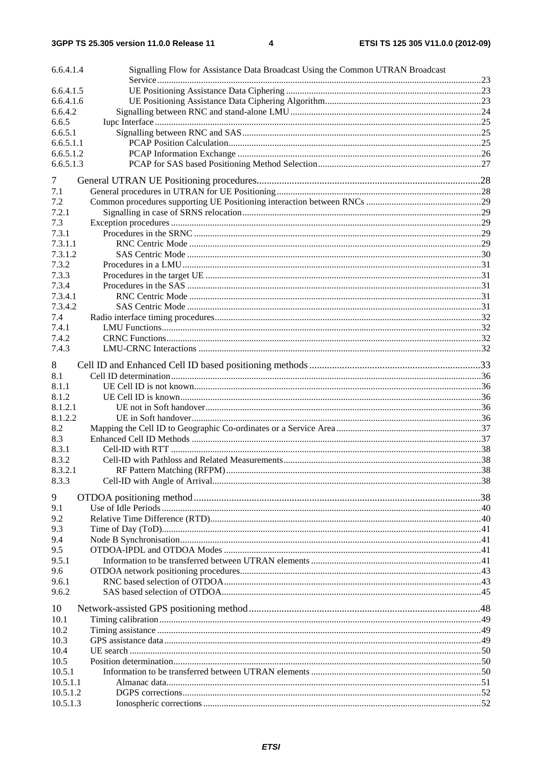6.6.4.1.4 Signalling Flow for Assistance Data Broadcast Using the Common UTRAN Broadcast Service ....23
6.6.4.1.5 UE Positioning Assistance Data Ciphering ....23
6.6.4.1.6 UE Positioning Assistance Data Ciphering Algorithm....23
6.6.4.2 Signalling between RNC and stand-alone LMU ....24
6.6.5 Iupc Interface ....25
6.6.5.1 Signalling between RNC and SAS....25
6.6.5.1.1 PCAP Position Calculation....25
6.6.5.1.2 PCAP Information Exchange ....26
6.6.5.1.3 PCAP for SAS based Positioning Method Selection....27

7 General UTRAN UE Positioning procedures....28
7.1 General procedures in UTRAN for UE Positioning....28
7.2 Common procedures supporting UE Positioning interaction between RNCs ....29
7.2.1 Signalling in case of SRNS relocation....29
7.3 Exception procedures ....29
7.3.1 Procedures in the SRNC ....29
7.3.1.1 RNC Centric Mode ....29
7.3.1.2 SAS Centric Mode ....30
7.3.2 Procedures in a LMU....31
7.3.3 Procedures in the target UE ....31
7.3.4 Procedures in the SAS ....31
7.3.4.1 RNC Centric Mode ....31
7.3.4.2 SAS Centric Mode ....31
7.4 Radio interface timing procedures....32
7.4.1 LMU Functions....32
7.4.2 CRNC Functions....32
7.4.3 LMU-CRNC Interactions ....32

8 Cell ID and Enhanced Cell ID based positioning methods ....33
8.1 Cell ID determination....36
8.1.1 UE Cell ID is not known....36
8.1.2 UE Cell ID is known....36
8.1.2.1 UE not in Soft handover....36
8.1.2.2 UE in Soft handover....36
8.2 Mapping the Cell ID to Geographic Co-ordinates or a Service Area....37
8.3 Enhanced Cell ID Methods ....37
8.3.1 Cell-ID with RTT ....38
8.3.2 Cell-ID with Pathloss and Related Measurements....38
8.3.2.1 RF Pattern Matching (RFPM)....38
8.3.3 Cell-ID with Angle of Arrival....38

9 OTDOA positioning method....38
9.1 Use of Idle Periods ....40
9.2 Relative Time Difference (RTD)....40
9.3 Time of Day (ToD)....41
9.4 Node B Synchronisation....41
9.5 OTDOA-IPDL and OTDOA Modes ....41
9.5.1 Information to be transferred between UTRAN elements ....41
9.6 OTDOA network positioning procedures....43
9.6.1 RNC based selection of OTDOA....43
9.6.2 SAS based selection of OTDOA....45

10 Network-assisted GPS positioning method....48
10.1 Timing calibration ....49
10.2 Timing assistance ....49
10.3 GPS assistance data ....49
10.4 UE search ....50
10.5 Position determination....50
10.5.1 Information to be transferred between UTRAN elements ....50
10.5.1.1 Almanac data....51
10.5.1.2 DGPS corrections....52
10.5.1.3 Ionospheric corrections ....52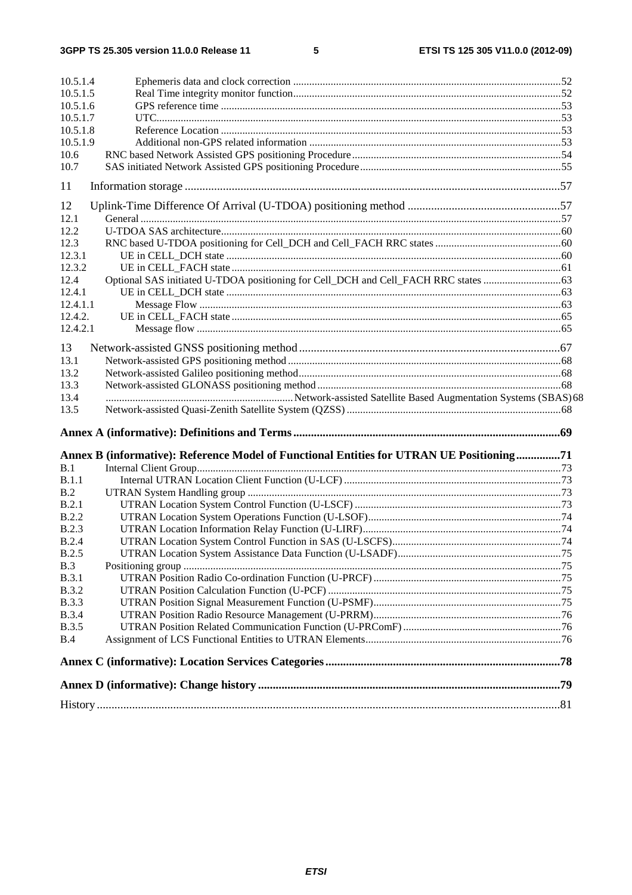10.5.1.4 Ephemeris data and clock correction ....................................................................................................52
10.5.1.5 Real Time integrity monitor function....................................................................................................52
10.5.1.6 GPS reference time ..............................................................................................................................53
10.5.1.7 UTC.......................................................................................................................................................53
10.5.1.8 Reference Location ..............................................................................................................................53
10.5.1.9 Additional non-GPS related information ..............................................................................................53
10.6 RNC based Network Assisted GPS positioning Procedure..............................................................................54
10.7 SAS initiated Network Assisted GPS positioning Procedure...........................................................................55

11 Information storage .................................................................................................................................57

12 Uplink-Time Difference Of Arrival (U-TDOA) positioning method .....................................................57
12.1 General ............................................................................................................................................................57
12.2 U-TDOA SAS architecture..............................................................................................................................60
12.3 RNC based U-TDOA positioning for Cell_DCH and Cell_FACH RRC states ...............................................60
12.3.1 UE in CELL_DCH state ............................................................................................................................60
12.3.2 UE in CELL_FACH state ..........................................................................................................................61
12.4 Optional SAS initiated U-TDOA positioning for Cell_DCH and Cell_FACH RRC states .............................63
12.4.1 UE in CELL_DCH state ............................................................................................................................63
12.4.1.1 Message Flow ......................................................................................................................................63
12.4.2. UE in CELL_FACH state ..........................................................................................................................65
12.4.2.1 Message flow .......................................................................................................................................65

13 Network-assisted GNSS positioning method .........................................................................................67
13.1 Network-assisted GPS positioning method .....................................................................................................68
13.2 Network-assisted Galileo positioning method.................................................................................................68
13.3 Network-assisted GLONASS positioning method ..........................................................................................68
13.4 ...................................................................... Network-assisted Satellite Based Augmentation Systems (SBAS) 68
13.5 Network-assisted Quasi-Zenith Satellite System (QZSS) ...............................................................................68

**Annex A (informative): Definitions and Terms ...........................................................................................69**

**Annex B (informative): Reference Model of Functional Entities for UTRAN UE Positioning ...............71**

B.1 Internal Client Group.......................................................................................................................................73
B.1.1 Internal UTRAN Location Client Function (U-LCF) .................................................................................73
B.2 UTRAN System Handling group ....................................................................................................................73
B.2.1 UTRAN Location System Control Function (U-LSCF) .............................................................................73
B.2.2 UTRAN Location System Operations Function (U-LSOF).......................................................................74
B.2.3 UTRAN Location Information Relay Function (U-LIRF).........................................................................74
B.2.4 UTRAN Location System Control Function in SAS (U-LSCFS)...............................................................74
B.2.5 UTRAN Location System Assistance Data Function (U-LSADF).............................................................75
B.3 Positioning group ............................................................................................................................................75
B.3.1 UTRAN Position Radio Co-ordination Function (U-PRCF) .....................................................................75
B.3.2 UTRAN Position Calculation Function (U-PCF) .......................................................................................75
B.3.3 UTRAN Position Signal Measurement Function (U-PSMF)......................................................................75
B.3.4 UTRAN Position Radio Resource Management (U-PRRM)......................................................................76
B.3.5 UTRAN Position Related Communication Function (U-PRComF) ...........................................................76
B.4 Assignment of LCS Functional Entities to UTRAN Elements.........................................................................76

**Annex C (informative): Location Services Categories ................................................................................78**

**Annex D (informative): Change history ......................................................................................................79**

History .............................................................................................................................................................81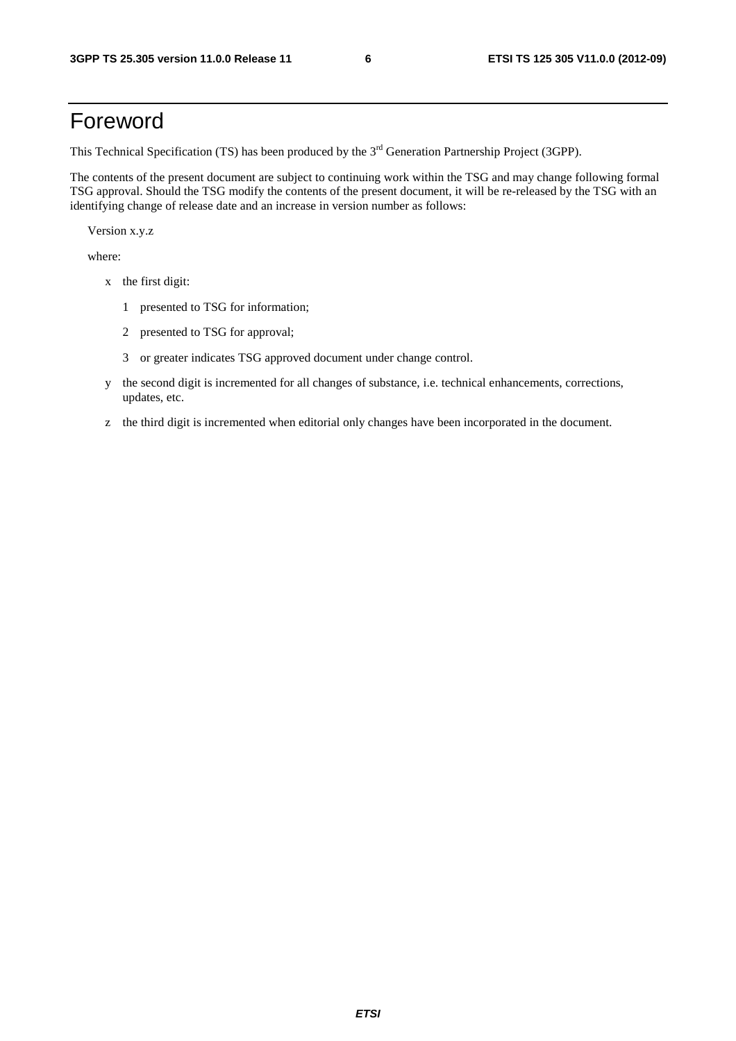# Foreword

This Technical Specification (TS) has been produced by the 3rd Generation Partnership Project (3GPP).

The contents of the present document are subject to continuing work within the TSG and may change following formal TSG approval. Should the TSG modify the contents of the present document, it will be re-released by the TSG with an identifying change of release date and an increase in version number as follows:

Version x.y.z

where:

- x the first digit:
  - 1 presented to TSG for information;
  - 2 presented to TSG for approval;
  - 3 or greater indicates TSG approved document under change control.
- y the second digit is incremented for all changes of substance, i.e. technical enhancements, corrections, updates, etc.
- z the third digit is incremented when editorial only changes have been incorporated in the document.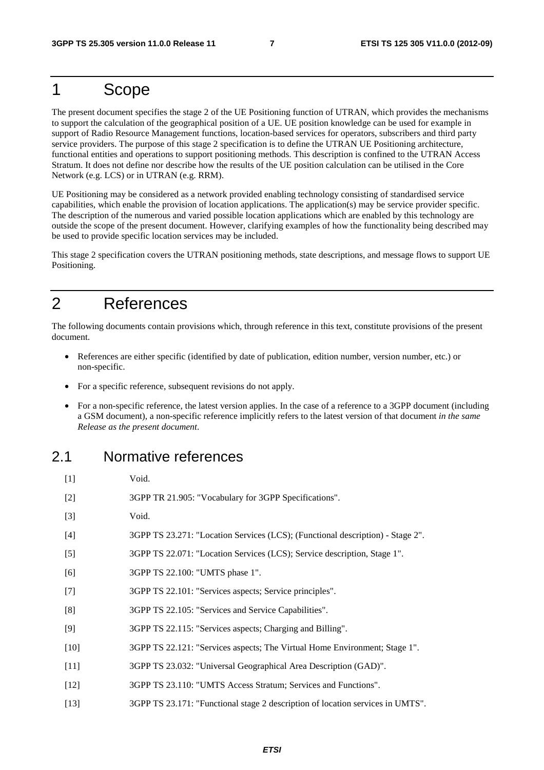# 1 Scope

The present document specifies the stage 2 of the UE Positioning function of UTRAN, which provides the mechanisms to support the calculation of the geographical position of a UE. UE position knowledge can be used for example in support of Radio Resource Management functions, location-based services for operators, subscribers and third party service providers. The purpose of this stage 2 specification is to define the UTRAN UE Positioning architecture, functional entities and operations to support positioning methods. This description is confined to the UTRAN Access Stratum. It does not define nor describe how the results of the UE position calculation can be utilised in the Core Network (e.g. LCS) or in UTRAN (e.g. RRM).

UE Positioning may be considered as a network provided enabling technology consisting of standardised service capabilities, which enable the provision of location applications. The application(s) may be service provider specific. The description of the numerous and varied possible location applications which are enabled by this technology are outside the scope of the present document. However, clarifying examples of how the functionality being described may be used to provide specific location services may be included.

This stage 2 specification covers the UTRAN positioning methods, state descriptions, and message flows to support UE Positioning.

# 2 References

The following documents contain provisions which, through reference in this text, constitute provisions of the present document.

- References are either specific (identified by date of publication, edition number, version number, etc.) or non-specific.
- For a specific reference, subsequent revisions do not apply.
- For a non-specific reference, the latest version applies. In the case of a reference to a 3GPP document (including a GSM document), a non-specific reference implicitly refers to the latest version of that document *in the same Release as the present document*.

## 2.1 Normative references

[1] Void.

[2] 3GPP TR 21.905: "Vocabulary for 3GPP Specifications".

[3] Void.

[4] 3GPP TS 23.271: "Location Services (LCS); (Functional description) - Stage 2".

[5] 3GPP TS 22.071: "Location Services (LCS); Service description, Stage 1".

[6] 3GPP TS 22.100: "UMTS phase 1".

[7] 3GPP TS 22.101: "Services aspects; Service principles".

[8] 3GPP TS 22.105: "Services and Service Capabilities".

[9] 3GPP TS 22.115: "Services aspects; Charging and Billing".

[10] 3GPP TS 22.121: "Services aspects; The Virtual Home Environment; Stage 1".

[11] 3GPP TS 23.032: "Universal Geographical Area Description (GAD)".

[12] 3GPP TS 23.110: "UMTS Access Stratum; Services and Functions".

[13] 3GPP TS 23.171: "Functional stage 2 description of location services in UMTS".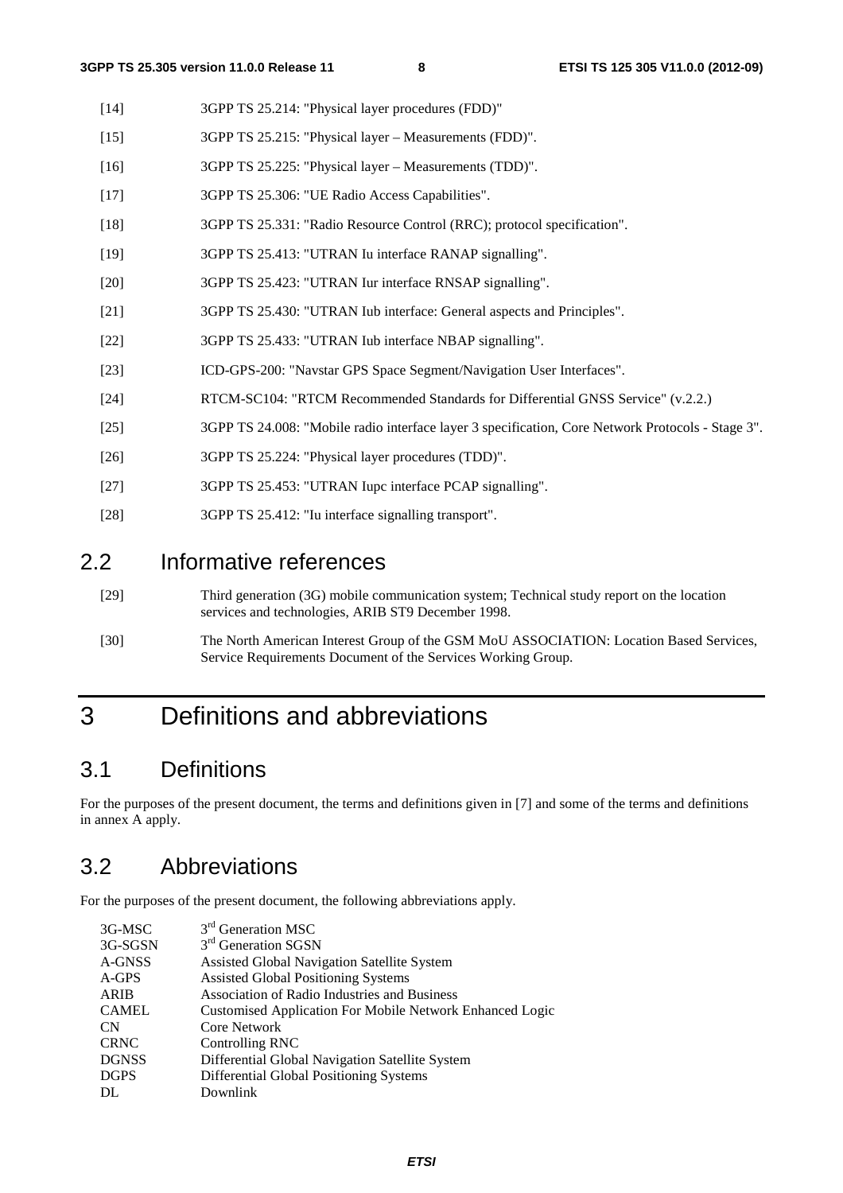[14] 3GPP TS 25.214: "Physical layer procedures (FDD)"

[15] 3GPP TS 25.215: "Physical layer – Measurements (FDD)".

[16] 3GPP TS 25.225: "Physical layer – Measurements (TDD)".

[17] 3GPP TS 25.306: "UE Radio Access Capabilities".

[18] 3GPP TS 25.331: "Radio Resource Control (RRC); protocol specification".

[19] 3GPP TS 25.413: "UTRAN Iu interface RANAP signalling".

[20] 3GPP TS 25.423: "UTRAN Iur interface RNSAP signalling".

[21] 3GPP TS 25.430: "UTRAN Iub interface: General aspects and Principles".

[22] 3GPP TS 25.433: "UTRAN Iub interface NBAP signalling".

[23] ICD-GPS-200: "Navstar GPS Space Segment/Navigation User Interfaces".

[24] RTCM-SC104: "RTCM Recommended Standards for Differential GNSS Service" (v.2.2.)

[25] 3GPP TS 24.008: "Mobile radio interface layer 3 specification, Core Network Protocols - Stage 3".

[26] 3GPP TS 25.224: "Physical layer procedures (TDD)".

[27] 3GPP TS 25.453: "UTRAN Iupc interface PCAP signalling".

[28] 3GPP TS 25.412: "Iu interface signalling transport".

## 2.2 Informative references

[29] Third generation (3G) mobile communication system; Technical study report on the location services and technologies, ARIB ST9 December 1998.

[30] The North American Interest Group of the GSM MoU ASSOCIATION: Location Based Services, Service Requirements Document of the Services Working Group.

# 3 Definitions and abbreviations

## 3.1 Definitions

For the purposes of the present document, the terms and definitions given in [7] and some of the terms and definitions in annex A apply.

## 3.2 Abbreviations

For the purposes of the present document, the following abbreviations apply.

| | |
|---|---|
| 3G-MSC | 3rd Generation MSC |
| 3G-SGSN | 3rd Generation SGSN |
| A-GNSS | Assisted Global Navigation Satellite System |
| A-GPS | Assisted Global Positioning Systems |
| ARIB | Association of Radio Industries and Business |
| CAMEL | Customised Application For Mobile Network Enhanced Logic |
| CN | Core Network |
| CRNC | Controlling RNC |
| DGNSS | Differential Global Navigation Satellite System |
| DGPS | Differential Global Positioning Systems |
| DL | Downlink |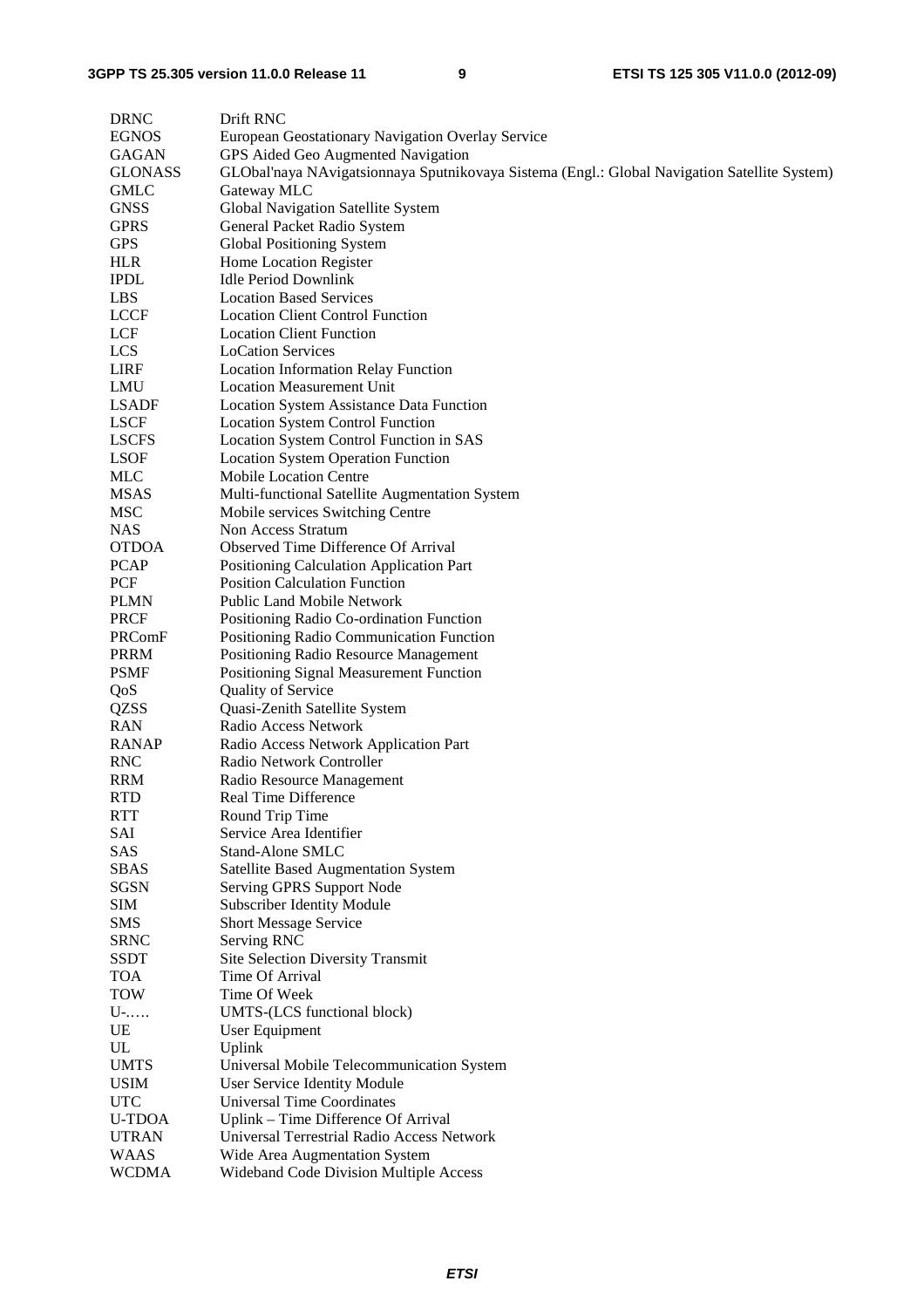| | |
|---|---|
| DRNC | Drift RNC |
| EGNOS | European Geostationary Navigation Overlay Service |
| GAGAN | GPS Aided Geo Augmented Navigation |
| GLONASS | GLObal'naya NAvigatsionnaya Sputnikovaya Sistema (Engl.: Global Navigation Satellite System) |
| GMLC | Gateway MLC |
| GNSS | Global Navigation Satellite System |
| GPRS | General Packet Radio System |
| GPS | Global Positioning System |
| HLR | Home Location Register |
| IPDL | Idle Period Downlink |
| LBS | Location Based Services |
| LCCF | Location Client Control Function |
| LCF | Location Client Function |
| LCS | LoCation Services |
| LIRF | Location Information Relay Function |
| LMU | Location Measurement Unit |
| LSADF | Location System Assistance Data Function |
| LSCF | Location System Control Function |
| LSCFS | Location System Control Function in SAS |
| LSOF | Location System Operation Function |
| MLC | Mobile Location Centre |
| MSAS | Multi-functional Satellite Augmentation System |
| MSC | Mobile services Switching Centre |
| NAS | Non Access Stratum |
| OTDOA | Observed Time Difference Of Arrival |
| PCAP | Positioning Calculation Application Part |
| PCF | Position Calculation Function |
| PLMN | Public Land Mobile Network |
| PRCF | Positioning Radio Co-ordination Function |
| PRComF | Positioning Radio Communication Function |
| PRRM | Positioning Radio Resource Management |
| PSMF | Positioning Signal Measurement Function |
| QoS | Quality of Service |
| QZSS | Quasi-Zenith Satellite System |
| RAN | Radio Access Network |
| RANAP | Radio Access Network Application Part |
| RNC | Radio Network Controller |
| RRM | Radio Resource Management |
| RTD | Real Time Difference |
| RTT | Round Trip Time |
| SAI | Service Area Identifier |
| SAS | Stand-Alone SMLC |
| SBAS | Satellite Based Augmentation System |
| SGSN | Serving GPRS Support Node |
| SIM | Subscriber Identity Module |
| SMS | Short Message Service |
| SRNC | Serving RNC |
| SSDT | Site Selection Diversity Transmit |
| TOA | Time Of Arrival |
| TOW | Time Of Week |
| U-..... | UMTS-(LCS functional block) |
| UE | User Equipment |
| UL | Uplink |
| UMTS | Universal Mobile Telecommunication System |
| USIM | User Service Identity Module |
| UTC | Universal Time Coordinates |
| U-TDOA | Uplink – Time Difference Of Arrival |
| UTRAN | Universal Terrestrial Radio Access Network |
| WAAS | Wide Area Augmentation System |
| WCDMA | Wideband Code Division Multiple Access |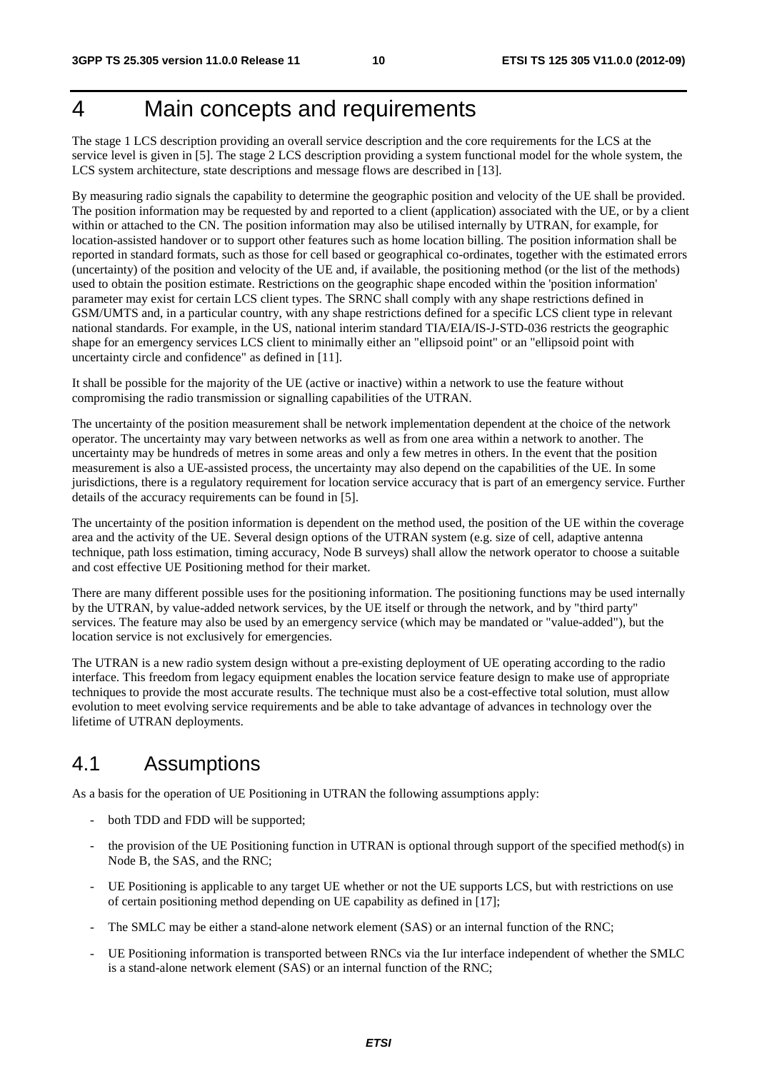# 4 Main concepts and requirements

The stage 1 LCS description providing an overall service description and the core requirements for the LCS at the service level is given in [5]. The stage 2 LCS description providing a system functional model for the whole system, the LCS system architecture, state descriptions and message flows are described in [13].

By measuring radio signals the capability to determine the geographic position and velocity of the UE shall be provided. The position information may be requested by and reported to a client (application) associated with the UE, or by a client within or attached to the CN. The position information may also be utilised internally by UTRAN, for example, for location-assisted handover or to support other features such as home location billing. The position information shall be reported in standard formats, such as those for cell based or geographical co-ordinates, together with the estimated errors (uncertainty) of the position and velocity of the UE and, if available, the positioning method (or the list of the methods) used to obtain the position estimate. Restrictions on the geographic shape encoded within the 'position information' parameter may exist for certain LCS client types. The SRNC shall comply with any shape restrictions defined in GSM/UMTS and, in a particular country, with any shape restrictions defined for a specific LCS client type in relevant national standards. For example, in the US, national interim standard TIA/EIA/IS-J-STD-036 restricts the geographic shape for an emergency services LCS client to minimally either an "ellipsoid point" or an "ellipsoid point with uncertainty circle and confidence" as defined in [11].

It shall be possible for the majority of the UE (active or inactive) within a network to use the feature without compromising the radio transmission or signalling capabilities of the UTRAN.

The uncertainty of the position measurement shall be network implementation dependent at the choice of the network operator. The uncertainty may vary between networks as well as from one area within a network to another. The uncertainty may be hundreds of metres in some areas and only a few metres in others. In the event that the position measurement is also a UE-assisted process, the uncertainty may also depend on the capabilities of the UE. In some jurisdictions, there is a regulatory requirement for location service accuracy that is part of an emergency service. Further details of the accuracy requirements can be found in [5].

The uncertainty of the position information is dependent on the method used, the position of the UE within the coverage area and the activity of the UE. Several design options of the UTRAN system (e.g. size of cell, adaptive antenna technique, path loss estimation, timing accuracy, Node B surveys) shall allow the network operator to choose a suitable and cost effective UE Positioning method for their market.

There are many different possible uses for the positioning information. The positioning functions may be used internally by the UTRAN, by value-added network services, by the UE itself or through the network, and by "third party" services. The feature may also be used by an emergency service (which may be mandated or "value-added"), but the location service is not exclusively for emergencies.

The UTRAN is a new radio system design without a pre-existing deployment of UE operating according to the radio interface. This freedom from legacy equipment enables the location service feature design to make use of appropriate techniques to provide the most accurate results. The technique must also be a cost-effective total solution, must allow evolution to meet evolving service requirements and be able to take advantage of advances in technology over the lifetime of UTRAN deployments.

## 4.1 Assumptions

As a basis for the operation of UE Positioning in UTRAN the following assumptions apply:

- both TDD and FDD will be supported;
- the provision of the UE Positioning function in UTRAN is optional through support of the specified method(s) in Node B, the SAS, and the RNC;
- UE Positioning is applicable to any target UE whether or not the UE supports LCS, but with restrictions on use of certain positioning method depending on UE capability as defined in [17];
- The SMLC may be either a stand-alone network element (SAS) or an internal function of the RNC;
- UE Positioning information is transported between RNCs via the Iur interface independent of whether the SMLC is a stand-alone network element (SAS) or an internal function of the RNC;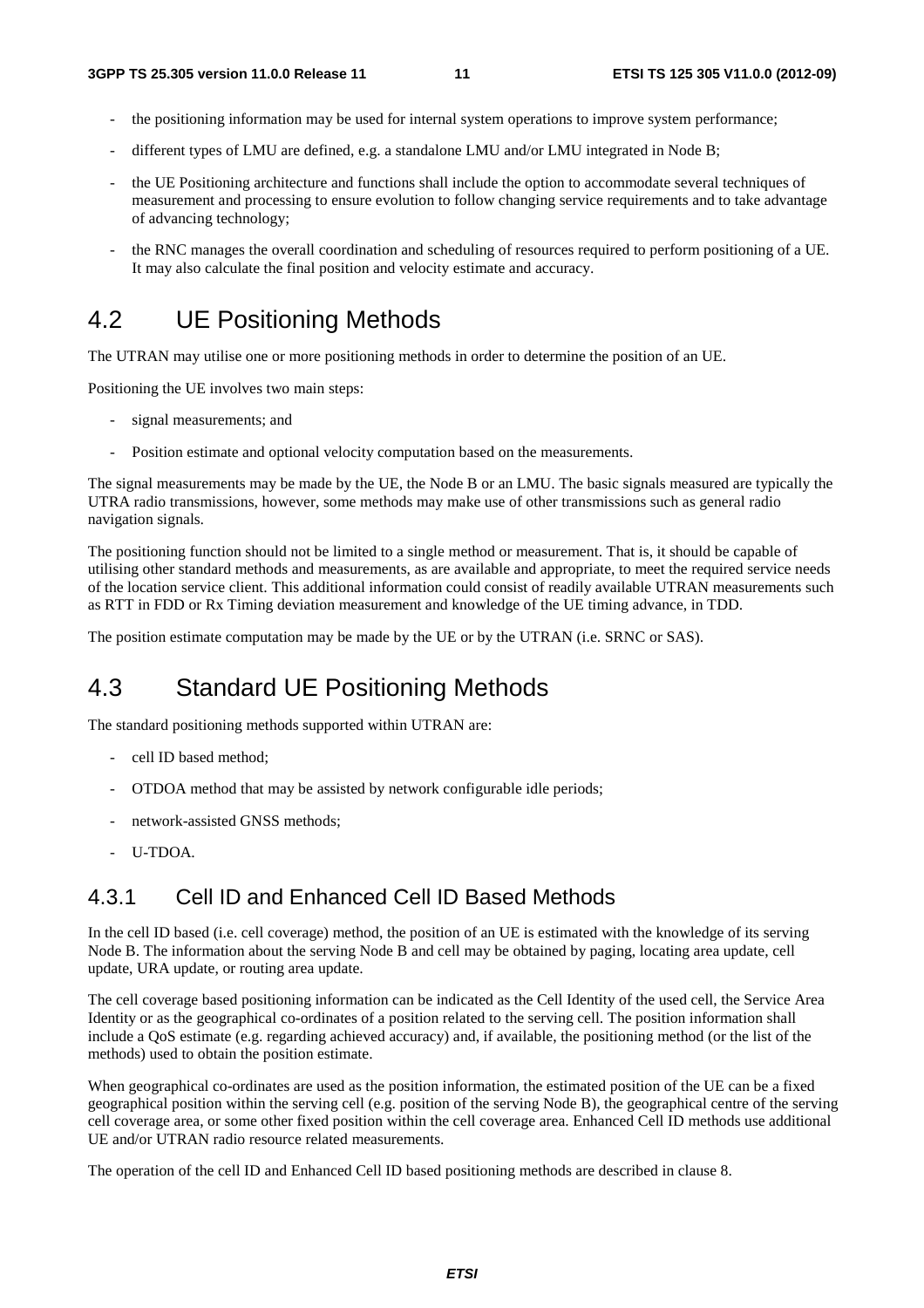- the positioning information may be used for internal system operations to improve system performance;
- different types of LMU are defined, e.g. a standalone LMU and/or LMU integrated in Node B;
- the UE Positioning architecture and functions shall include the option to accommodate several techniques of measurement and processing to ensure evolution to follow changing service requirements and to take advantage of advancing technology;
- the RNC manages the overall coordination and scheduling of resources required to perform positioning of a UE. It may also calculate the final position and velocity estimate and accuracy.

## 4.2 UE Positioning Methods

The UTRAN may utilise one or more positioning methods in order to determine the position of an UE.

Positioning the UE involves two main steps:

- signal measurements; and
- Position estimate and optional velocity computation based on the measurements.

The signal measurements may be made by the UE, the Node B or an LMU. The basic signals measured are typically the UTRA radio transmissions, however, some methods may make use of other transmissions such as general radio navigation signals.

The positioning function should not be limited to a single method or measurement. That is, it should be capable of utilising other standard methods and measurements, as are available and appropriate, to meet the required service needs of the location service client. This additional information could consist of readily available UTRAN measurements such as RTT in FDD or Rx Timing deviation measurement and knowledge of the UE timing advance, in TDD.

The position estimate computation may be made by the UE or by the UTRAN (i.e. SRNC or SAS).

## 4.3 Standard UE Positioning Methods

The standard positioning methods supported within UTRAN are:

- cell ID based method;
- OTDOA method that may be assisted by network configurable idle periods;
- network-assisted GNSS methods;
- U-TDOA.

### 4.3.1 Cell ID and Enhanced Cell ID Based Methods

In the cell ID based (i.e. cell coverage) method, the position of an UE is estimated with the knowledge of its serving Node B. The information about the serving Node B and cell may be obtained by paging, locating area update, cell update, URA update, or routing area update.

The cell coverage based positioning information can be indicated as the Cell Identity of the used cell, the Service Area Identity or as the geographical co-ordinates of a position related to the serving cell. The position information shall include a QoS estimate (e.g. regarding achieved accuracy) and, if available, the positioning method (or the list of the methods) used to obtain the position estimate.

When geographical co-ordinates are used as the position information, the estimated position of the UE can be a fixed geographical position within the serving cell (e.g. position of the serving Node B), the geographical centre of the serving cell coverage area, or some other fixed position within the cell coverage area. Enhanced Cell ID methods use additional UE and/or UTRAN radio resource related measurements.

The operation of the cell ID and Enhanced Cell ID based positioning methods are described in clause 8.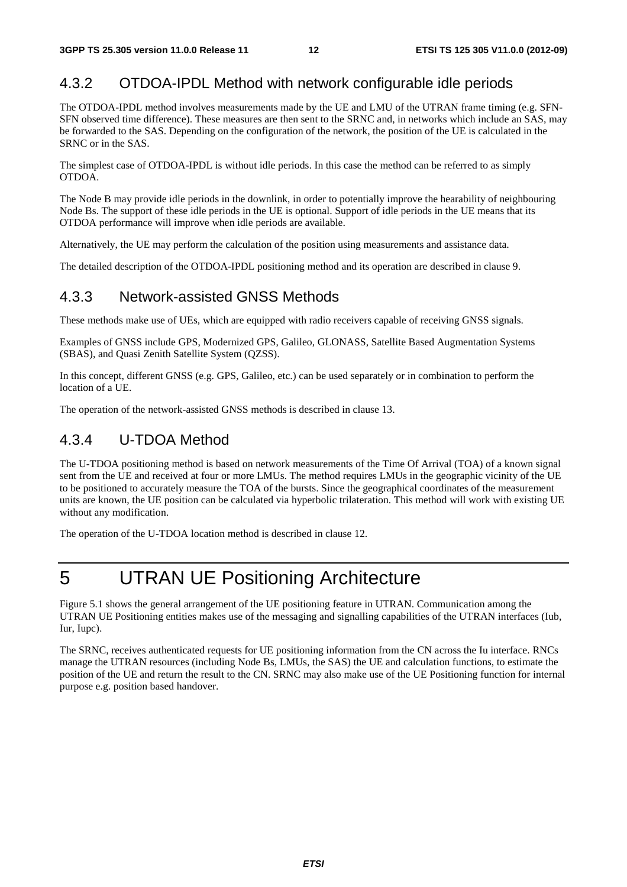### 4.3.2 OTDOA-IPDL Method with network configurable idle periods

The OTDOA-IPDL method involves measurements made by the UE and LMU of the UTRAN frame timing (e.g. SFN-SFN observed time difference). These measures are then sent to the SRNC and, in networks which include an SAS, may be forwarded to the SAS. Depending on the configuration of the network, the position of the UE is calculated in the SRNC or in the SAS.

The simplest case of OTDOA-IPDL is without idle periods. In this case the method can be referred to as simply OTDOA.

The Node B may provide idle periods in the downlink, in order to potentially improve the hearability of neighbouring Node Bs. The support of these idle periods in the UE is optional. Support of idle periods in the UE means that its OTDOA performance will improve when idle periods are available.

Alternatively, the UE may perform the calculation of the position using measurements and assistance data.

The detailed description of the OTDOA-IPDL positioning method and its operation are described in clause 9.

### 4.3.3 Network-assisted GNSS Methods

These methods make use of UEs, which are equipped with radio receivers capable of receiving GNSS signals.

Examples of GNSS include GPS, Modernized GPS, Galileo, GLONASS, Satellite Based Augmentation Systems (SBAS), and Quasi Zenith Satellite System (QZSS).

In this concept, different GNSS (e.g. GPS, Galileo, etc.) can be used separately or in combination to perform the location of a UE.

The operation of the network-assisted GNSS methods is described in clause 13.

### 4.3.4 U-TDOA Method

The U-TDOA positioning method is based on network measurements of the Time Of Arrival (TOA) of a known signal sent from the UE and received at four or more LMUs. The method requires LMUs in the geographic vicinity of the UE to be positioned to accurately measure the TOA of the bursts. Since the geographical coordinates of the measurement units are known, the UE position can be calculated via hyperbolic trilateration. This method will work with existing UE without any modification.

The operation of the U-TDOA location method is described in clause 12.

# 5 UTRAN UE Positioning Architecture

Figure 5.1 shows the general arrangement of the UE positioning feature in UTRAN. Communication among the UTRAN UE Positioning entities makes use of the messaging and signalling capabilities of the UTRAN interfaces (Iub, Iur, Iupc).

The SRNC, receives authenticated requests for UE positioning information from the CN across the Iu interface. RNCs manage the UTRAN resources (including Node Bs, LMUs, the SAS) the UE and calculation functions, to estimate the position of the UE and return the result to the CN. SRNC may also make use of the UE Positioning function for internal purpose e.g. position based handover.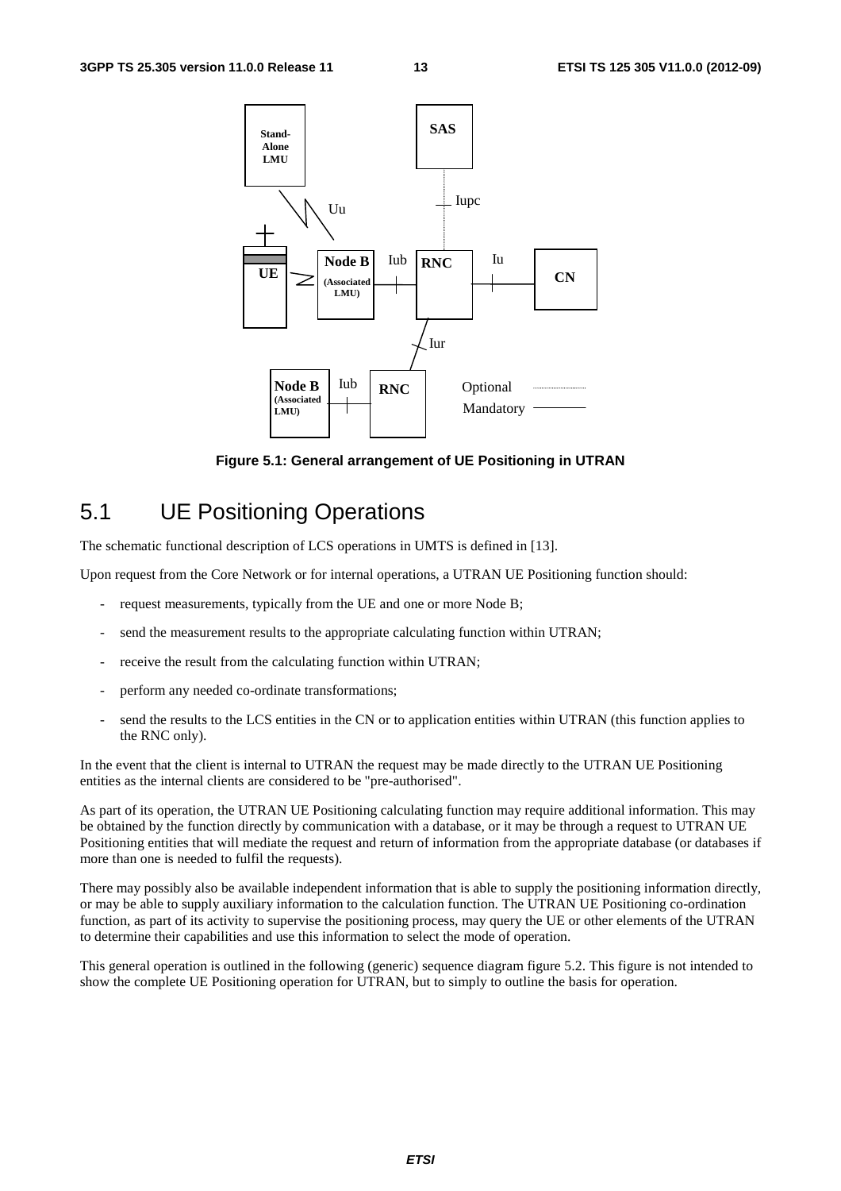**Figure 5.1: General arrangement of UE Positioning in UTRAN**

## 5.1 UE Positioning Operations

The schematic functional description of LCS operations in UMTS is defined in [13].

Upon request from the Core Network or for internal operations, a UTRAN UE Positioning function should:

- request measurements, typically from the UE and one or more Node B;
- send the measurement results to the appropriate calculating function within UTRAN;
- receive the result from the calculating function within UTRAN;
- perform any needed co-ordinate transformations;
- send the results to the LCS entities in the CN or to application entities within UTRAN (this function applies to the RNC only).

In the event that the client is internal to UTRAN the request may be made directly to the UTRAN UE Positioning entities as the internal clients are considered to be "pre-authorised".

As part of its operation, the UTRAN UE Positioning calculating function may require additional information. This may be obtained by the function directly by communication with a database, or it may be through a request to UTRAN UE Positioning entities that will mediate the request and return of information from the appropriate database (or databases if more than one is needed to fulfil the requests).

There may possibly also be available independent information that is able to supply the positioning information directly, or may be able to supply auxiliary information to the calculation function. The UTRAN UE Positioning co-ordination function, as part of its activity to supervise the positioning process, may query the UE or other elements of the UTRAN to determine their capabilities and use this information to select the mode of operation.

This general operation is outlined in the following (generic) sequence diagram figure 5.2. This figure is not intended to show the complete UE Positioning operation for UTRAN, but to simply to outline the basis for operation.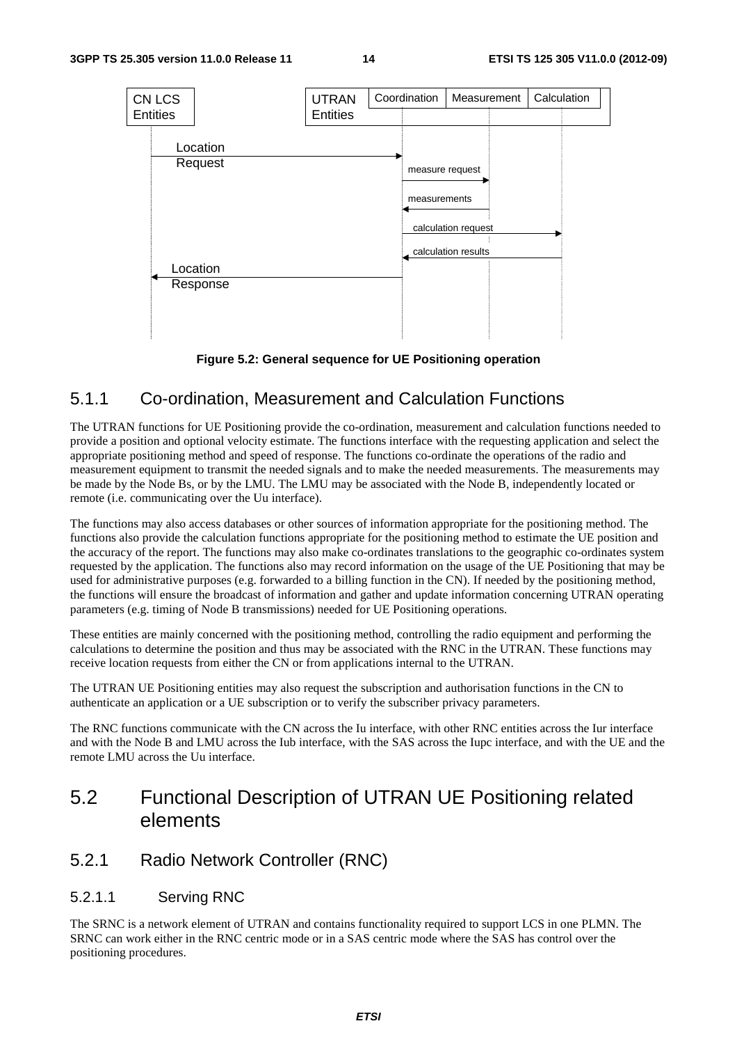Figure 5.2: General sequence for UE Positioning operation

## 5.1.1 Co-ordination, Measurement and Calculation Functions

The UTRAN functions for UE Positioning provide the co-ordination, measurement and calculation functions needed to provide a position and optional velocity estimate. The functions interface with the requesting application and select the appropriate positioning method and speed of response. The functions co-ordinate the operations of the radio and measurement equipment to transmit the needed signals and to make the needed measurements. The measurements may be made by the Node Bs, or by the LMU. The LMU may be associated with the Node B, independently located or remote (i.e. communicating over the Uu interface).

The functions may also access databases or other sources of information appropriate for the positioning method. The functions also provide the calculation functions appropriate for the positioning method to estimate the UE position and the accuracy of the report. The functions may also make co-ordinates translations to the geographic co-ordinates system requested by the application. The functions also may record information on the usage of the UE Positioning that may be used for administrative purposes (e.g. forwarded to a billing function in the CN). If needed by the positioning method, the functions will ensure the broadcast of information and gather and update information concerning UTRAN operating parameters (e.g. timing of Node B transmissions) needed for UE Positioning operations.

These entities are mainly concerned with the positioning method, controlling the radio equipment and performing the calculations to determine the position and thus may be associated with the RNC in the UTRAN. These functions may receive location requests from either the CN or from applications internal to the UTRAN.

The UTRAN UE Positioning entities may also request the subscription and authorisation functions in the CN to authenticate an application or a UE subscription or to verify the subscriber privacy parameters.

The RNC functions communicate with the CN across the Iu interface, with other RNC entities across the Iur interface and with the Node B and LMU across the Iub interface, with the SAS across the Iupc interface, and with the UE and the remote LMU across the Uu interface.

# 5.2 Functional Description of UTRAN UE Positioning related elements

## 5.2.1 Radio Network Controller (RNC)

### 5.2.1.1 Serving RNC

The SRNC is a network element of UTRAN and contains functionality required to support LCS in one PLMN. The SRNC can work either in the RNC centric mode or in a SAS centric mode where the SAS has control over the positioning procedures.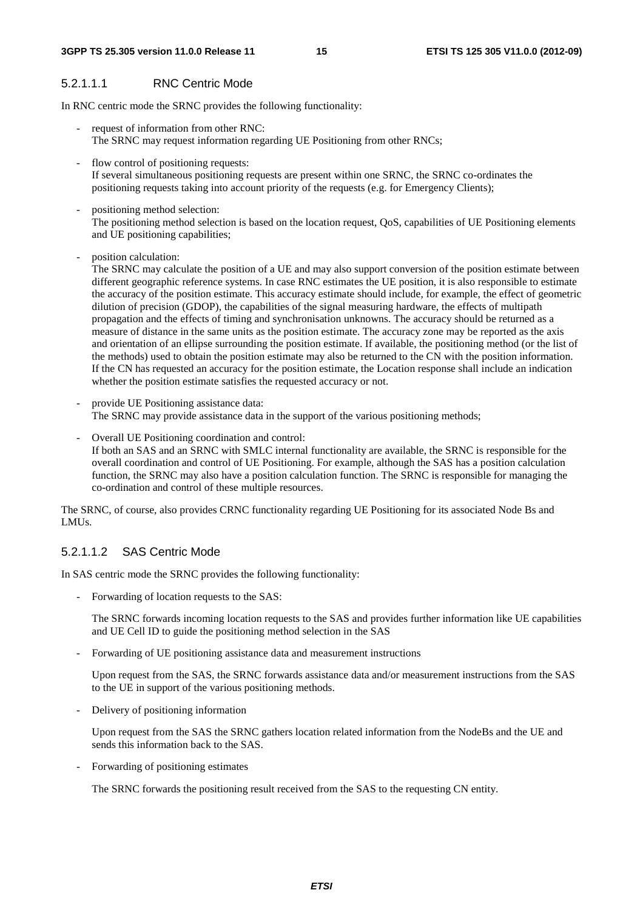##### 5.2.1.1.1 RNC Centric Mode

In RNC centric mode the SRNC provides the following functionality:

- request of information from other RNC:
  The SRNC may request information regarding UE Positioning from other RNCs;

- flow control of positioning requests:
  If several simultaneous positioning requests are present within one SRNC, the SRNC co-ordinates the positioning requests taking into account priority of the requests (e.g. for Emergency Clients);

- positioning method selection:
  The positioning method selection is based on the location request, QoS, capabilities of UE Positioning elements and UE positioning capabilities;

- position calculation:
  The SRNC may calculate the position of a UE and may also support conversion of the position estimate between different geographic reference systems. In case RNC estimates the UE position, it is also responsible to estimate the accuracy of the position estimate. This accuracy estimate should include, for example, the effect of geometric dilution of precision (GDOP), the capabilities of the signal measuring hardware, the effects of multipath propagation and the effects of timing and synchronisation unknowns. The accuracy should be returned as a measure of distance in the same units as the position estimate. The accuracy zone may be reported as the axis and orientation of an ellipse surrounding the position estimate. If available, the positioning method (or the list of the methods) used to obtain the position estimate may also be returned to the CN with the position information. If the CN has requested an accuracy for the position estimate, the Location response shall include an indication whether the position estimate satisfies the requested accuracy or not.

- provide UE Positioning assistance data:
  The SRNC may provide assistance data in the support of the various positioning methods;

- Overall UE Positioning coordination and control:
  If both an SAS and an SRNC with SMLC internal functionality are available, the SRNC is responsible for the overall coordination and control of UE Positioning. For example, although the SAS has a position calculation function, the SRNC may also have a position calculation function. The SRNC is responsible for managing the co-ordination and control of these multiple resources.

The SRNC, of course, also provides CRNC functionality regarding UE Positioning for its associated Node Bs and LMUs.

##### 5.2.1.1.2 SAS Centric Mode

In SAS centric mode the SRNC provides the following functionality:

- Forwarding of location requests to the SAS:

  The SRNC forwards incoming location requests to the SAS and provides further information like UE capabilities and UE Cell ID to guide the positioning method selection in the SAS

- Forwarding of UE positioning assistance data and measurement instructions

  Upon request from the SAS, the SRNC forwards assistance data and/or measurement instructions from the SAS to the UE in support of the various positioning methods.

- Delivery of positioning information

  Upon request from the SAS the SRNC gathers location related information from the NodeBs and the UE and sends this information back to the SAS.

- Forwarding of positioning estimates

  The SRNC forwards the positioning result received from the SAS to the requesting CN entity.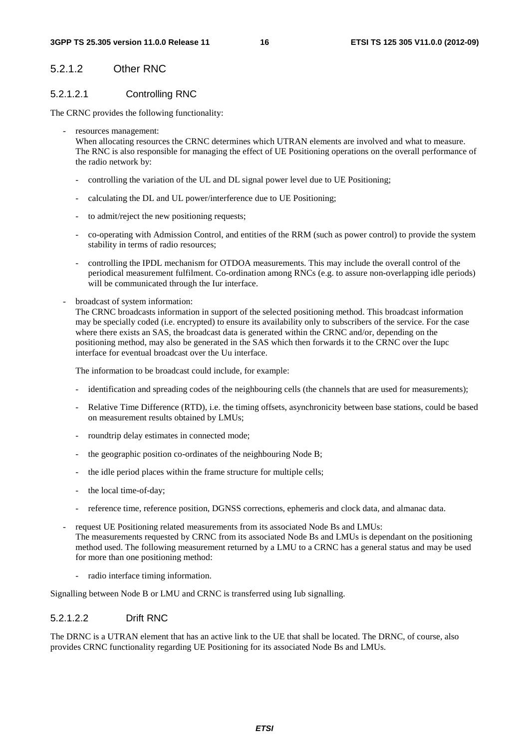#### 5.2.1.2 Other RNC

##### 5.2.1.2.1 Controlling RNC

The CRNC provides the following functionality:

- resources management:
  When allocating resources the CRNC determines which UTRAN elements are involved and what to measure. The RNC is also responsible for managing the effect of UE Positioning operations on the overall performance of the radio network by:

  - controlling the variation of the UL and DL signal power level due to UE Positioning;
  - calculating the DL and UL power/interference due to UE Positioning;
  - to admit/reject the new positioning requests;
  - co-operating with Admission Control, and entities of the RRM (such as power control) to provide the system stability in terms of radio resources;
  - controlling the IPDL mechanism for OTDOA measurements. This may include the overall control of the periodical measurement fulfilment. Co-ordination among RNCs (e.g. to assure non-overlapping idle periods) will be communicated through the Iur interface.

- broadcast of system information:
  The CRNC broadcasts information in support of the selected positioning method. This broadcast information may be specially coded (i.e. encrypted) to ensure its availability only to subscribers of the service. For the case where there exists an SAS, the broadcast data is generated within the CRNC and/or, depending on the positioning method, may also be generated in the SAS which then forwards it to the CRNC over the Iupc interface for eventual broadcast over the Uu interface.

  The information to be broadcast could include, for example:

  - identification and spreading codes of the neighbouring cells (the channels that are used for measurements);
  - Relative Time Difference (RTD), i.e. the timing offsets, asynchronicity between base stations, could be based on measurement results obtained by LMUs;
  - roundtrip delay estimates in connected mode;
  - the geographic position co-ordinates of the neighbouring Node B;
  - the idle period places within the frame structure for multiple cells;
  - the local time-of-day;
  - reference time, reference position, DGNSS corrections, ephemeris and clock data, and almanac data.

- request UE Positioning related measurements from its associated Node Bs and LMUs:
  The measurements requested by CRNC from its associated Node Bs and LMUs is dependant on the positioning method used. The following measurement returned by a LMU to a CRNC has a general status and may be used for more than one positioning method:

  - radio interface timing information.

Signalling between Node B or LMU and CRNC is transferred using Iub signalling.

##### 5.2.1.2.2 Drift RNC

The DRNC is a UTRAN element that has an active link to the UE that shall be located. The DRNC, of course, also provides CRNC functionality regarding UE Positioning for its associated Node Bs and LMUs.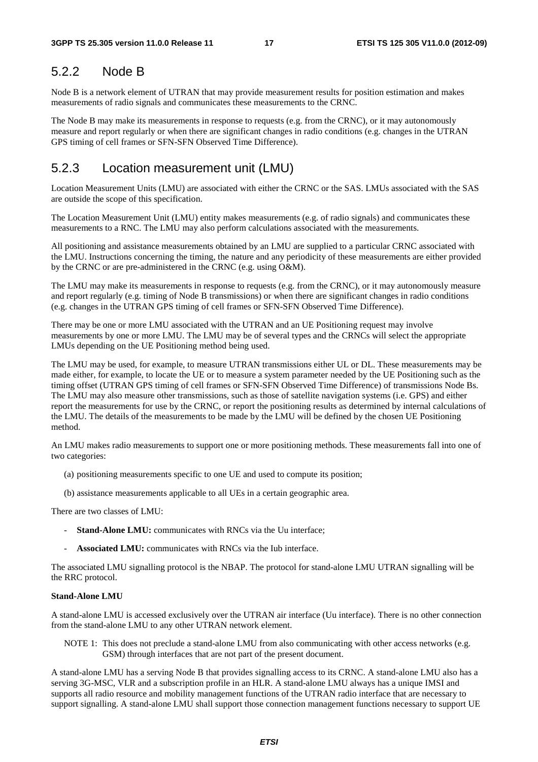## 5.2.2 Node B

Node B is a network element of UTRAN that may provide measurement results for position estimation and makes measurements of radio signals and communicates these measurements to the CRNC.

The Node B may make its measurements in response to requests (e.g. from the CRNC), or it may autonomously measure and report regularly or when there are significant changes in radio conditions (e.g. changes in the UTRAN GPS timing of cell frames or SFN-SFN Observed Time Difference).

## 5.2.3 Location measurement unit (LMU)

Location Measurement Units (LMU) are associated with either the CRNC or the SAS. LMUs associated with the SAS are outside the scope of this specification.

The Location Measurement Unit (LMU) entity makes measurements (e.g. of radio signals) and communicates these measurements to a RNC. The LMU may also perform calculations associated with the measurements.

All positioning and assistance measurements obtained by an LMU are supplied to a particular CRNC associated with the LMU. Instructions concerning the timing, the nature and any periodicity of these measurements are either provided by the CRNC or are pre-administered in the CRNC (e.g. using O&M).

The LMU may make its measurements in response to requests (e.g. from the CRNC), or it may autonomously measure and report regularly (e.g. timing of Node B transmissions) or when there are significant changes in radio conditions (e.g. changes in the UTRAN GPS timing of cell frames or SFN-SFN Observed Time Difference).

There may be one or more LMU associated with the UTRAN and an UE Positioning request may involve measurements by one or more LMU. The LMU may be of several types and the CRNCs will select the appropriate LMUs depending on the UE Positioning method being used.

The LMU may be used, for example, to measure UTRAN transmissions either UL or DL. These measurements may be made either, for example, to locate the UE or to measure a system parameter needed by the UE Positioning such as the timing offset (UTRAN GPS timing of cell frames or SFN-SFN Observed Time Difference) of transmissions Node Bs. The LMU may also measure other transmissions, such as those of satellite navigation systems (i.e. GPS) and either report the measurements for use by the CRNC, or report the positioning results as determined by internal calculations of the LMU. The details of the measurements to be made by the LMU will be defined by the chosen UE Positioning method.

An LMU makes radio measurements to support one or more positioning methods. These measurements fall into one of two categories:

(a) positioning measurements specific to one UE and used to compute its position;

(b) assistance measurements applicable to all UEs in a certain geographic area.

There are two classes of LMU:

- **Stand-Alone LMU:** communicates with RNCs via the Uu interface;
- **Associated LMU:** communicates with RNCs via the Iub interface.

The associated LMU signalling protocol is the NBAP. The protocol for stand-alone LMU UTRAN signalling will be the RRC protocol.

**Stand-Alone LMU**

A stand-alone LMU is accessed exclusively over the UTRAN air interface (Uu interface). There is no other connection from the stand-alone LMU to any other UTRAN network element.

NOTE 1: This does not preclude a stand-alone LMU from also communicating with other access networks (e.g. GSM) through interfaces that are not part of the present document.

A stand-alone LMU has a serving Node B that provides signalling access to its CRNC. A stand-alone LMU also has a serving 3G-MSC, VLR and a subscription profile in an HLR. A stand-alone LMU always has a unique IMSI and supports all radio resource and mobility management functions of the UTRAN radio interface that are necessary to support signalling. A stand-alone LMU shall support those connection management functions necessary to support UE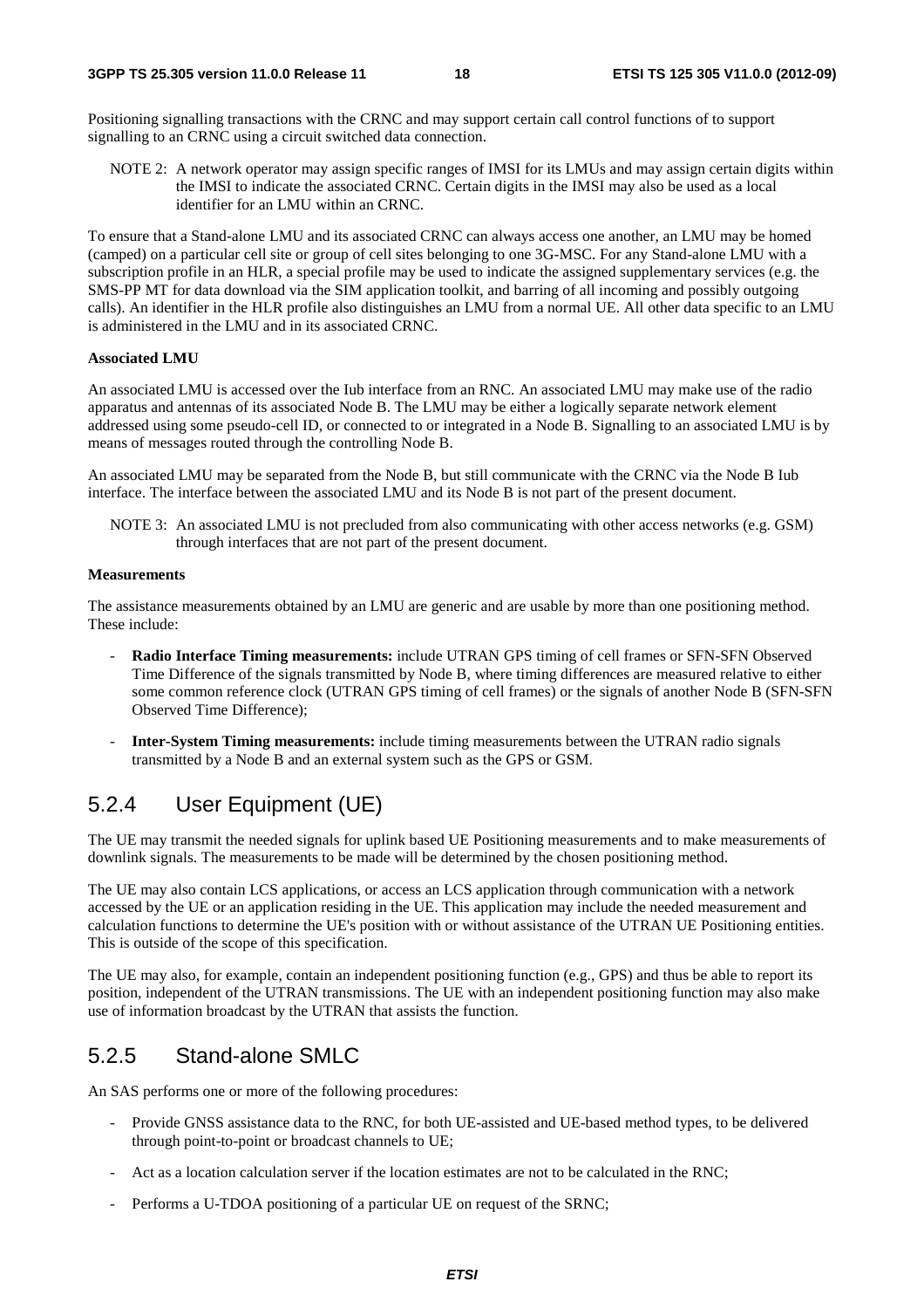Positioning signalling transactions with the CRNC and may support certain call control functions of to support signalling to an CRNC using a circuit switched data connection.

NOTE 2: A network operator may assign specific ranges of IMSI for its LMUs and may assign certain digits within the IMSI to indicate the associated CRNC. Certain digits in the IMSI may also be used as a local identifier for an LMU within an CRNC.

To ensure that a Stand-alone LMU and its associated CRNC can always access one another, an LMU may be homed (camped) on a particular cell site or group of cell sites belonging to one 3G-MSC. For any Stand-alone LMU with a subscription profile in an HLR, a special profile may be used to indicate the assigned supplementary services (e.g. the SMS-PP MT for data download via the SIM application toolkit, and barring of all incoming and possibly outgoing calls). An identifier in the HLR profile also distinguishes an LMU from a normal UE. All other data specific to an LMU is administered in the LMU and in its associated CRNC.

**Associated LMU**

An associated LMU is accessed over the Iub interface from an RNC. An associated LMU may make use of the radio apparatus and antennas of its associated Node B. The LMU may be either a logically separate network element addressed using some pseudo-cell ID, or connected to or integrated in a Node B. Signalling to an associated LMU is by means of messages routed through the controlling Node B.

An associated LMU may be separated from the Node B, but still communicate with the CRNC via the Node B Iub interface. The interface between the associated LMU and its Node B is not part of the present document.

NOTE 3: An associated LMU is not precluded from also communicating with other access networks (e.g. GSM) through interfaces that are not part of the present document.

**Measurements**

The assistance measurements obtained by an LMU are generic and are usable by more than one positioning method. These include:

- **Radio Interface Timing measurements:** include UTRAN GPS timing of cell frames or SFN-SFN Observed Time Difference of the signals transmitted by Node B, where timing differences are measured relative to either some common reference clock (UTRAN GPS timing of cell frames) or the signals of another Node B (SFN-SFN Observed Time Difference);
- **Inter-System Timing measurements:** include timing measurements between the UTRAN radio signals transmitted by a Node B and an external system such as the GPS or GSM.

## 5.2.4 User Equipment (UE)

The UE may transmit the needed signals for uplink based UE Positioning measurements and to make measurements of downlink signals. The measurements to be made will be determined by the chosen positioning method.

The UE may also contain LCS applications, or access an LCS application through communication with a network accessed by the UE or an application residing in the UE. This application may include the needed measurement and calculation functions to determine the UE's position with or without assistance of the UTRAN UE Positioning entities. This is outside of the scope of this specification.

The UE may also, for example, contain an independent positioning function (e.g., GPS) and thus be able to report its position, independent of the UTRAN transmissions. The UE with an independent positioning function may also make use of information broadcast by the UTRAN that assists the function.

## 5.2.5 Stand-alone SMLC

An SAS performs one or more of the following procedures:

- Provide GNSS assistance data to the RNC, for both UE-assisted and UE-based method types, to be delivered through point-to-point or broadcast channels to UE;
- Act as a location calculation server if the location estimates are not to be calculated in the RNC;
- Performs a U-TDOA positioning of a particular UE on request of the SRNC;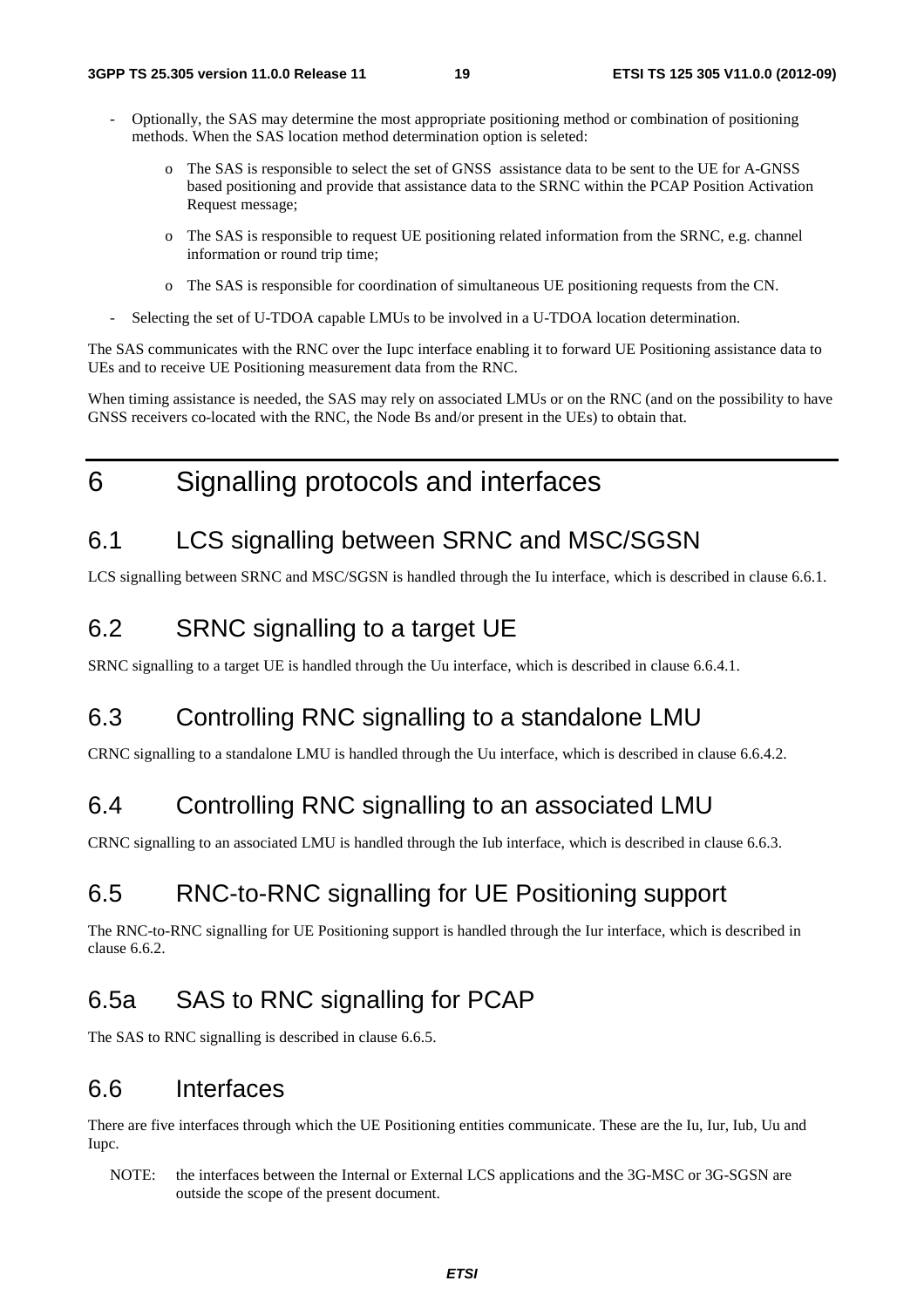- Optionally, the SAS may determine the most appropriate positioning method or combination of positioning methods. When the SAS location method determination option is seleted:

  - o The SAS is responsible to select the set of GNSS assistance data to be sent to the UE for A-GNSS based positioning and provide that assistance data to the SRNC within the PCAP Position Activation Request message;
  - o The SAS is responsible to request UE positioning related information from the SRNC, e.g. channel information or round trip time;
  - o The SAS is responsible for coordination of simultaneous UE positioning requests from the CN.

- Selecting the set of U-TDOA capable LMUs to be involved in a U-TDOA location determination.

The SAS communicates with the RNC over the Iupc interface enabling it to forward UE Positioning assistance data to UEs and to receive UE Positioning measurement data from the RNC.

When timing assistance is needed, the SAS may rely on associated LMUs or on the RNC (and on the possibility to have GNSS receivers co-located with the RNC, the Node Bs and/or present in the UEs) to obtain that.

# 6 Signalling protocols and interfaces

## 6.1 LCS signalling between SRNC and MSC/SGSN

LCS signalling between SRNC and MSC/SGSN is handled through the Iu interface, which is described in clause 6.6.1.

## 6.2 SRNC signalling to a target UE

SRNC signalling to a target UE is handled through the Uu interface, which is described in clause 6.6.4.1.

## 6.3 Controlling RNC signalling to a standalone LMU

CRNC signalling to a standalone LMU is handled through the Uu interface, which is described in clause 6.6.4.2.

## 6.4 Controlling RNC signalling to an associated LMU

CRNC signalling to an associated LMU is handled through the Iub interface, which is described in clause 6.6.3.

## 6.5 RNC-to-RNC signalling for UE Positioning support

The RNC-to-RNC signalling for UE Positioning support is handled through the Iur interface, which is described in clause 6.6.2.

## 6.5a SAS to RNC signalling for PCAP

The SAS to RNC signalling is described in clause 6.6.5.

## 6.6 Interfaces

There are five interfaces through which the UE Positioning entities communicate. These are the Iu, Iur, Iub, Uu and Iupc.

NOTE: the interfaces between the Internal or External LCS applications and the 3G-MSC or 3G-SGSN are outside the scope of the present document.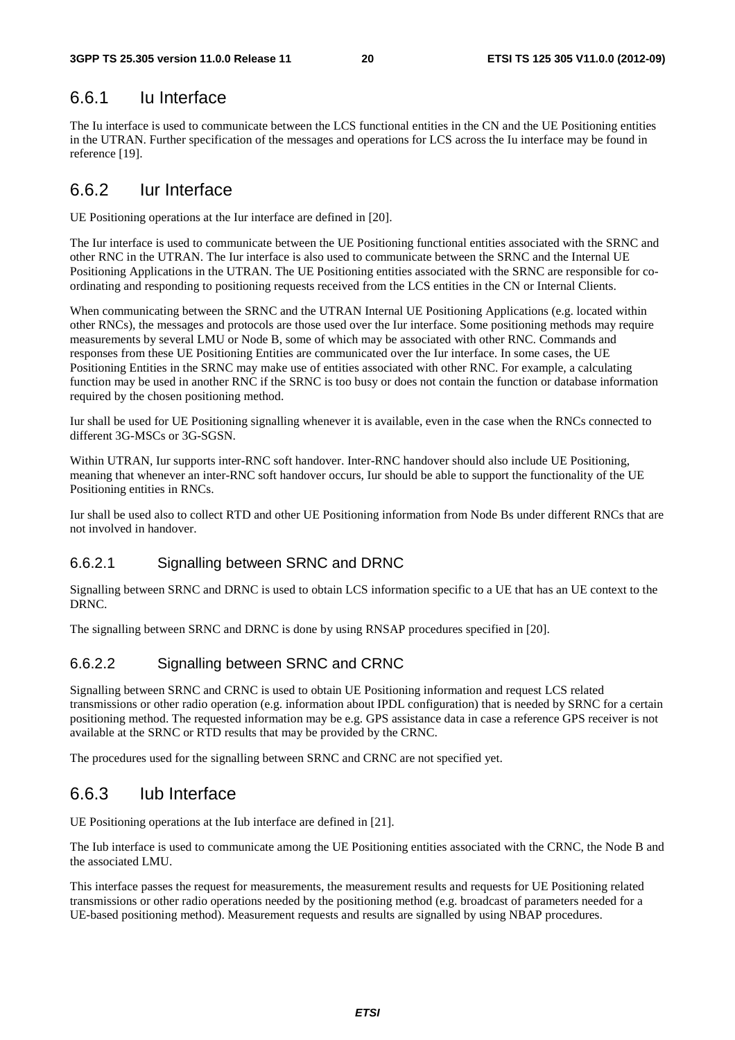### 6.6.1 Iu Interface

The Iu interface is used to communicate between the LCS functional entities in the CN and the UE Positioning entities in the UTRAN. Further specification of the messages and operations for LCS across the Iu interface may be found in reference [19].

### 6.6.2 Iur Interface

UE Positioning operations at the Iur interface are defined in [20].

The Iur interface is used to communicate between the UE Positioning functional entities associated with the SRNC and other RNC in the UTRAN. The Iur interface is also used to communicate between the SRNC and the Internal UE Positioning Applications in the UTRAN. The UE Positioning entities associated with the SRNC are responsible for co-ordinating and responding to positioning requests received from the LCS entities in the CN or Internal Clients.

When communicating between the SRNC and the UTRAN Internal UE Positioning Applications (e.g. located within other RNCs), the messages and protocols are those used over the Iur interface. Some positioning methods may require measurements by several LMU or Node B, some of which may be associated with other RNC. Commands and responses from these UE Positioning Entities are communicated over the Iur interface. In some cases, the UE Positioning Entities in the SRNC may make use of entities associated with other RNC. For example, a calculating function may be used in another RNC if the SRNC is too busy or does not contain the function or database information required by the chosen positioning method.

Iur shall be used for UE Positioning signalling whenever it is available, even in the case when the RNCs connected to different 3G-MSCs or 3G-SGSN.

Within UTRAN, Iur supports inter-RNC soft handover. Inter-RNC handover should also include UE Positioning, meaning that whenever an inter-RNC soft handover occurs, Iur should be able to support the functionality of the UE Positioning entities in RNCs.

Iur shall be used also to collect RTD and other UE Positioning information from Node Bs under different RNCs that are not involved in handover.

#### 6.6.2.1 Signalling between SRNC and DRNC

Signalling between SRNC and DRNC is used to obtain LCS information specific to a UE that has an UE context to the DRNC.

The signalling between SRNC and DRNC is done by using RNSAP procedures specified in [20].

#### 6.6.2.2 Signalling between SRNC and CRNC

Signalling between SRNC and CRNC is used to obtain UE Positioning information and request LCS related transmissions or other radio operation (e.g. information about IPDL configuration) that is needed by SRNC for a certain positioning method. The requested information may be e.g. GPS assistance data in case a reference GPS receiver is not available at the SRNC or RTD results that may be provided by the CRNC.

The procedures used for the signalling between SRNC and CRNC are not specified yet.

### 6.6.3 Iub Interface

UE Positioning operations at the Iub interface are defined in [21].

The Iub interface is used to communicate among the UE Positioning entities associated with the CRNC, the Node B and the associated LMU.

This interface passes the request for measurements, the measurement results and requests for UE Positioning related transmissions or other radio operations needed by the positioning method (e.g. broadcast of parameters needed for a UE-based positioning method). Measurement requests and results are signalled by using NBAP procedures.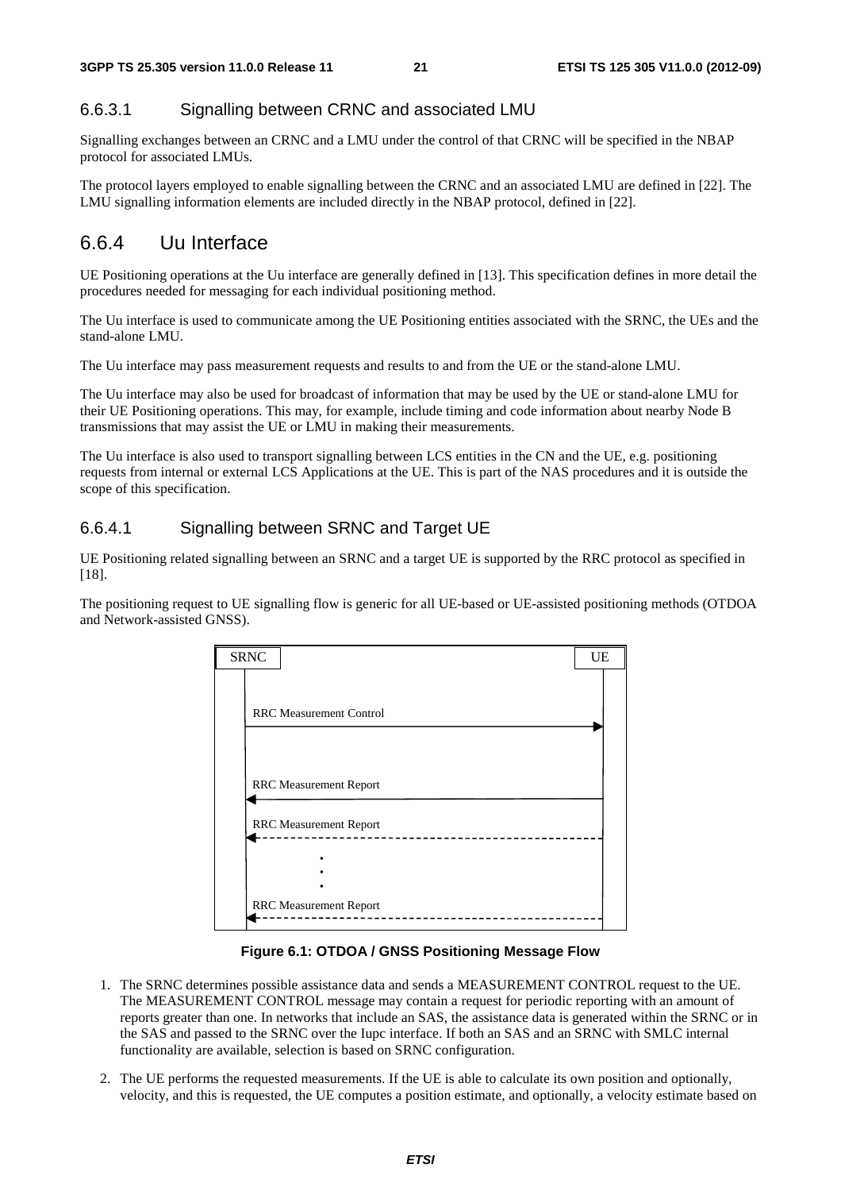### 6.6.3.1 Signalling between CRNC and associated LMU

Signalling exchanges between an CRNC and a LMU under the control of that CRNC will be specified in the NBAP protocol for associated LMUs.

The protocol layers employed to enable signalling between the CRNC and an associated LMU are defined in [22]. The LMU signalling information elements are included directly in the NBAP protocol, defined in [22].

## 6.6.4 Uu Interface

UE Positioning operations at the Uu interface are generally defined in [13]. This specification defines in more detail the procedures needed for messaging for each individual positioning method.

The Uu interface is used to communicate among the UE Positioning entities associated with the SRNC, the UEs and the stand-alone LMU.

The Uu interface may pass measurement requests and results to and from the UE or the stand-alone LMU.

The Uu interface may also be used for broadcast of information that may be used by the UE or stand-alone LMU for their UE Positioning operations. This may, for example, include timing and code information about nearby Node B transmissions that may assist the UE or LMU in making their measurements.

The Uu interface is also used to transport signalling between LCS entities in the CN and the UE, e.g. positioning requests from internal or external LCS Applications at the UE. This is part of the NAS procedures and it is outside the scope of this specification.

### 6.6.4.1 Signalling between SRNC and Target UE

UE Positioning related signalling between an SRNC and a target UE is supported by the RRC protocol as specified in [18].

The positioning request to UE signalling flow is generic for all UE-based or UE-assisted positioning methods (OTDOA and Network-assisted GNSS).

SRNC → UE: RRC Measurement Control

UE → SRNC: RRC Measurement Report

UE → SRNC: RRC Measurement Report (dashed)

⋮

UE → SRNC: RRC Measurement Report (dashed)

**Figure 6.1: OTDOA / GNSS Positioning Message Flow**

1. The SRNC determines possible assistance data and sends a MEASUREMENT CONTROL request to the UE. The MEASUREMENT CONTROL message may contain a request for periodic reporting with an amount of reports greater than one. In networks that include an SAS, the assistance data is generated within the SRNC or in the SAS and passed to the SRNC over the Iupc interface. If both an SAS and an SRNC with SMLC internal functionality are available, selection is based on SRNC configuration.

2. The UE performs the requested measurements. If the UE is able to calculate its own position and optionally, velocity, and this is requested, the UE computes a position estimate, and optionally, a velocity estimate based on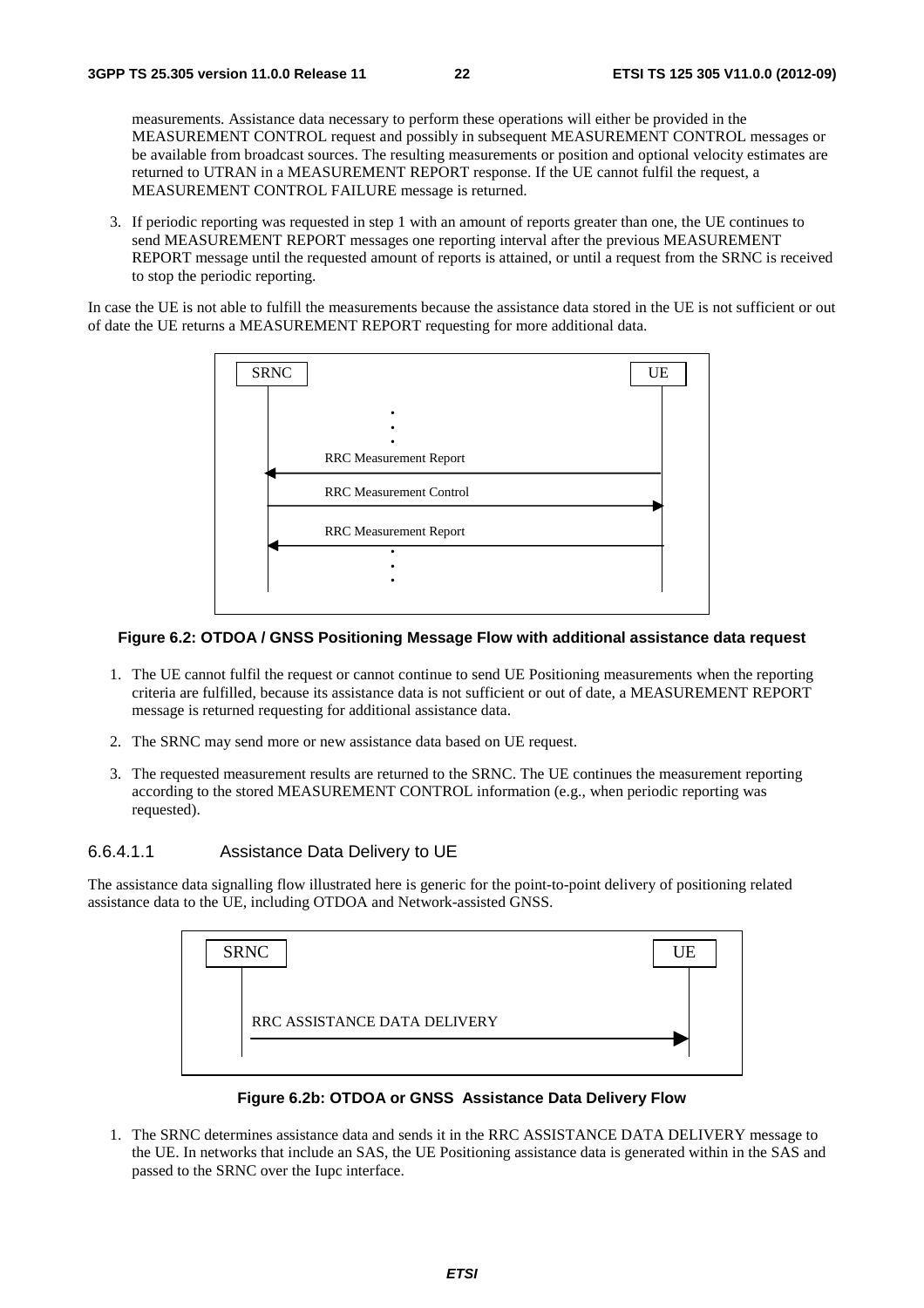measurements. Assistance data necessary to perform these operations will either be provided in the MEASUREMENT CONTROL request and possibly in subsequent MEASUREMENT CONTROL messages or be available from broadcast sources. The resulting measurements or position and optional velocity estimates are returned to UTRAN in a MEASUREMENT REPORT response. If the UE cannot fulfil the request, a MEASUREMENT CONTROL FAILURE message is returned.

3. If periodic reporting was requested in step 1 with an amount of reports greater than one, the UE continues to send MEASUREMENT REPORT messages one reporting interval after the previous MEASUREMENT REPORT message until the requested amount of reports is attained, or until a request from the SRNC is received to stop the periodic reporting.

In case the UE is not able to fulfill the measurements because the assistance data stored in the UE is not sufficient or out of date the UE returns a MEASUREMENT REPORT requesting for more additional data.

SRNC　　UE

RRC Measurement Report

RRC Measurement Control

RRC Measurement Report

**Figure 6.2: OTDOA / GNSS Positioning Message Flow with additional assistance data request**

1. The UE cannot fulfil the request or cannot continue to send UE Positioning measurements when the reporting criteria are fulfilled, because its assistance data is not sufficient or out of date, a MEASUREMENT REPORT message is returned requesting for additional assistance data.

2. The SRNC may send more or new assistance data based on UE request.

3. The requested measurement results are returned to the SRNC. The UE continues the measurement reporting according to the stored MEASUREMENT CONTROL information (e.g., when periodic reporting was requested).

#### 6.6.4.1.1 Assistance Data Delivery to UE

The assistance data signalling flow illustrated here is generic for the point-to-point delivery of positioning related assistance data to the UE, including OTDOA and Network-assisted GNSS.

SRNC　　UE

RRC ASSISTANCE DATA DELIVERY

**Figure 6.2b: OTDOA or GNSS Assistance Data Delivery Flow**

1. The SRNC determines assistance data and sends it in the RRC ASSISTANCE DATA DELIVERY message to the UE. In networks that include an SAS, the UE Positioning assistance data is generated within in the SAS and passed to the SRNC over the Iupc interface.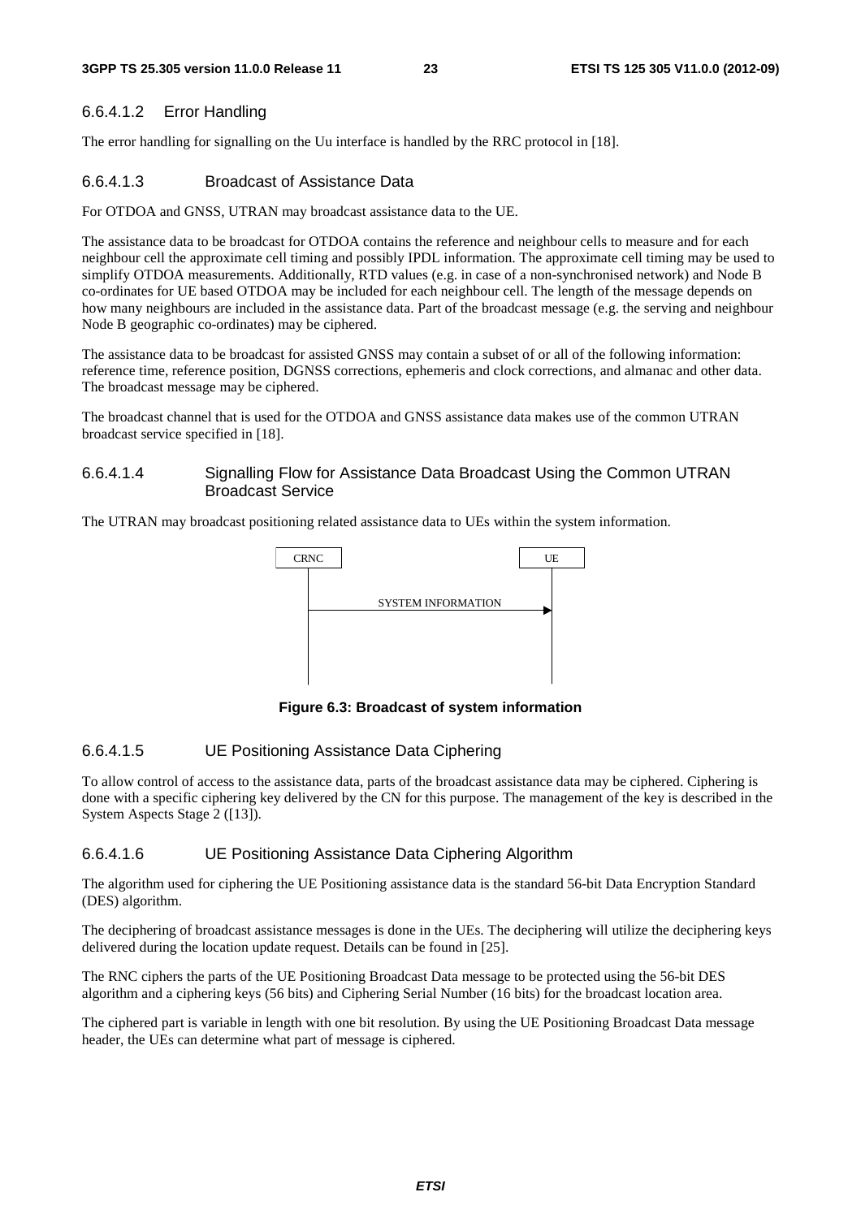#### 6.6.4.1.2 Error Handling

The error handling for signalling on the Uu interface is handled by the RRC protocol in [18].

#### 6.6.4.1.3 Broadcast of Assistance Data

For OTDOA and GNSS, UTRAN may broadcast assistance data to the UE.

The assistance data to be broadcast for OTDOA contains the reference and neighbour cells to measure and for each neighbour cell the approximate cell timing and possibly IPDL information. The approximate cell timing may be used to simplify OTDOA measurements. Additionally, RTD values (e.g. in case of a non-synchronised network) and Node B co-ordinates for UE based OTDOA may be included for each neighbour cell. The length of the message depends on how many neighbours are included in the assistance data. Part of the broadcast message (e.g. the serving and neighbour Node B geographic co-ordinates) may be ciphered.

The assistance data to be broadcast for assisted GNSS may contain a subset of or all of the following information: reference time, reference position, DGNSS corrections, ephemeris and clock corrections, and almanac and other data. The broadcast message may be ciphered.

The broadcast channel that is used for the OTDOA and GNSS assistance data makes use of the common UTRAN broadcast service specified in [18].

#### 6.6.4.1.4 Signalling Flow for Assistance Data Broadcast Using the Common UTRAN Broadcast Service

The UTRAN may broadcast positioning related assistance data to UEs within the system information.

CRNC → UE: SYSTEM INFORMATION

**Figure 6.3: Broadcast of system information**

#### 6.6.4.1.5 UE Positioning Assistance Data Ciphering

To allow control of access to the assistance data, parts of the broadcast assistance data may be ciphered. Ciphering is done with a specific ciphering key delivered by the CN for this purpose. The management of the key is described in the System Aspects Stage 2 ([13]).

#### 6.6.4.1.6 UE Positioning Assistance Data Ciphering Algorithm

The algorithm used for ciphering the UE Positioning assistance data is the standard 56-bit Data Encryption Standard (DES) algorithm.

The deciphering of broadcast assistance messages is done in the UEs. The deciphering will utilize the deciphering keys delivered during the location update request. Details can be found in [25].

The RNC ciphers the parts of the UE Positioning Broadcast Data message to be protected using the 56-bit DES algorithm and a ciphering keys (56 bits) and Ciphering Serial Number (16 bits) for the broadcast location area.

The ciphered part is variable in length with one bit resolution. By using the UE Positioning Broadcast Data message header, the UEs can determine what part of message is ciphered.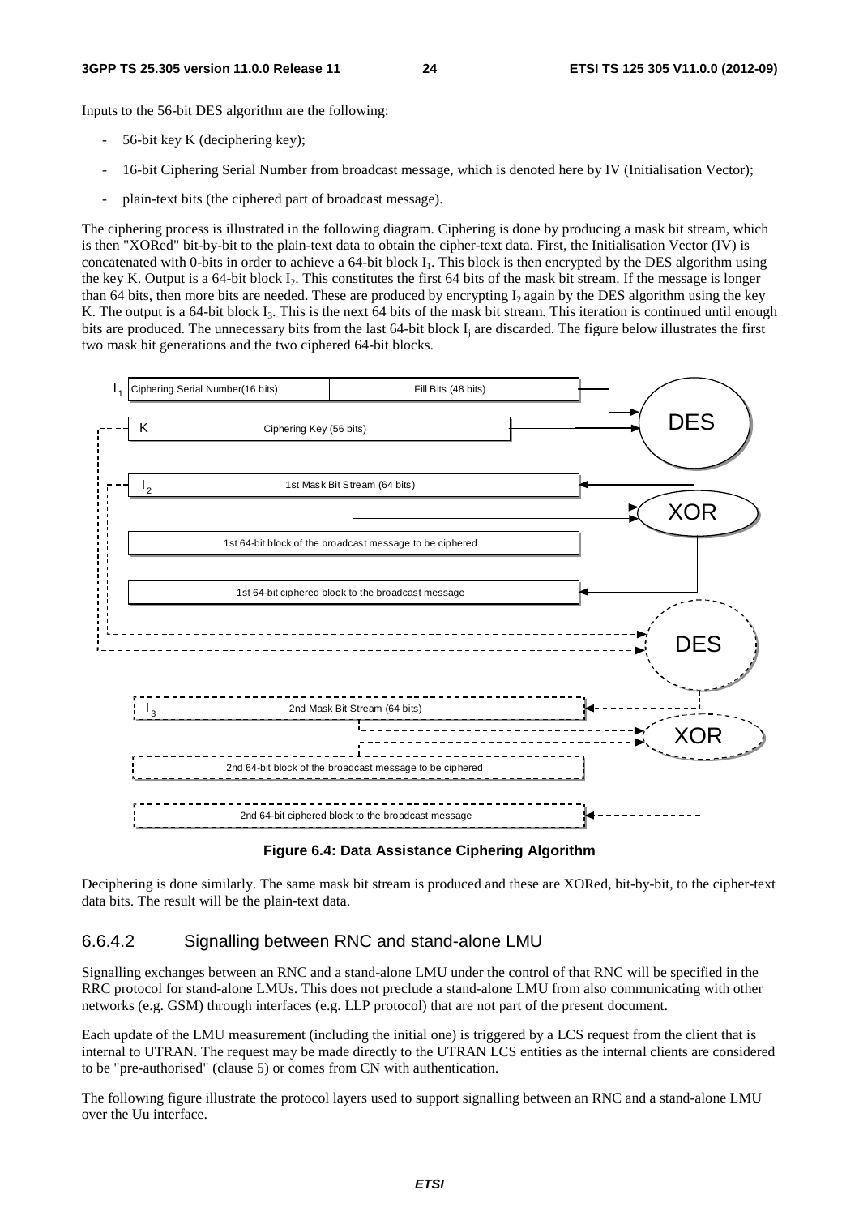Inputs to the 56-bit DES algorithm are the following:

- 56-bit key K (deciphering key);
- 16-bit Ciphering Serial Number from broadcast message, which is denoted here by IV (Initialisation Vector);
- plain-text bits (the ciphered part of broadcast message).

The ciphering process is illustrated in the following diagram. Ciphering is done by producing a mask bit stream, which is then "XORed" bit-by-bit to the plain-text data to obtain the cipher-text data. First, the Initialisation Vector (IV) is concatenated with 0-bits in order to achieve a 64-bit block $I_1$. This block is then encrypted by the DES algorithm using the key K. Output is a 64-bit block $I_2$. This constitutes the first 64 bits of the mask bit stream. If the message is longer than 64 bits, then more bits are needed. These are produced by encrypting $I_2$ again by the DES algorithm using the key K. The output is a 64-bit block $I_3$. This is the next 64 bits of the mask bit stream. This iteration is continued until enough bits are produced. The unnecessary bits from the last 64-bit block $I_j$ are discarded. The figure below illustrates the first two mask bit generations and the two ciphered 64-bit blocks.

**Figure 6.4: Data Assistance Ciphering Algorithm**

Deciphering is done similarly. The same mask bit stream is produced and these are XORed, bit-by-bit, to the cipher-text data bits. The result will be the plain-text data.

### 6.6.4.2 Signalling between RNC and stand-alone LMU

Signalling exchanges between an RNC and a stand-alone LMU under the control of that RNC will be specified in the RRC protocol for stand-alone LMUs. This does not preclude a stand-alone LMU from also communicating with other networks (e.g. GSM) through interfaces (e.g. LLP protocol) that are not part of the present document.

Each update of the LMU measurement (including the initial one) is triggered by a LCS request from the client that is internal to UTRAN. The request may be made directly to the UTRAN LCS entities as the internal clients are considered to be "pre-authorised" (clause 5) or comes from CN with authentication.

The following figure illustrate the protocol layers used to support signalling between an RNC and a stand-alone LMU over the Uu interface.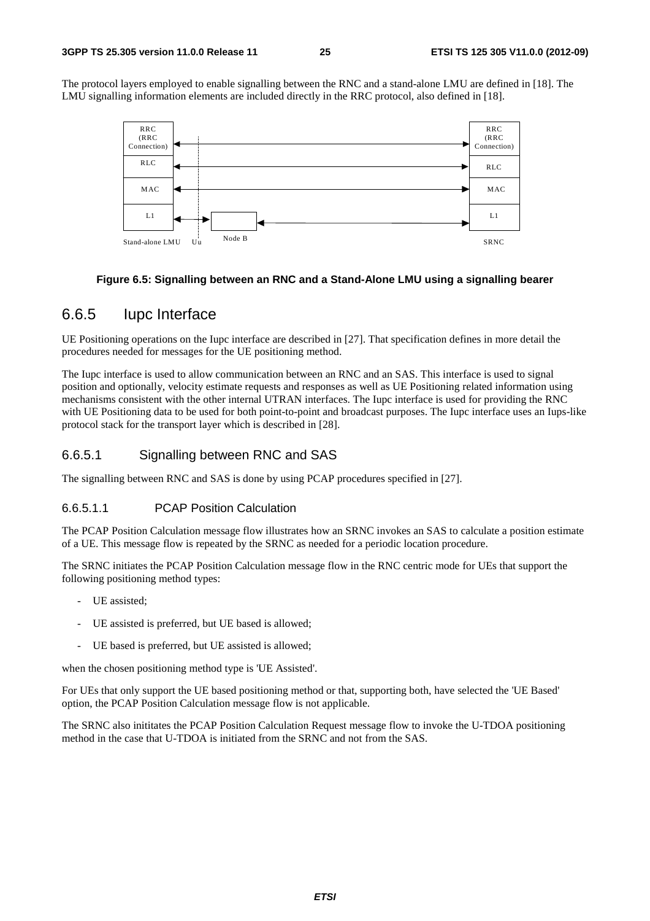The protocol layers employed to enable signalling between the RNC and a stand-alone LMU are defined in [18]. The LMU signalling information elements are included directly in the RRC protocol, also defined in [18].

**Figure 6.5: Signalling between an RNC and a Stand-Alone LMU using a signalling bearer**

## 6.6.5 Iupc Interface

UE Positioning operations on the Iupc interface are described in [27]. That specification defines in more detail the procedures needed for messages for the UE positioning method.

The Iupc interface is used to allow communication between an RNC and an SAS. This interface is used to signal position and optionally, velocity estimate requests and responses as well as UE Positioning related information using mechanisms consistent with the other internal UTRAN interfaces. The Iupc interface is used for providing the RNC with UE Positioning data to be used for both point-to-point and broadcast purposes. The Iupc interface uses an Iups-like protocol stack for the transport layer which is described in [28].

### 6.6.5.1 Signalling between RNC and SAS

The signalling between RNC and SAS is done by using PCAP procedures specified in [27].

#### 6.6.5.1.1 PCAP Position Calculation

The PCAP Position Calculation message flow illustrates how an SRNC invokes an SAS to calculate a position estimate of a UE. This message flow is repeated by the SRNC as needed for a periodic location procedure.

The SRNC initiates the PCAP Position Calculation message flow in the RNC centric mode for UEs that support the following positioning method types:

- UE assisted;
- UE assisted is preferred, but UE based is allowed;
- UE based is preferred, but UE assisted is allowed;

when the chosen positioning method type is 'UE Assisted'.

For UEs that only support the UE based positioning method or that, supporting both, have selected the 'UE Based' option, the PCAP Position Calculation message flow is not applicable.

The SRNC also inititates the PCAP Position Calculation Request message flow to invoke the U-TDOA positioning method in the case that U-TDOA is initiated from the SRNC and not from the SAS.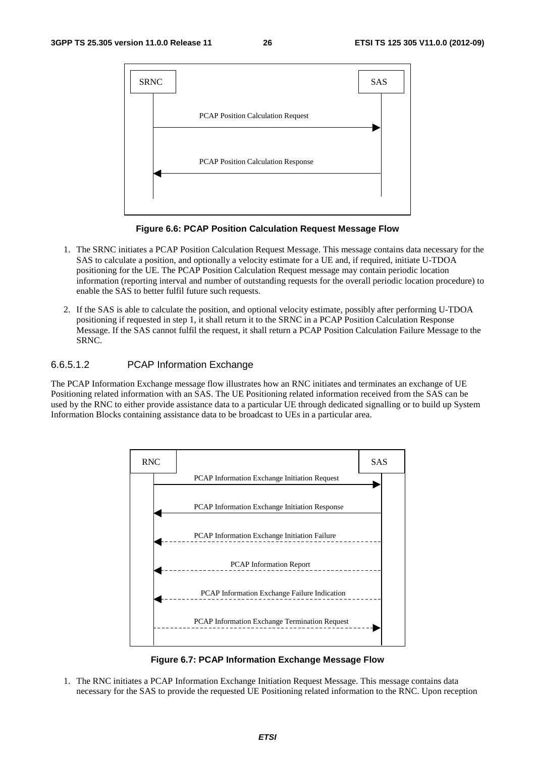Figure 6.6: PCAP Position Calculation Request Message Flow

1. The SRNC initiates a PCAP Position Calculation Request Message. This message contains data necessary for the SAS to calculate a position, and optionally a velocity estimate for a UE and, if required, initiate U-TDOA positioning for the UE. The PCAP Position Calculation Request message may contain periodic location information (reporting interval and number of outstanding requests for the overall periodic location procedure) to enable the SAS to better fulfil future such requests.

2. If the SAS is able to calculate the position, and optional velocity estimate, possibly after performing U-TDOA positioning if requested in step 1, it shall return it to the SRNC in a PCAP Position Calculation Response Message. If the SAS cannot fulfil the request, it shall return a PCAP Position Calculation Failure Message to the SRNC.

#### 6.6.5.1.2 PCAP Information Exchange

The PCAP Information Exchange message flow illustrates how an RNC initiates and terminates an exchange of UE Positioning related information with an SAS. The UE Positioning related information received from the SAS can be used by the RNC to either provide assistance data to a particular UE through dedicated signalling or to build up System Information Blocks containing assistance data to be broadcast to UEs in a particular area.

Figure 6.7: PCAP Information Exchange Message Flow

1. The RNC initiates a PCAP Information Exchange Initiation Request Message. This message contains data necessary for the SAS to provide the requested UE Positioning related information to the RNC. Upon reception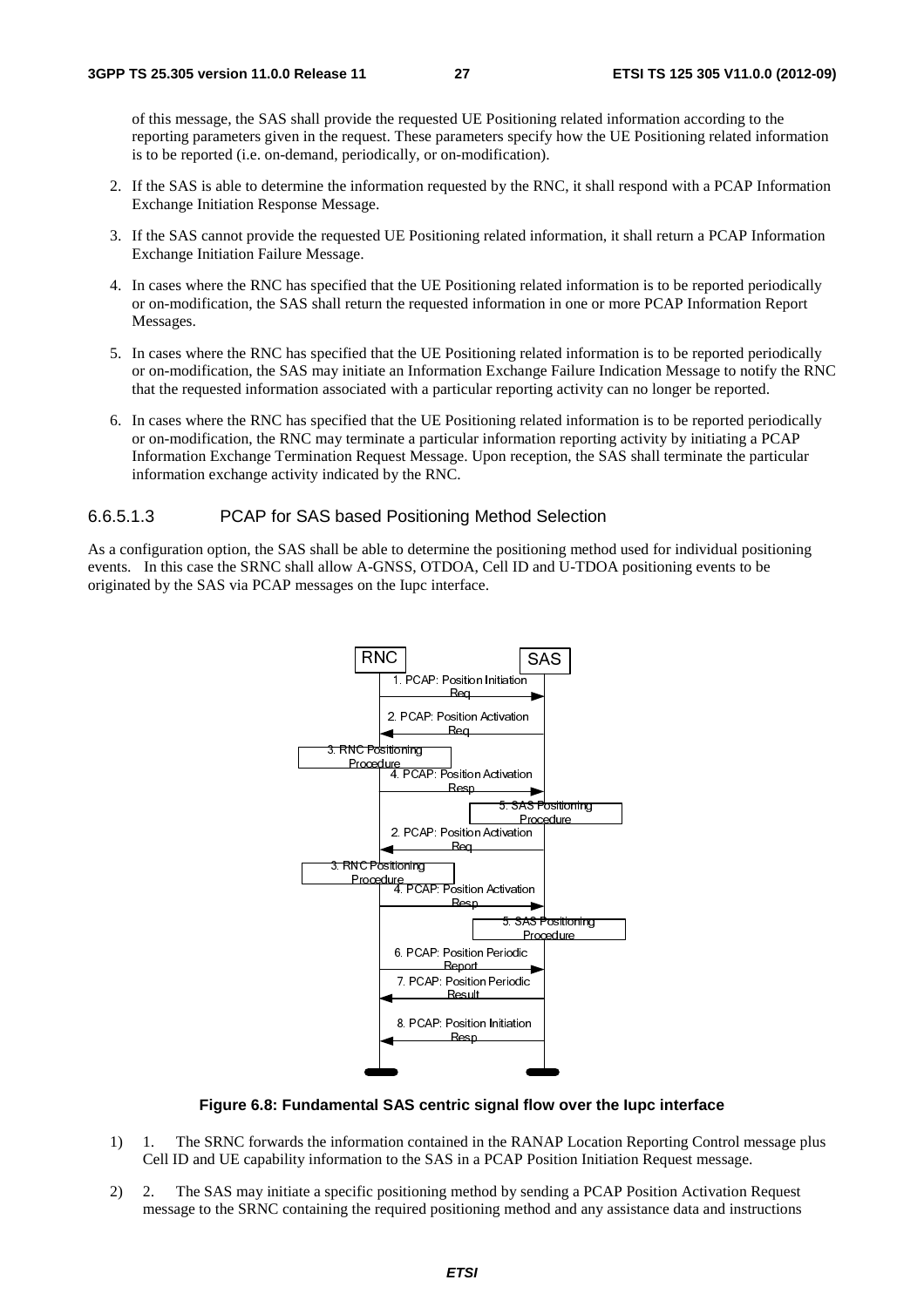of this message, the SAS shall provide the requested UE Positioning related information according to the reporting parameters given in the request. These parameters specify how the UE Positioning related information is to be reported (i.e. on-demand, periodically, or on-modification).

2. If the SAS is able to determine the information requested by the RNC, it shall respond with a PCAP Information Exchange Initiation Response Message.

3. If the SAS cannot provide the requested UE Positioning related information, it shall return a PCAP Information Exchange Initiation Failure Message.

4. In cases where the RNC has specified that the UE Positioning related information is to be reported periodically or on-modification, the SAS shall return the requested information in one or more PCAP Information Report Messages.

5. In cases where the RNC has specified that the UE Positioning related information is to be reported periodically or on-modification, the SAS may initiate an Information Exchange Failure Indication Message to notify the RNC that the requested information associated with a particular reporting activity can no longer be reported.

6. In cases where the RNC has specified that the UE Positioning related information is to be reported periodically or on-modification, the RNC may terminate a particular information reporting activity by initiating a PCAP Information Exchange Termination Request Message. Upon reception, the SAS shall terminate the particular information exchange activity indicated by the RNC.

#### 6.6.5.1.3 PCAP for SAS based Positioning Method Selection

As a configuration option, the SAS shall be able to determine the positioning method used for individual positioning events. In this case the SRNC shall allow A-GNSS, OTDOA, Cell ID and U-TDOA positioning events to be originated by the SAS via PCAP messages on the Iupc interface.

RNC | SAS

1. PCAP: Position Initiation Req
2. PCAP: Position Activation Req
3. RNC Positioning Procedure
4. PCAP: Position Activation Resp
5. SAS Positioning Procedure
2. PCAP: Position Activation Req
3. RNC Positioning Procedure
4. PCAP: Position Activation Resp
5. SAS Positioning Procedure
6. PCAP: Position Periodic Report
7. PCAP: Position Periodic Result
8. PCAP: Position Initiation Resp

**Figure 6.8: Fundamental SAS centric signal flow over the Iupc interface**

1) 1. The SRNC forwards the information contained in the RANAP Location Reporting Control message plus Cell ID and UE capability information to the SAS in a PCAP Position Initiation Request message.

2) 2. The SAS may initiate a specific positioning method by sending a PCAP Position Activation Request message to the SRNC containing the required positioning method and any assistance data and instructions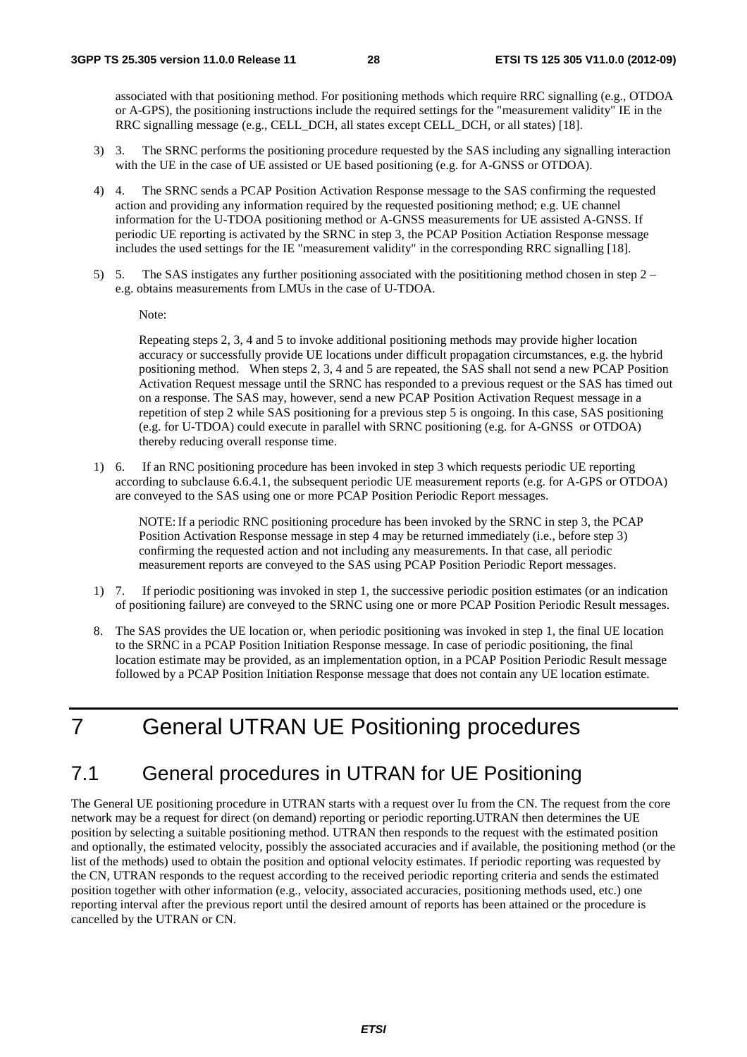associated with that positioning method. For positioning methods which require RRC signalling (e.g., OTDOA or A-GPS), the positioning instructions include the required settings for the "measurement validity" IE in the RRC signalling message (e.g., CELL_DCH, all states except CELL_DCH, or all states) [18].

3) 3. The SRNC performs the positioning procedure requested by the SAS including any signalling interaction with the UE in the case of UE assisted or UE based positioning (e.g. for A-GNSS or OTDOA).

4) 4. The SRNC sends a PCAP Position Activation Response message to the SAS confirming the requested action and providing any information required by the requested positioning method; e.g. UE channel information for the U-TDOA positioning method or A-GNSS measurements for UE assisted A-GNSS. If periodic UE reporting is activated by the SRNC in step 3, the PCAP Position Actiation Response message includes the used settings for the IE "measurement validity" in the corresponding RRC signalling [18].

5) 5. The SAS instigates any further positioning associated with the posititioning method chosen in step 2 – e.g. obtains measurements from LMUs in the case of U-TDOA.

Note:

Repeating steps 2, 3, 4 and 5 to invoke additional positioning methods may provide higher location accuracy or successfully provide UE locations under difficult propagation circumstances, e.g. the hybrid positioning method. When steps 2, 3, 4 and 5 are repeated, the SAS shall not send a new PCAP Position Activation Request message until the SRNC has responded to a previous request or the SAS has timed out on a response. The SAS may, however, send a new PCAP Position Activation Request message in a repetition of step 2 while SAS positioning for a previous step 5 is ongoing. In this case, SAS positioning (e.g. for U-TDOA) could execute in parallel with SRNC positioning (e.g. for A-GNSS or OTDOA) thereby reducing overall response time.

1) 6. If an RNC positioning procedure has been invoked in step 3 which requests periodic UE reporting according to subclause 6.6.4.1, the subsequent periodic UE measurement reports (e.g. for A-GPS or OTDOA) are conveyed to the SAS using one or more PCAP Position Periodic Report messages.

NOTE: If a periodic RNC positioning procedure has been invoked by the SRNC in step 3, the PCAP Position Activation Response message in step 4 may be returned immediately (i.e., before step 3) confirming the requested action and not including any measurements. In that case, all periodic measurement reports are conveyed to the SAS using PCAP Position Periodic Report messages.

1) 7. If periodic positioning was invoked in step 1, the successive periodic position estimates (or an indication of positioning failure) are conveyed to the SRNC using one or more PCAP Position Periodic Result messages.

8. The SAS provides the UE location or, when periodic positioning was invoked in step 1, the final UE location to the SRNC in a PCAP Position Initiation Response message. In case of periodic positioning, the final location estimate may be provided, as an implementation option, in a PCAP Position Periodic Result message followed by a PCAP Position Initiation Response message that does not contain any UE location estimate.

# 7 General UTRAN UE Positioning procedures

## 7.1 General procedures in UTRAN for UE Positioning

The General UE positioning procedure in UTRAN starts with a request over Iu from the CN. The request from the core network may be a request for direct (on demand) reporting or periodic reporting.UTRAN then determines the UE position by selecting a suitable positioning method. UTRAN then responds to the request with the estimated position and optionally, the estimated velocity, possibly the associated accuracies and if available, the positioning method (or the list of the methods) used to obtain the position and optional velocity estimates. If periodic reporting was requested by the CN, UTRAN responds to the request according to the received periodic reporting criteria and sends the estimated position together with other information (e.g., velocity, associated accuracies, positioning methods used, etc.) one reporting interval after the previous report until the desired amount of reports has been attained or the procedure is cancelled by the UTRAN or CN.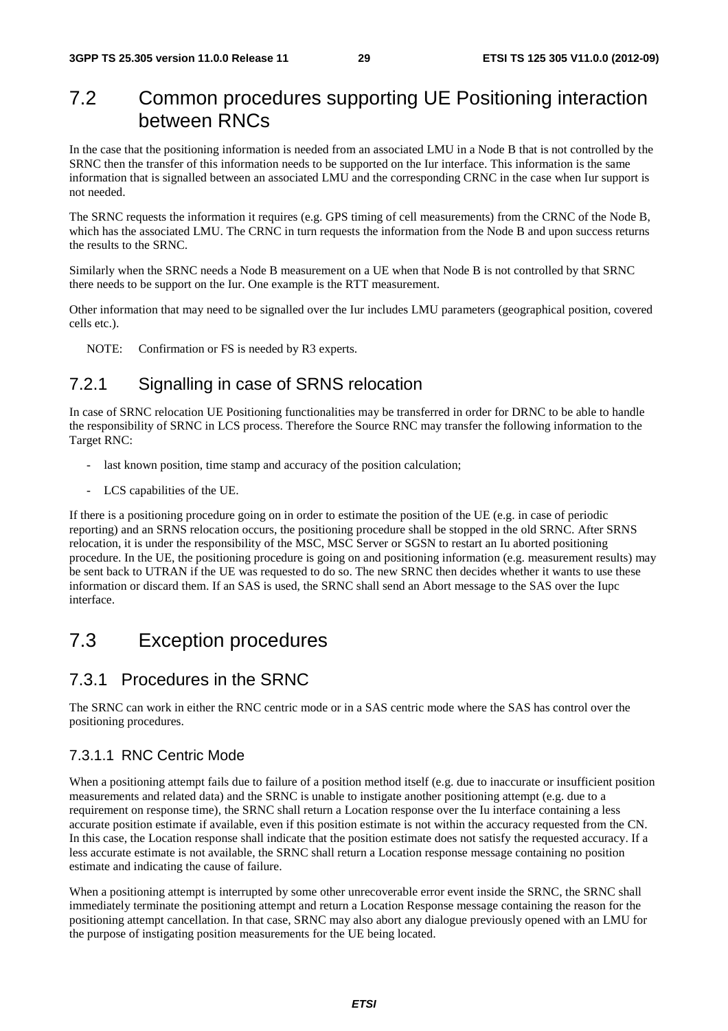## 7.2 Common procedures supporting UE Positioning interaction between RNCs

In the case that the positioning information is needed from an associated LMU in a Node B that is not controlled by the SRNC then the transfer of this information needs to be supported on the Iur interface. This information is the same information that is signalled between an associated LMU and the corresponding CRNC in the case when Iur support is not needed.

The SRNC requests the information it requires (e.g. GPS timing of cell measurements) from the CRNC of the Node B, which has the associated LMU. The CRNC in turn requests the information from the Node B and upon success returns the results to the SRNC.

Similarly when the SRNC needs a Node B measurement on a UE when that Node B is not controlled by that SRNC there needs to be support on the Iur. One example is the RTT measurement.

Other information that may need to be signalled over the Iur includes LMU parameters (geographical position, covered cells etc.).

NOTE: Confirmation or FS is needed by R3 experts.

### 7.2.1 Signalling in case of SRNS relocation

In case of SRNC relocation UE Positioning functionalities may be transferred in order for DRNC to be able to handle the responsibility of SRNC in LCS process. Therefore the Source RNC may transfer the following information to the Target RNC:

- last known position, time stamp and accuracy of the position calculation;
- LCS capabilities of the UE.

If there is a positioning procedure going on in order to estimate the position of the UE (e.g. in case of periodic reporting) and an SRNS relocation occurs, the positioning procedure shall be stopped in the old SRNC. After SRNS relocation, it is under the responsibility of the MSC, MSC Server or SGSN to restart an Iu aborted positioning procedure. In the UE, the positioning procedure is going on and positioning information (e.g. measurement results) may be sent back to UTRAN if the UE was requested to do so. The new SRNC then decides whether it wants to use these information or discard them. If an SAS is used, the SRNC shall send an Abort message to the SAS over the Iupc interface.

## 7.3 Exception procedures

### 7.3.1 Procedures in the SRNC

The SRNC can work in either the RNC centric mode or in a SAS centric mode where the SAS has control over the positioning procedures.

#### 7.3.1.1 RNC Centric Mode

When a positioning attempt fails due to failure of a position method itself (e.g. due to inaccurate or insufficient position measurements and related data) and the SRNC is unable to instigate another positioning attempt (e.g. due to a requirement on response time), the SRNC shall return a Location response over the Iu interface containing a less accurate position estimate if available, even if this position estimate is not within the accuracy requested from the CN. In this case, the Location response shall indicate that the position estimate does not satisfy the requested accuracy. If a less accurate estimate is not available, the SRNC shall return a Location response message containing no position estimate and indicating the cause of failure.

When a positioning attempt is interrupted by some other unrecoverable error event inside the SRNC, the SRNC shall immediately terminate the positioning attempt and return a Location Response message containing the reason for the positioning attempt cancellation. In that case, SRNC may also abort any dialogue previously opened with an LMU for the purpose of instigating position measurements for the UE being located.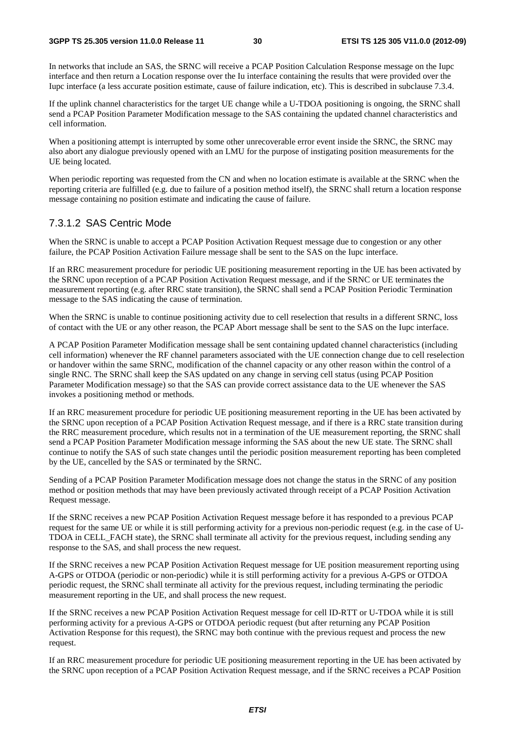In networks that include an SAS, the SRNC will receive a PCAP Position Calculation Response message on the Iupc interface and then return a Location response over the Iu interface containing the results that were provided over the Iupc interface (a less accurate position estimate, cause of failure indication, etc). This is described in subclause 7.3.4.

If the uplink channel characteristics for the target UE change while a U-TDOA positioning is ongoing, the SRNC shall send a PCAP Position Parameter Modification message to the SAS containing the updated channel characteristics and cell information.

When a positioning attempt is interrupted by some other unrecoverable error event inside the SRNC, the SRNC may also abort any dialogue previously opened with an LMU for the purpose of instigating position measurements for the UE being located.

When periodic reporting was requested from the CN and when no location estimate is available at the SRNC when the reporting criteria are fulfilled (e.g. due to failure of a position method itself), the SRNC shall return a location response message containing no position estimate and indicating the cause of failure.

### 7.3.1.2 SAS Centric Mode

When the SRNC is unable to accept a PCAP Position Activation Request message due to congestion or any other failure, the PCAP Position Activation Failure message shall be sent to the SAS on the Iupc interface.

If an RRC measurement procedure for periodic UE positioning measurement reporting in the UE has been activated by the SRNC upon reception of a PCAP Position Activation Request message, and if the SRNC or UE terminates the measurement reporting (e.g. after RRC state transition), the SRNC shall send a PCAP Position Periodic Termination message to the SAS indicating the cause of termination.

When the SRNC is unable to continue positioning activity due to cell reselection that results in a different SRNC, loss of contact with the UE or any other reason, the PCAP Abort message shall be sent to the SAS on the Iupc interface.

A PCAP Position Parameter Modification message shall be sent containing updated channel characteristics (including cell information) whenever the RF channel parameters associated with the UE connection change due to cell reselection or handover within the same SRNC, modification of the channel capacity or any other reason within the control of a single RNC. The SRNC shall keep the SAS updated on any change in serving cell status (using PCAP Position Parameter Modification message) so that the SAS can provide correct assistance data to the UE whenever the SAS invokes a positioning method or methods.

If an RRC measurement procedure for periodic UE positioning measurement reporting in the UE has been activated by the SRNC upon reception of a PCAP Position Activation Request message, and if there is a RRC state transition during the RRC measurement procedure, which results not in a termination of the UE measurement reporting, the SRNC shall send a PCAP Position Parameter Modification message informing the SAS about the new UE state. The SRNC shall continue to notify the SAS of such state changes until the periodic position measurement reporting has been completed by the UE, cancelled by the SAS or terminated by the SRNC.

Sending of a PCAP Position Parameter Modification message does not change the status in the SRNC of any position method or position methods that may have been previously activated through receipt of a PCAP Position Activation Request message.

If the SRNC receives a new PCAP Position Activation Request message before it has responded to a previous PCAP request for the same UE or while it is still performing activity for a previous non-periodic request (e.g. in the case of U-TDOA in CELL_FACH state), the SRNC shall terminate all activity for the previous request, including sending any response to the SAS, and shall process the new request.

If the SRNC receives a new PCAP Position Activation Request message for UE position measurement reporting using A-GPS or OTDOA (periodic or non-periodic) while it is still performing activity for a previous A-GPS or OTDOA periodic request, the SRNC shall terminate all activity for the previous request, including terminating the periodic measurement reporting in the UE, and shall process the new request.

If the SRNC receives a new PCAP Position Activation Request message for cell ID-RTT or U-TDOA while it is still performing activity for a previous A-GPS or OTDOA periodic request (but after returning any PCAP Position Activation Response for this request), the SRNC may both continue with the previous request and process the new request.

If an RRC measurement procedure for periodic UE positioning measurement reporting in the UE has been activated by the SRNC upon reception of a PCAP Position Activation Request message, and if the SRNC receives a PCAP Position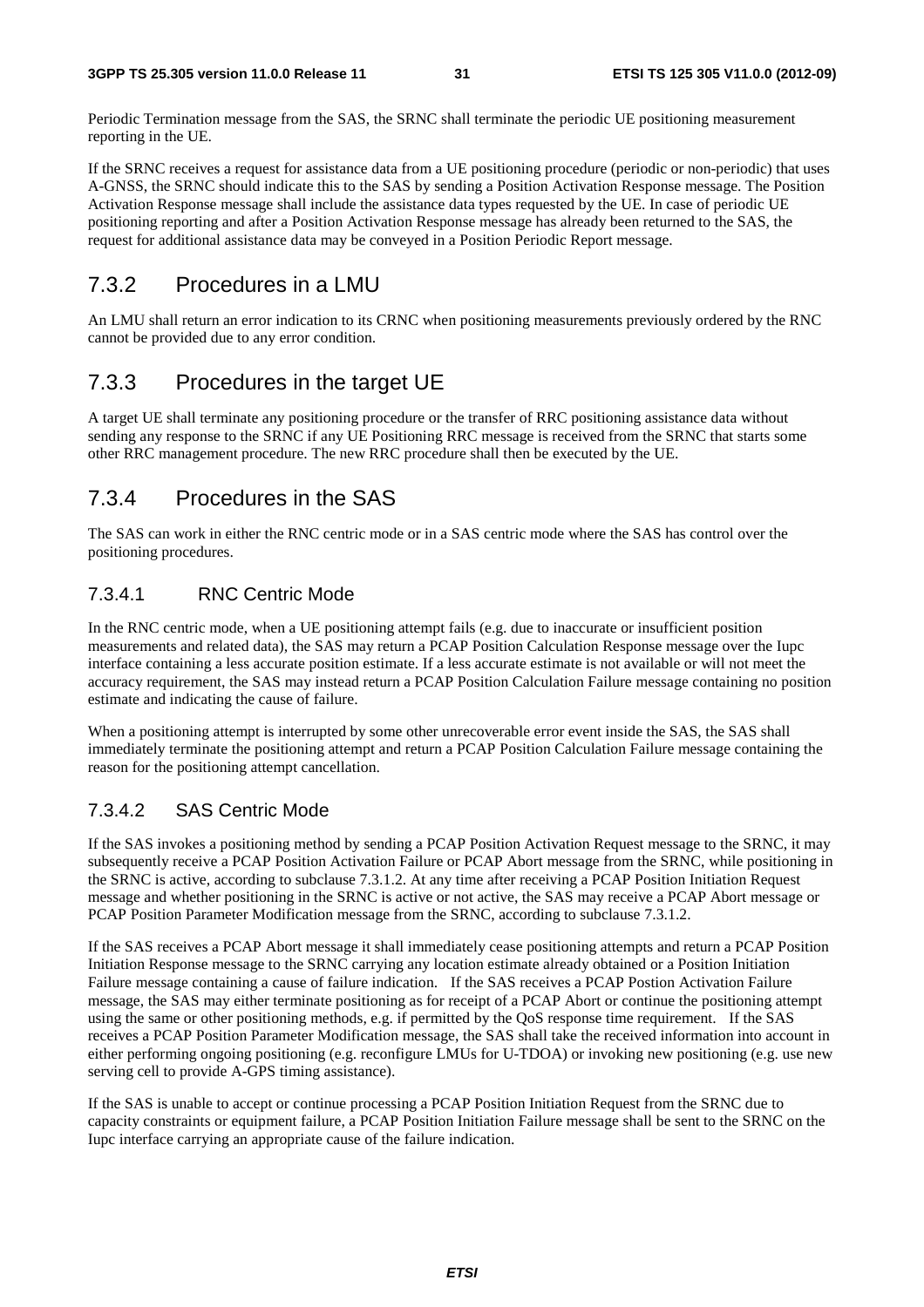Periodic Termination message from the SAS, the SRNC shall terminate the periodic UE positioning measurement reporting in the UE.

If the SRNC receives a request for assistance data from a UE positioning procedure (periodic or non-periodic) that uses A-GNSS, the SRNC should indicate this to the SAS by sending a Position Activation Response message. The Position Activation Response message shall include the assistance data types requested by the UE. In case of periodic UE positioning reporting and after a Position Activation Response message has already been returned to the SAS, the request for additional assistance data may be conveyed in a Position Periodic Report message.

## 7.3.2 Procedures in a LMU

An LMU shall return an error indication to its CRNC when positioning measurements previously ordered by the RNC cannot be provided due to any error condition.

## 7.3.3 Procedures in the target UE

A target UE shall terminate any positioning procedure or the transfer of RRC positioning assistance data without sending any response to the SRNC if any UE Positioning RRC message is received from the SRNC that starts some other RRC management procedure. The new RRC procedure shall then be executed by the UE.

## 7.3.4 Procedures in the SAS

The SAS can work in either the RNC centric mode or in a SAS centric mode where the SAS has control over the positioning procedures.

### 7.3.4.1 RNC Centric Mode

In the RNC centric mode, when a UE positioning attempt fails (e.g. due to inaccurate or insufficient position measurements and related data), the SAS may return a PCAP Position Calculation Response message over the Iupc interface containing a less accurate position estimate. If a less accurate estimate is not available or will not meet the accuracy requirement, the SAS may instead return a PCAP Position Calculation Failure message containing no position estimate and indicating the cause of failure.

When a positioning attempt is interrupted by some other unrecoverable error event inside the SAS, the SAS shall immediately terminate the positioning attempt and return a PCAP Position Calculation Failure message containing the reason for the positioning attempt cancellation.

### 7.3.4.2 SAS Centric Mode

If the SAS invokes a positioning method by sending a PCAP Position Activation Request message to the SRNC, it may subsequently receive a PCAP Position Activation Failure or PCAP Abort message from the SRNC, while positioning in the SRNC is active, according to subclause 7.3.1.2. At any time after receiving a PCAP Position Initiation Request message and whether positioning in the SRNC is active or not active, the SAS may receive a PCAP Abort message or PCAP Position Parameter Modification message from the SRNC, according to subclause 7.3.1.2.

If the SAS receives a PCAP Abort message it shall immediately cease positioning attempts and return a PCAP Position Initiation Response message to the SRNC carrying any location estimate already obtained or a Position Initiation Failure message containing a cause of failure indication. If the SAS receives a PCAP Postion Activation Failure message, the SAS may either terminate positioning as for receipt of a PCAP Abort or continue the positioning attempt using the same or other positioning methods, e.g. if permitted by the QoS response time requirement. If the SAS receives a PCAP Position Parameter Modification message, the SAS shall take the received information into account in either performing ongoing positioning (e.g. reconfigure LMUs for U-TDOA) or invoking new positioning (e.g. use new serving cell to provide A-GPS timing assistance).

If the SAS is unable to accept or continue processing a PCAP Position Initiation Request from the SRNC due to capacity constraints or equipment failure, a PCAP Position Initiation Failure message shall be sent to the SRNC on the Iupc interface carrying an appropriate cause of the failure indication.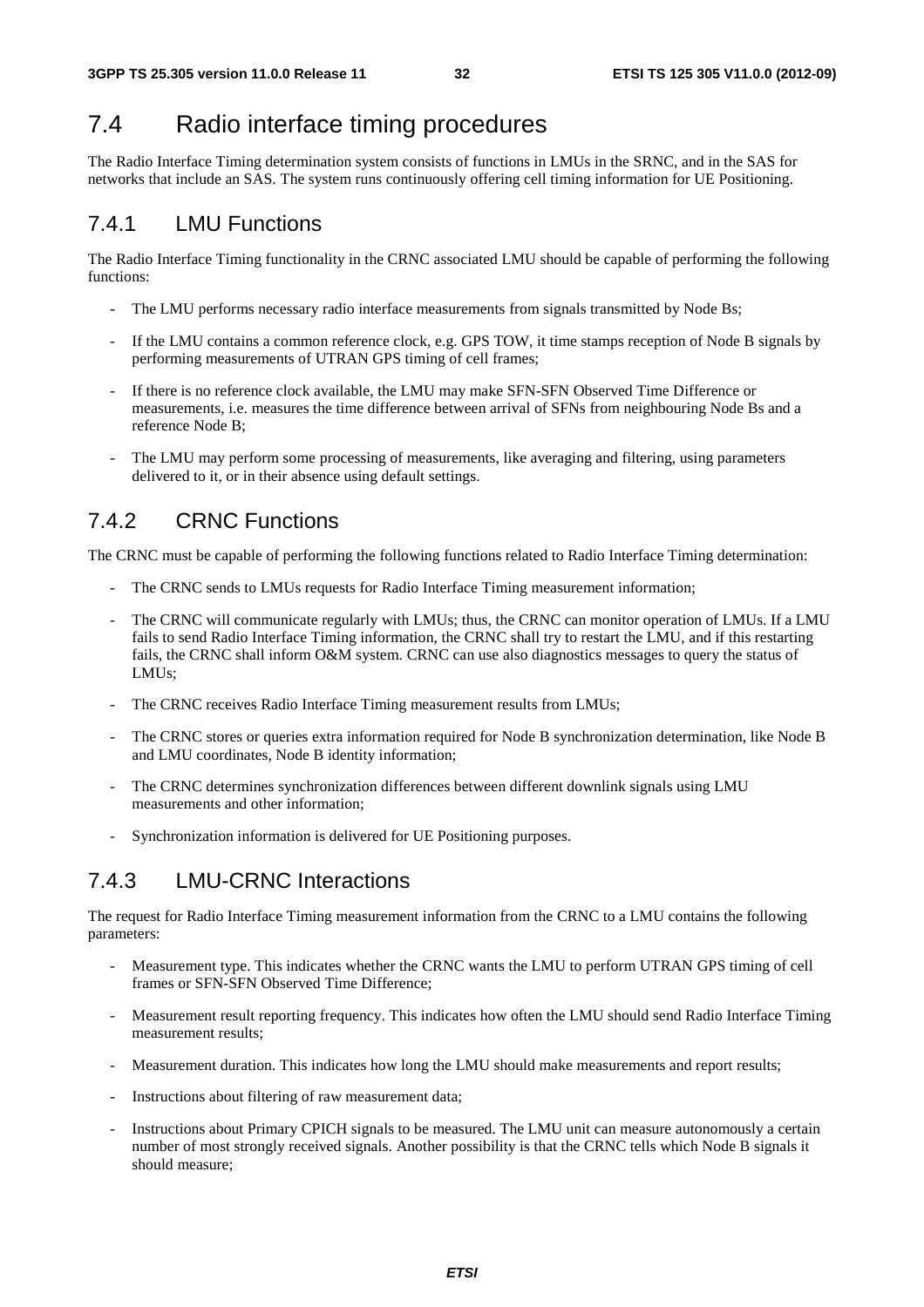## 7.4 Radio interface timing procedures

The Radio Interface Timing determination system consists of functions in LMUs in the SRNC, and in the SAS for networks that include an SAS. The system runs continuously offering cell timing information for UE Positioning.

### 7.4.1 LMU Functions

The Radio Interface Timing functionality in the CRNC associated LMU should be capable of performing the following functions:

- The LMU performs necessary radio interface measurements from signals transmitted by Node Bs;
- If the LMU contains a common reference clock, e.g. GPS TOW, it time stamps reception of Node B signals by performing measurements of UTRAN GPS timing of cell frames;
- If there is no reference clock available, the LMU may make SFN-SFN Observed Time Difference or measurements, i.e. measures the time difference between arrival of SFNs from neighbouring Node Bs and a reference Node B;
- The LMU may perform some processing of measurements, like averaging and filtering, using parameters delivered to it, or in their absence using default settings.

### 7.4.2 CRNC Functions

The CRNC must be capable of performing the following functions related to Radio Interface Timing determination:

- The CRNC sends to LMUs requests for Radio Interface Timing measurement information;
- The CRNC will communicate regularly with LMUs; thus, the CRNC can monitor operation of LMUs. If a LMU fails to send Radio Interface Timing information, the CRNC shall try to restart the LMU, and if this restarting fails, the CRNC shall inform O&M system. CRNC can use also diagnostics messages to query the status of LMUs;
- The CRNC receives Radio Interface Timing measurement results from LMUs;
- The CRNC stores or queries extra information required for Node B synchronization determination, like Node B and LMU coordinates, Node B identity information;
- The CRNC determines synchronization differences between different downlink signals using LMU measurements and other information;
- Synchronization information is delivered for UE Positioning purposes.

### 7.4.3 LMU-CRNC Interactions

The request for Radio Interface Timing measurement information from the CRNC to a LMU contains the following parameters:

- Measurement type. This indicates whether the CRNC wants the LMU to perform UTRAN GPS timing of cell frames or SFN-SFN Observed Time Difference;
- Measurement result reporting frequency. This indicates how often the LMU should send Radio Interface Timing measurement results;
- Measurement duration. This indicates how long the LMU should make measurements and report results;
- Instructions about filtering of raw measurement data;
- Instructions about Primary CPICH signals to be measured. The LMU unit can measure autonomously a certain number of most strongly received signals. Another possibility is that the CRNC tells which Node B signals it should measure;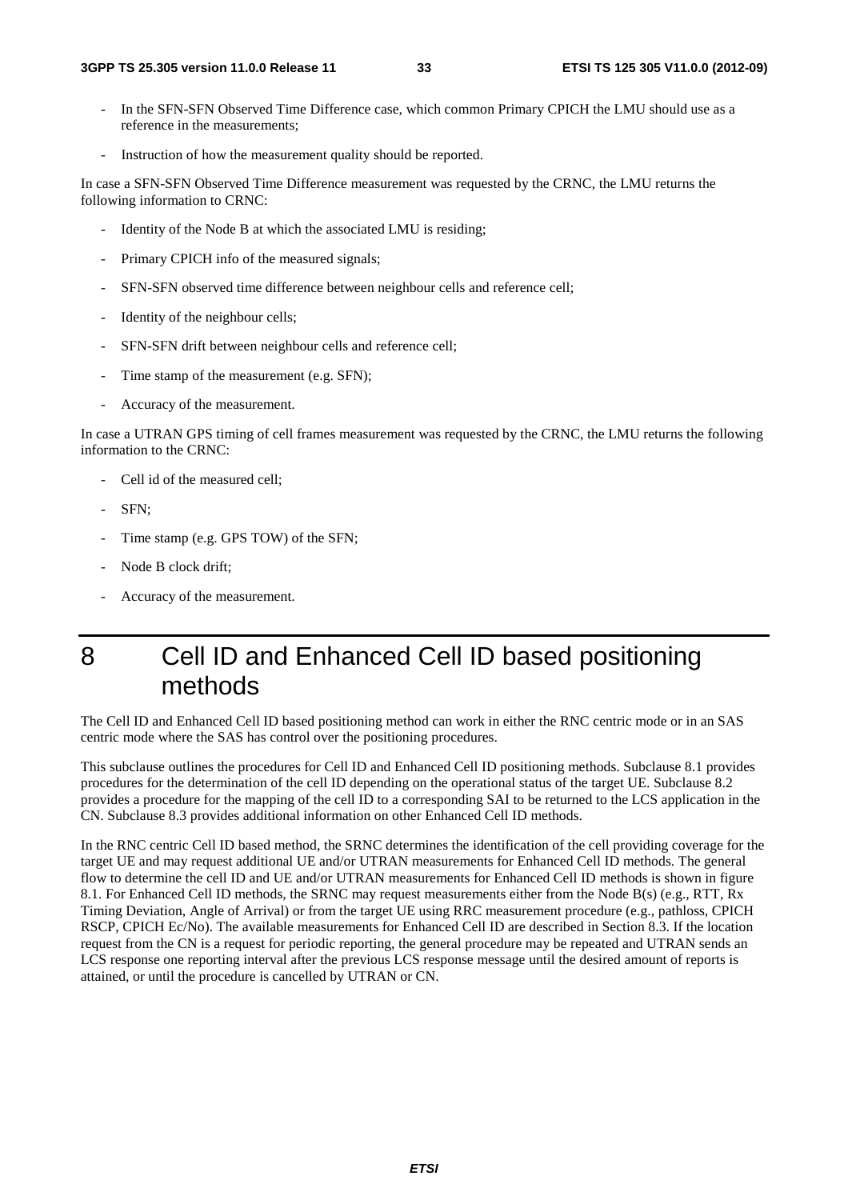- In the SFN-SFN Observed Time Difference case, which common Primary CPICH the LMU should use as a reference in the measurements;
- Instruction of how the measurement quality should be reported.

In case a SFN-SFN Observed Time Difference measurement was requested by the CRNC, the LMU returns the following information to CRNC:

- Identity of the Node B at which the associated LMU is residing;
- Primary CPICH info of the measured signals;
- SFN-SFN observed time difference between neighbour cells and reference cell;
- Identity of the neighbour cells;
- SFN-SFN drift between neighbour cells and reference cell;
- Time stamp of the measurement (e.g. SFN);
- Accuracy of the measurement.

In case a UTRAN GPS timing of cell frames measurement was requested by the CRNC, the LMU returns the following information to the CRNC:

- Cell id of the measured cell;
- SFN;
- Time stamp (e.g. GPS TOW) of the SFN;
- Node B clock drift;
- Accuracy of the measurement.

# 8 Cell ID and Enhanced Cell ID based positioning methods

The Cell ID and Enhanced Cell ID based positioning method can work in either the RNC centric mode or in an SAS centric mode where the SAS has control over the positioning procedures.

This subclause outlines the procedures for Cell ID and Enhanced Cell ID positioning methods. Subclause 8.1 provides procedures for the determination of the cell ID depending on the operational status of the target UE. Subclause 8.2 provides a procedure for the mapping of the cell ID to a corresponding SAI to be returned to the LCS application in the CN. Subclause 8.3 provides additional information on other Enhanced Cell ID methods.

In the RNC centric Cell ID based method, the SRNC determines the identification of the cell providing coverage for the target UE and may request additional UE and/or UTRAN measurements for Enhanced Cell ID methods. The general flow to determine the cell ID and UE and/or UTRAN measurements for Enhanced Cell ID methods is shown in figure 8.1. For Enhanced Cell ID methods, the SRNC may request measurements either from the Node B(s) (e.g., RTT, Rx Timing Deviation, Angle of Arrival) or from the target UE using RRC measurement procedure (e.g., pathloss, CPICH RSCP, CPICH Ec/No). The available measurements for Enhanced Cell ID are described in Section 8.3. If the location request from the CN is a request for periodic reporting, the general procedure may be repeated and UTRAN sends an LCS response one reporting interval after the previous LCS response message until the desired amount of reports is attained, or until the procedure is cancelled by UTRAN or CN.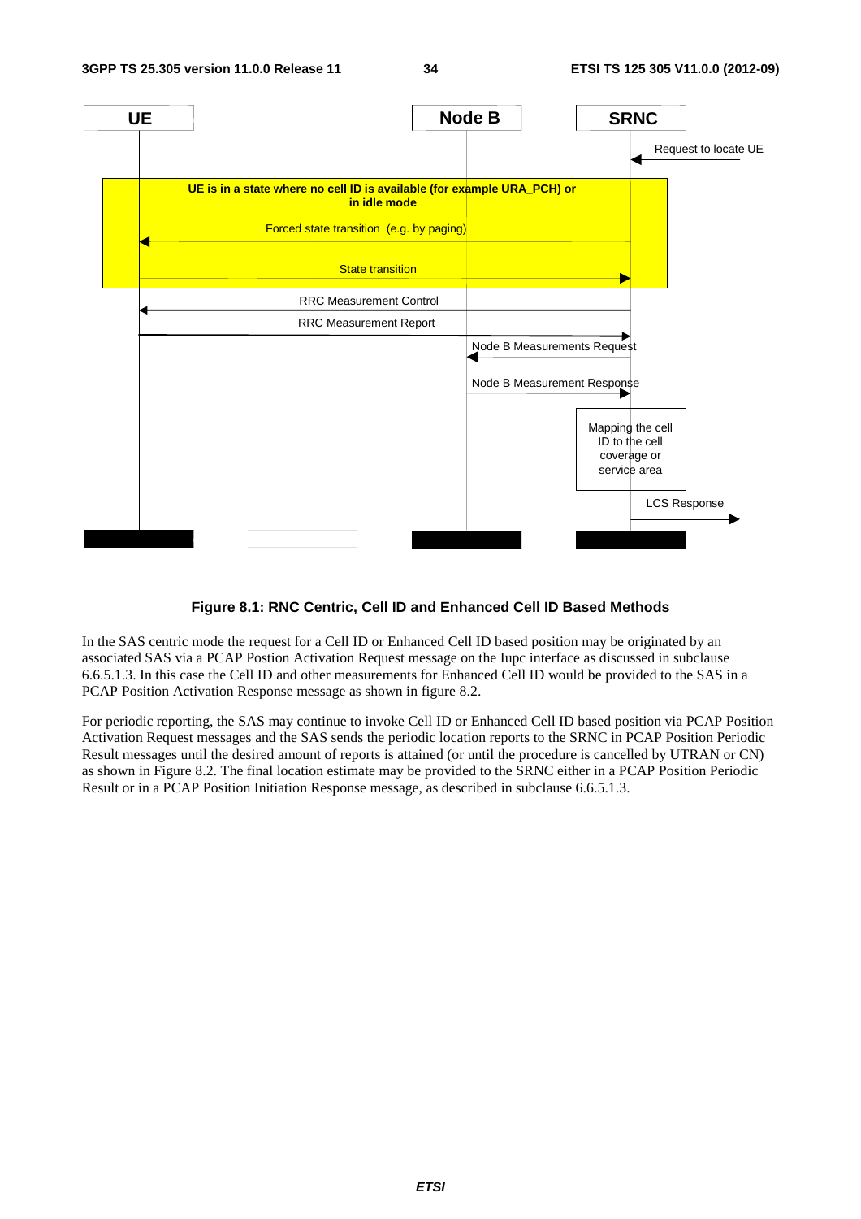**Figure 8.1: RNC Centric, Cell ID and Enhanced Cell ID Based Methods**

In the SAS centric mode the request for a Cell ID or Enhanced Cell ID based position may be originated by an associated SAS via a PCAP Postion Activation Request message on the Iupc interface as discussed in subclause 6.6.5.1.3. In this case the Cell ID and other measurements for Enhanced Cell ID would be provided to the SAS in a PCAP Position Activation Response message as shown in figure 8.2.

For periodic reporting, the SAS may continue to invoke Cell ID or Enhanced Cell ID based position via PCAP Position Activation Request messages and the SAS sends the periodic location reports to the SRNC in PCAP Position Periodic Result messages until the desired amount of reports is attained (or until the procedure is cancelled by UTRAN or CN) as shown in Figure 8.2. The final location estimate may be provided to the SRNC either in a PCAP Position Periodic Result or in a PCAP Position Initiation Response message, as described in subclause 6.6.5.1.3.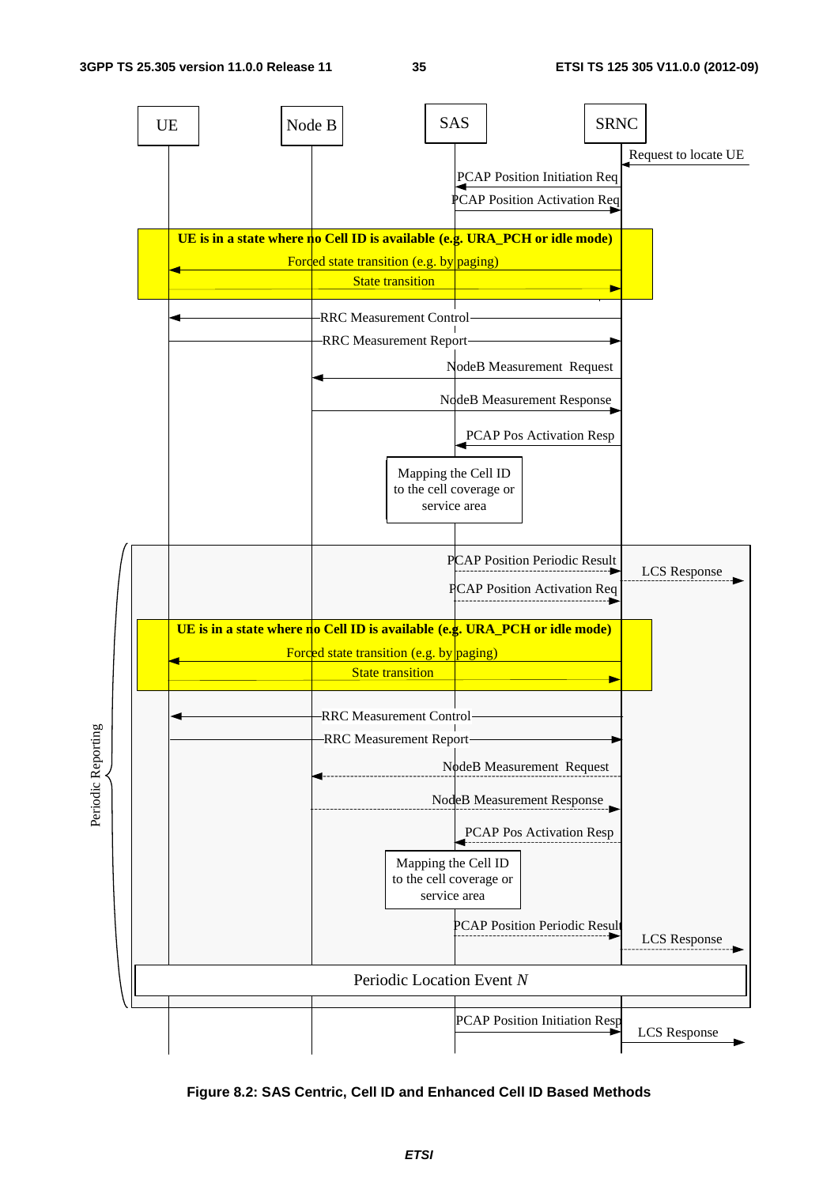**Figure 8.2: SAS Centric, Cell ID and Enhanced Cell ID Based Methods**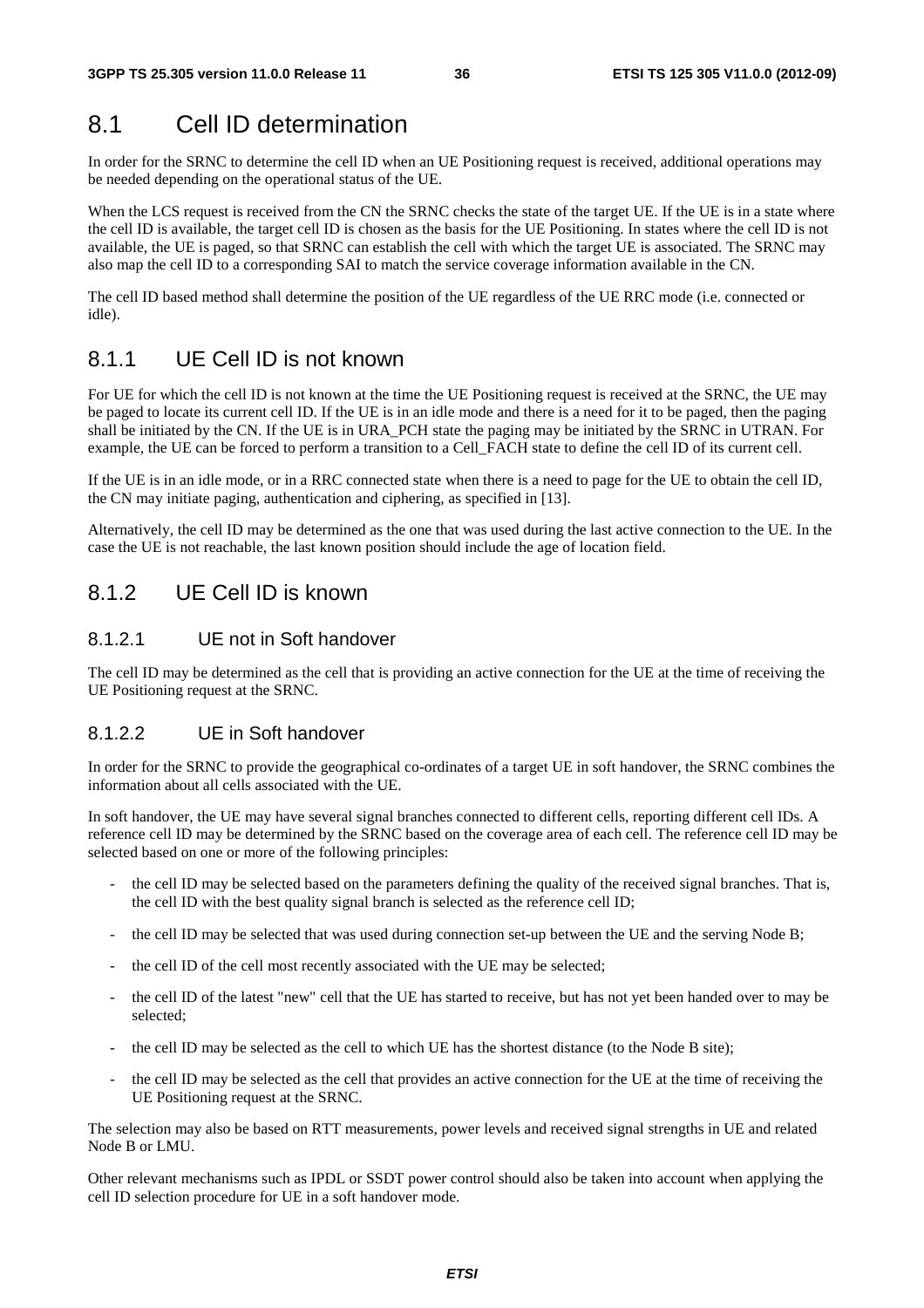## 8.1 Cell ID determination

In order for the SRNC to determine the cell ID when an UE Positioning request is received, additional operations may be needed depending on the operational status of the UE.

When the LCS request is received from the CN the SRNC checks the state of the target UE. If the UE is in a state where the cell ID is available, the target cell ID is chosen as the basis for the UE Positioning. In states where the cell ID is not available, the UE is paged, so that SRNC can establish the cell with which the target UE is associated. The SRNC may also map the cell ID to a corresponding SAI to match the service coverage information available in the CN.

The cell ID based method shall determine the position of the UE regardless of the UE RRC mode (i.e. connected or idle).

### 8.1.1 UE Cell ID is not known

For UE for which the cell ID is not known at the time the UE Positioning request is received at the SRNC, the UE may be paged to locate its current cell ID. If the UE is in an idle mode and there is a need for it to be paged, then the paging shall be initiated by the CN. If the UE is in URA_PCH state the paging may be initiated by the SRNC in UTRAN. For example, the UE can be forced to perform a transition to a Cell_FACH state to define the cell ID of its current cell.

If the UE is in an idle mode, or in a RRC connected state when there is a need to page for the UE to obtain the cell ID, the CN may initiate paging, authentication and ciphering, as specified in [13].

Alternatively, the cell ID may be determined as the one that was used during the last active connection to the UE. In the case the UE is not reachable, the last known position should include the age of location field.

### 8.1.2 UE Cell ID is known

#### 8.1.2.1 UE not in Soft handover

The cell ID may be determined as the cell that is providing an active connection for the UE at the time of receiving the UE Positioning request at the SRNC.

#### 8.1.2.2 UE in Soft handover

In order for the SRNC to provide the geographical co-ordinates of a target UE in soft handover, the SRNC combines the information about all cells associated with the UE.

In soft handover, the UE may have several signal branches connected to different cells, reporting different cell IDs. A reference cell ID may be determined by the SRNC based on the coverage area of each cell. The reference cell ID may be selected based on one or more of the following principles:

- the cell ID may be selected based on the parameters defining the quality of the received signal branches. That is, the cell ID with the best quality signal branch is selected as the reference cell ID;
- the cell ID may be selected that was used during connection set-up between the UE and the serving Node B;
- the cell ID of the cell most recently associated with the UE may be selected;
- the cell ID of the latest "new" cell that the UE has started to receive, but has not yet been handed over to may be selected;
- the cell ID may be selected as the cell to which UE has the shortest distance (to the Node B site);
- the cell ID may be selected as the cell that provides an active connection for the UE at the time of receiving the UE Positioning request at the SRNC.

The selection may also be based on RTT measurements, power levels and received signal strengths in UE and related Node B or LMU.

Other relevant mechanisms such as IPDL or SSDT power control should also be taken into account when applying the cell ID selection procedure for UE in a soft handover mode.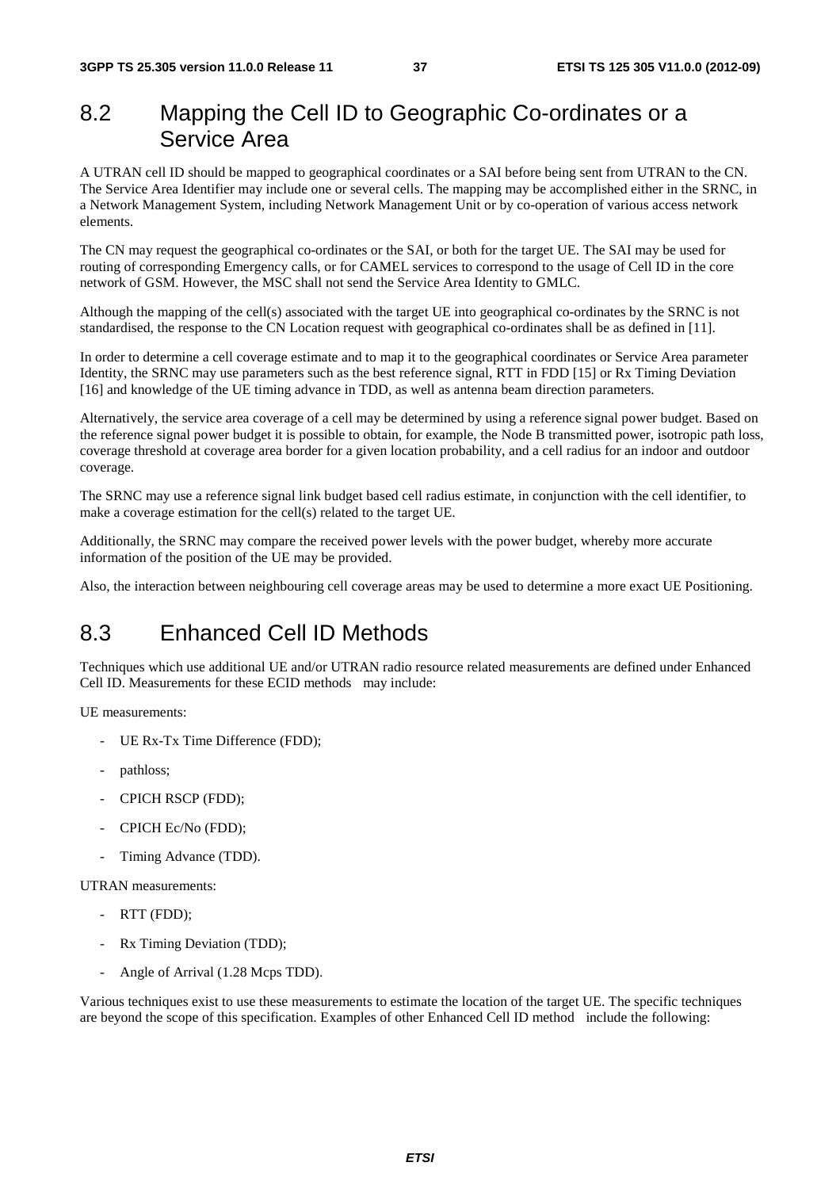## 8.2 Mapping the Cell ID to Geographic Co-ordinates or a Service Area

A UTRAN cell ID should be mapped to geographical coordinates or a SAI before being sent from UTRAN to the CN. The Service Area Identifier may include one or several cells. The mapping may be accomplished either in the SRNC, in a Network Management System, including Network Management Unit or by co-operation of various access network elements.

The CN may request the geographical co-ordinates or the SAI, or both for the target UE. The SAI may be used for routing of corresponding Emergency calls, or for CAMEL services to correspond to the usage of Cell ID in the core network of GSM. However, the MSC shall not send the Service Area Identity to GMLC.

Although the mapping of the cell(s) associated with the target UE into geographical co-ordinates by the SRNC is not standardised, the response to the CN Location request with geographical co-ordinates shall be as defined in [11].

In order to determine a cell coverage estimate and to map it to the geographical coordinates or Service Area parameter Identity, the SRNC may use parameters such as the best reference signal, RTT in FDD [15] or Rx Timing Deviation [16] and knowledge of the UE timing advance in TDD, as well as antenna beam direction parameters.

Alternatively, the service area coverage of a cell may be determined by using a reference signal power budget. Based on the reference signal power budget it is possible to obtain, for example, the Node B transmitted power, isotropic path loss, coverage threshold at coverage area border for a given location probability, and a cell radius for an indoor and outdoor coverage.

The SRNC may use a reference signal link budget based cell radius estimate, in conjunction with the cell identifier, to make a coverage estimation for the cell(s) related to the target UE.

Additionally, the SRNC may compare the received power levels with the power budget, whereby more accurate information of the position of the UE may be provided.

Also, the interaction between neighbouring cell coverage areas may be used to determine a more exact UE Positioning.

## 8.3 Enhanced Cell ID Methods

Techniques which use additional UE and/or UTRAN radio resource related measurements are defined under Enhanced Cell ID. Measurements for these ECID methods may include:

UE measurements:

- UE Rx-Tx Time Difference (FDD);
- pathloss;
- CPICH RSCP (FDD);
- CPICH Ec/No (FDD);
- Timing Advance (TDD).

UTRAN measurements:

- RTT (FDD);
- Rx Timing Deviation (TDD);
- Angle of Arrival (1.28 Mcps TDD).

Various techniques exist to use these measurements to estimate the location of the target UE. The specific techniques are beyond the scope of this specification. Examples of other Enhanced Cell ID method include the following: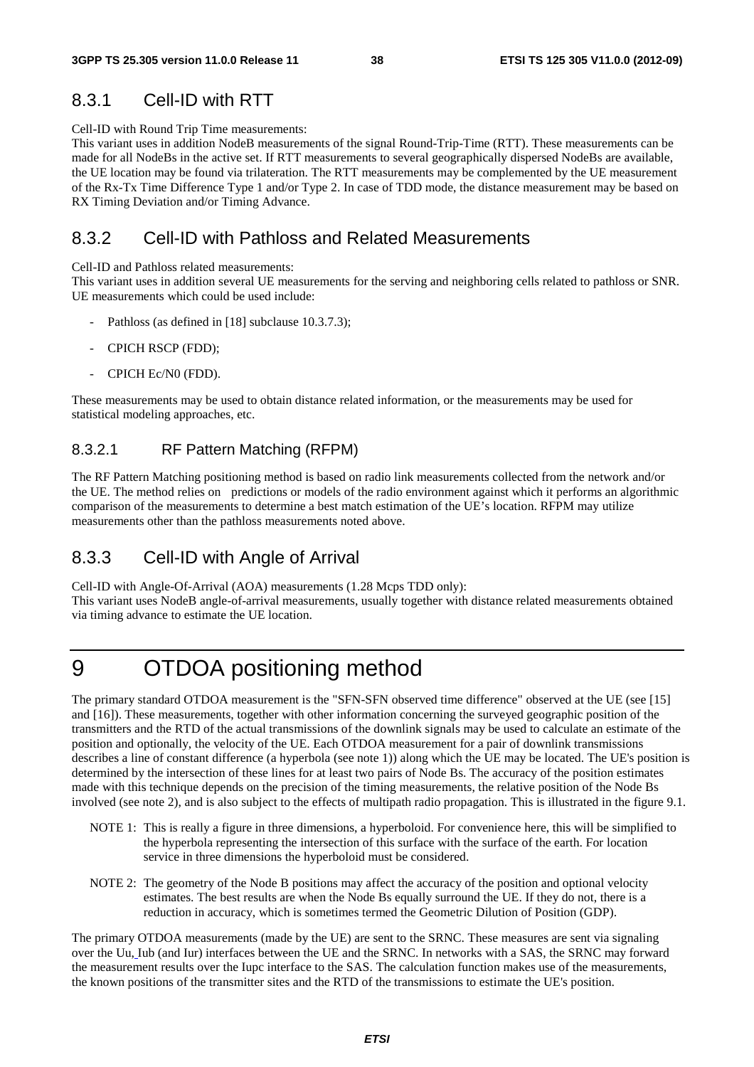### 8.3.1 Cell-ID with RTT

Cell-ID with Round Trip Time measurements:
This variant uses in addition NodeB measurements of the signal Round-Trip-Time (RTT). These measurements can be made for all NodeBs in the active set. If RTT measurements to several geographically dispersed NodeBs are available, the UE location may be found via trilateration. The RTT measurements may be complemented by the UE measurement of the Rx-Tx Time Difference Type 1 and/or Type 2. In case of TDD mode, the distance measurement may be based on RX Timing Deviation and/or Timing Advance.

### 8.3.2 Cell-ID with Pathloss and Related Measurements

Cell-ID and Pathloss related measurements:
This variant uses in addition several UE measurements for the serving and neighboring cells related to pathloss or SNR. UE measurements which could be used include:

- Pathloss (as defined in [18] subclause 10.3.7.3);
- CPICH RSCP (FDD);
- CPICH Ec/N0 (FDD).

These measurements may be used to obtain distance related information, or the measurements may be used for statistical modeling approaches, etc.

#### 8.3.2.1 RF Pattern Matching (RFPM)

The RF Pattern Matching positioning method is based on radio link measurements collected from the network and/or the UE. The method relies on predictions or models of the radio environment against which it performs an algorithmic comparison of the measurements to determine a best match estimation of the UE's location. RFPM may utilize measurements other than the pathloss measurements noted above.

### 8.3.3 Cell-ID with Angle of Arrival

Cell-ID with Angle-Of-Arrival (AOA) measurements (1.28 Mcps TDD only):
This variant uses NodeB angle-of-arrival measurements, usually together with distance related measurements obtained via timing advance to estimate the UE location.

# 9 OTDOA positioning method

The primary standard OTDOA measurement is the "SFN-SFN observed time difference" observed at the UE (see [15] and [16]). These measurements, together with other information concerning the surveyed geographic position of the transmitters and the RTD of the actual transmissions of the downlink signals may be used to calculate an estimate of the position and optionally, the velocity of the UE. Each OTDOA measurement for a pair of downlink transmissions describes a line of constant difference (a hyperbola (see note 1)) along which the UE may be located. The UE's position is determined by the intersection of these lines for at least two pairs of Node Bs. The accuracy of the position estimates made with this technique depends on the precision of the timing measurements, the relative position of the Node Bs involved (see note 2), and is also subject to the effects of multipath radio propagation. This is illustrated in the figure 9.1.

NOTE 1: This is really a figure in three dimensions, a hyperboloid. For convenience here, this will be simplified to the hyperbola representing the intersection of this surface with the surface of the earth. For location service in three dimensions the hyperboloid must be considered.

NOTE 2: The geometry of the Node B positions may affect the accuracy of the position and optional velocity estimates. The best results are when the Node Bs equally surround the UE. If they do not, there is a reduction in accuracy, which is sometimes termed the Geometric Dilution of Position (GDP).

The primary OTDOA measurements (made by the UE) are sent to the SRNC. These measures are sent via signaling over the Uu, Iub (and Iur) interfaces between the UE and the SRNC. In networks with a SAS, the SRNC may forward the measurement results over the Iupc interface to the SAS. The calculation function makes use of the measurements, the known positions of the transmitter sites and the RTD of the transmissions to estimate the UE's position.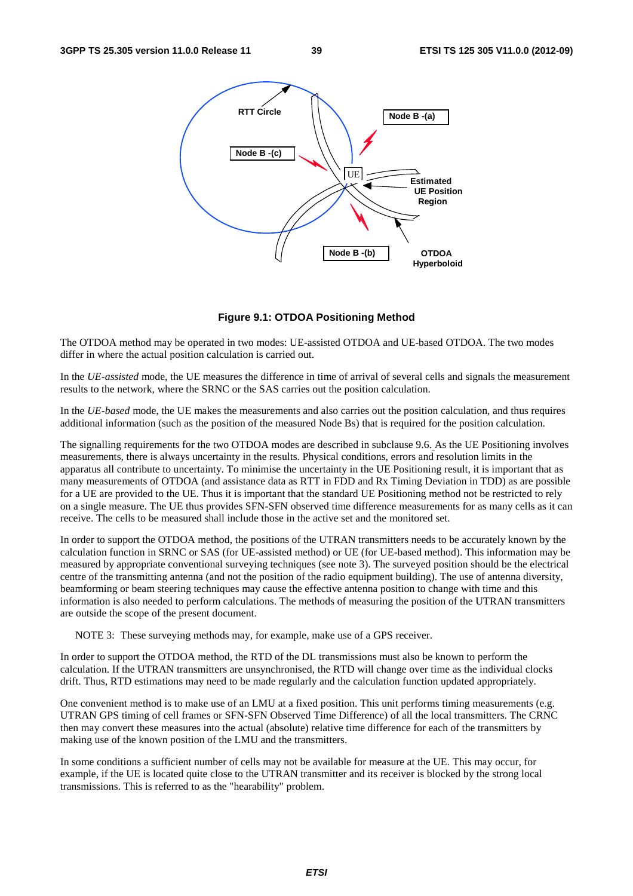**Figure 9.1: OTDOA Positioning Method**

The OTDOA method may be operated in two modes: UE-assisted OTDOA and UE-based OTDOA. The two modes differ in where the actual position calculation is carried out.

In the *UE-assisted* mode, the UE measures the difference in time of arrival of several cells and signals the measurement results to the network, where the SRNC or the SAS carries out the position calculation.

In the *UE-based* mode, the UE makes the measurements and also carries out the position calculation, and thus requires additional information (such as the position of the measured Node Bs) that is required for the position calculation.

The signalling requirements for the two OTDOA modes are described in subclause 9.6. As the UE Positioning involves measurements, there is always uncertainty in the results. Physical conditions, errors and resolution limits in the apparatus all contribute to uncertainty. To minimise the uncertainty in the UE Positioning result, it is important that as many measurements of OTDOA (and assistance data as RTT in FDD and Rx Timing Deviation in TDD) as are possible for a UE are provided to the UE. Thus it is important that the standard UE Positioning method not be restricted to rely on a single measure. The UE thus provides SFN-SFN observed time difference measurements for as many cells as it can receive. The cells to be measured shall include those in the active set and the monitored set.

In order to support the OTDOA method, the positions of the UTRAN transmitters needs to be accurately known by the calculation function in SRNC or SAS (for UE-assisted method) or UE (for UE-based method). This information may be measured by appropriate conventional surveying techniques (see note 3). The surveyed position should be the electrical centre of the transmitting antenna (and not the position of the radio equipment building). The use of antenna diversity, beamforming or beam steering techniques may cause the effective antenna position to change with time and this information is also needed to perform calculations. The methods of measuring the position of the UTRAN transmitters are outside the scope of the present document.

NOTE 3: These surveying methods may, for example, make use of a GPS receiver.

In order to support the OTDOA method, the RTD of the DL transmissions must also be known to perform the calculation. If the UTRAN transmitters are unsynchronised, the RTD will change over time as the individual clocks drift. Thus, RTD estimations may need to be made regularly and the calculation function updated appropriately.

One convenient method is to make use of an LMU at a fixed position. This unit performs timing measurements (e.g. UTRAN GPS timing of cell frames or SFN-SFN Observed Time Difference) of all the local transmitters. The CRNC then may convert these measures into the actual (absolute) relative time difference for each of the transmitters by making use of the known position of the LMU and the transmitters.

In some conditions a sufficient number of cells may not be available for measure at the UE. This may occur, for example, if the UE is located quite close to the UTRAN transmitter and its receiver is blocked by the strong local transmissions. This is referred to as the "hearability" problem.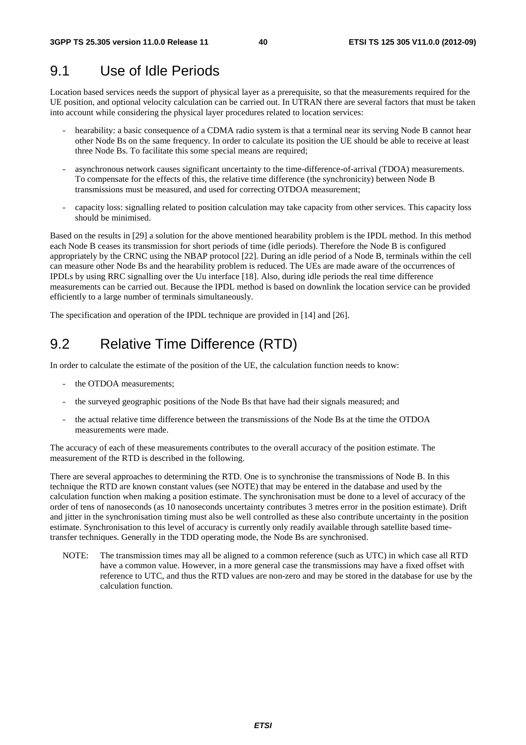## 9.1 Use of Idle Periods

Location based services needs the support of physical layer as a prerequisite, so that the measurements required for the UE position, and optional velocity calculation can be carried out. In UTRAN there are several factors that must be taken into account while considering the physical layer procedures related to location services:

- hearability: a basic consequence of a CDMA radio system is that a terminal near its serving Node B cannot hear other Node Bs on the same frequency. In order to calculate its position the UE should be able to receive at least three Node Bs. To facilitate this some special means are required;
- asynchronous network causes significant uncertainty to the time-difference-of-arrival (TDOA) measurements. To compensate for the effects of this, the relative time difference (the synchronicity) between Node B transmissions must be measured, and used for correcting OTDOA measurement;
- capacity loss: signalling related to position calculation may take capacity from other services. This capacity loss should be minimised.

Based on the results in [29] a solution for the above mentioned hearability problem is the IPDL method. In this method each Node B ceases its transmission for short periods of time (idle periods). Therefore the Node B is configured appropriately by the CRNC using the NBAP protocol [22]. During an idle period of a Node B, terminals within the cell can measure other Node Bs and the hearability problem is reduced. The UEs are made aware of the occurrences of IPDLs by using RRC signalling over the Uu interface [18]. Also, during idle periods the real time difference measurements can be carried out. Because the IPDL method is based on downlink the location service can be provided efficiently to a large number of terminals simultaneously.

The specification and operation of the IPDL technique are provided in [14] and [26].

## 9.2 Relative Time Difference (RTD)

In order to calculate the estimate of the position of the UE, the calculation function needs to know:

- the OTDOA measurements;
- the surveyed geographic positions of the Node Bs that have had their signals measured; and
- the actual relative time difference between the transmissions of the Node Bs at the time the OTDOA measurements were made.

The accuracy of each of these measurements contributes to the overall accuracy of the position estimate. The measurement of the RTD is described in the following.

There are several approaches to determining the RTD. One is to synchronise the transmissions of Node B. In this technique the RTD are known constant values (see NOTE) that may be entered in the database and used by the calculation function when making a position estimate. The synchronisation must be done to a level of accuracy of the order of tens of nanoseconds (as 10 nanoseconds uncertainty contributes 3 metres error in the position estimate). Drift and jitter in the synchronisation timing must also be well controlled as these also contribute uncertainty in the position estimate. Synchronisation to this level of accuracy is currently only readily available through satellite based time-transfer techniques. Generally in the TDD operating mode, the Node Bs are synchronised.

NOTE: The transmission times may all be aligned to a common reference (such as UTC) in which case all RTD have a common value. However, in a more general case the transmissions may have a fixed offset with reference to UTC, and thus the RTD values are non-zero and may be stored in the database for use by the calculation function.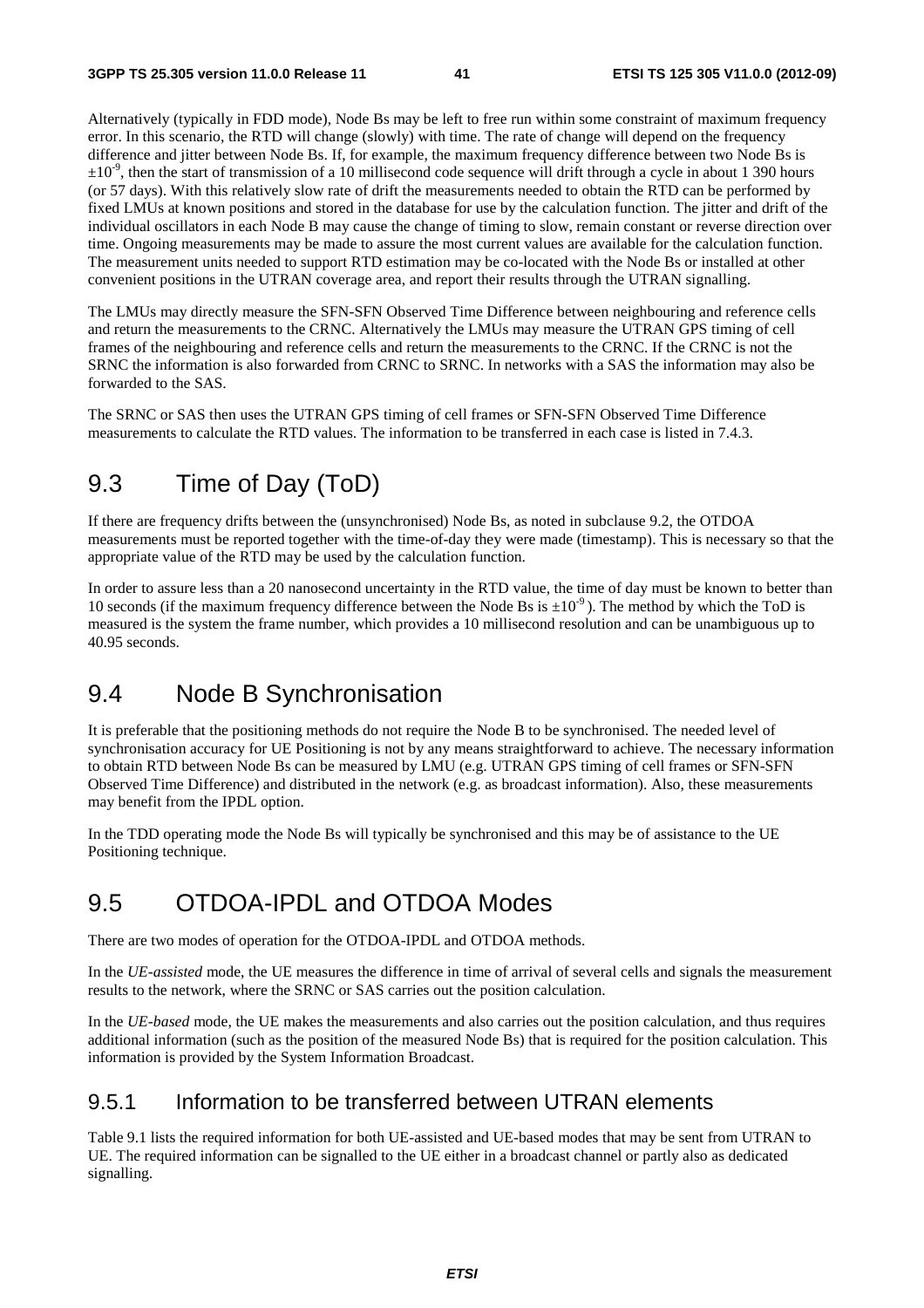Alternatively (typically in FDD mode), Node Bs may be left to free run within some constraint of maximum frequency error. In this scenario, the RTD will change (slowly) with time. The rate of change will depend on the frequency difference and jitter between Node Bs. If, for example, the maximum frequency difference between two Node Bs is $\pm 10^{-9}$, then the start of transmission of a 10 millisecond code sequence will drift through a cycle in about 1 390 hours (or 57 days). With this relatively slow rate of drift the measurements needed to obtain the RTD can be performed by fixed LMUs at known positions and stored in the database for use by the calculation function. The jitter and drift of the individual oscillators in each Node B may cause the change of timing to slow, remain constant or reverse direction over time. Ongoing measurements may be made to assure the most current values are available for the calculation function. The measurement units needed to support RTD estimation may be co-located with the Node Bs or installed at other convenient positions in the UTRAN coverage area, and report their results through the UTRAN signalling.

The LMUs may directly measure the SFN-SFN Observed Time Difference between neighbouring and reference cells and return the measurements to the CRNC. Alternatively the LMUs may measure the UTRAN GPS timing of cell frames of the neighbouring and reference cells and return the measurements to the CRNC. If the CRNC is not the SRNC the information is also forwarded from CRNC to SRNC. In networks with a SAS the information may also be forwarded to the SAS.

The SRNC or SAS then uses the UTRAN GPS timing of cell frames or SFN-SFN Observed Time Difference measurements to calculate the RTD values. The information to be transferred in each case is listed in 7.4.3.

## 9.3 Time of Day (ToD)

If there are frequency drifts between the (unsynchronised) Node Bs, as noted in subclause 9.2, the OTDOA measurements must be reported together with the time-of-day they were made (timestamp). This is necessary so that the appropriate value of the RTD may be used by the calculation function.

In order to assure less than a 20 nanosecond uncertainty in the RTD value, the time of day must be known to better than 10 seconds (if the maximum frequency difference between the Node Bs is $\pm 10^{-9}$). The method by which the ToD is measured is the system the frame number, which provides a 10 millisecond resolution and can be unambiguous up to 40.95 seconds.

## 9.4 Node B Synchronisation

It is preferable that the positioning methods do not require the Node B to be synchronised. The needed level of synchronisation accuracy for UE Positioning is not by any means straightforward to achieve. The necessary information to obtain RTD between Node Bs can be measured by LMU (e.g. UTRAN GPS timing of cell frames or SFN-SFN Observed Time Difference) and distributed in the network (e.g. as broadcast information). Also, these measurements may benefit from the IPDL option.

In the TDD operating mode the Node Bs will typically be synchronised and this may be of assistance to the UE Positioning technique.

## 9.5 OTDOA-IPDL and OTDOA Modes

There are two modes of operation for the OTDOA-IPDL and OTDOA methods.

In the *UE-assisted* mode, the UE measures the difference in time of arrival of several cells and signals the measurement results to the network, where the SRNC or SAS carries out the position calculation.

In the *UE-based* mode, the UE makes the measurements and also carries out the position calculation, and thus requires additional information (such as the position of the measured Node Bs) that is required for the position calculation. This information is provided by the System Information Broadcast.

### 9.5.1 Information to be transferred between UTRAN elements

Table 9.1 lists the required information for both UE-assisted and UE-based modes that may be sent from UTRAN to UE. The required information can be signalled to the UE either in a broadcast channel or partly also as dedicated signalling.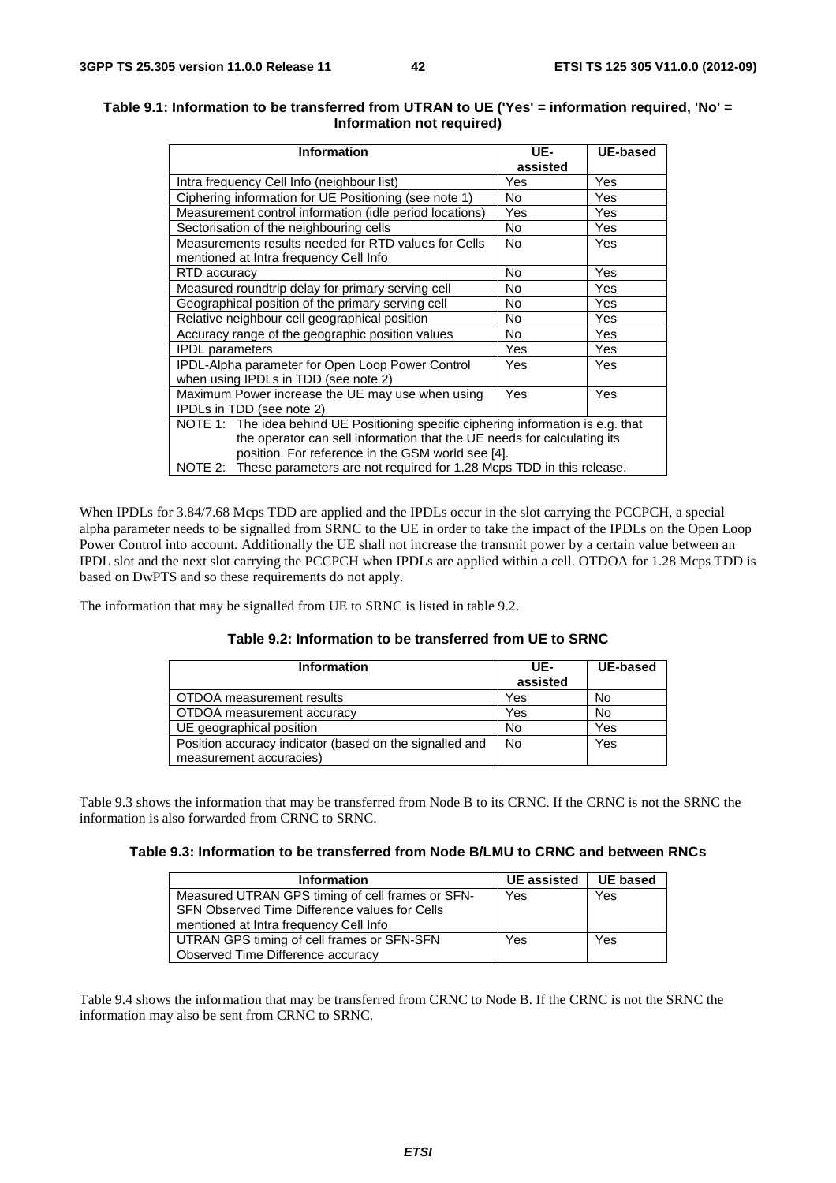**Table 9.1: Information to be transferred from UTRAN to UE ('Yes' = information required, 'No' = Information not required)**

| Information | UE-assisted | UE-based |
|---|---|---|
| Intra frequency Cell Info (neighbour list) | Yes | Yes |
| Ciphering information for UE Positioning (see note 1) | No | Yes |
| Measurement control information (idle period locations) | Yes | Yes |
| Sectorisation of the neighbouring cells | No | Yes |
| Measurements results needed for RTD values for Cells mentioned at Intra frequency Cell Info | No | Yes |
| RTD accuracy | No | Yes |
| Measured roundtrip delay for primary serving cell | No | Yes |
| Geographical position of the primary serving cell | No | Yes |
| Relative neighbour cell geographical position | No | Yes |
| Accuracy range of the geographic position values | No | Yes |
| IPDL parameters | Yes | Yes |
| IPDL-Alpha parameter for Open Loop Power Control when using IPDLs in TDD (see note 2) | Yes | Yes |
| Maximum Power increase the UE may use when using IPDLs in TDD (see note 2) | Yes | Yes |
| NOTE 1: The idea behind UE Positioning specific ciphering information is e.g. that the operator can sell information that the UE needs for calculating its position. For reference in the GSM world see [4]. NOTE 2: These parameters are not required for 1.28 Mcps TDD in this release. | | |

When IPDLs for 3.84/7.68 Mcps TDD are applied and the IPDLs occur in the slot carrying the PCCPCH, a special alpha parameter needs to be signalled from SRNC to the UE in order to take the impact of the IPDLs on the Open Loop Power Control into account. Additionally the UE shall not increase the transmit power by a certain value between an IPDL slot and the next slot carrying the PCCPCH when IPDLs are applied within a cell. OTDOA for 1.28 Mcps TDD is based on DwPTS and so these requirements do not apply.

The information that may be signalled from UE to SRNC is listed in table 9.2.

**Table 9.2: Information to be transferred from UE to SRNC**

| Information | UE-assisted | UE-based |
|---|---|---|
| OTDOA measurement results | Yes | No |
| OTDOA measurement accuracy | Yes | No |
| UE geographical position | No | Yes |
| Position accuracy indicator (based on the signalled and measurement accuracies) | No | Yes |

Table 9.3 shows the information that may be transferred from Node B to its CRNC. If the CRNC is not the SRNC the information is also forwarded from CRNC to SRNC.

**Table 9.3: Information to be transferred from Node B/LMU to CRNC and between RNCs**

| Information | UE assisted | UE based |
|---|---|---|
| Measured UTRAN GPS timing of cell frames or SFN-SFN Observed Time Difference values for Cells mentioned at Intra frequency Cell Info | Yes | Yes |
| UTRAN GPS timing of cell frames or SFN-SFN Observed Time Difference accuracy | Yes | Yes |

Table 9.4 shows the information that may be transferred from CRNC to Node B. If the CRNC is not the SRNC the information may also be sent from CRNC to SRNC.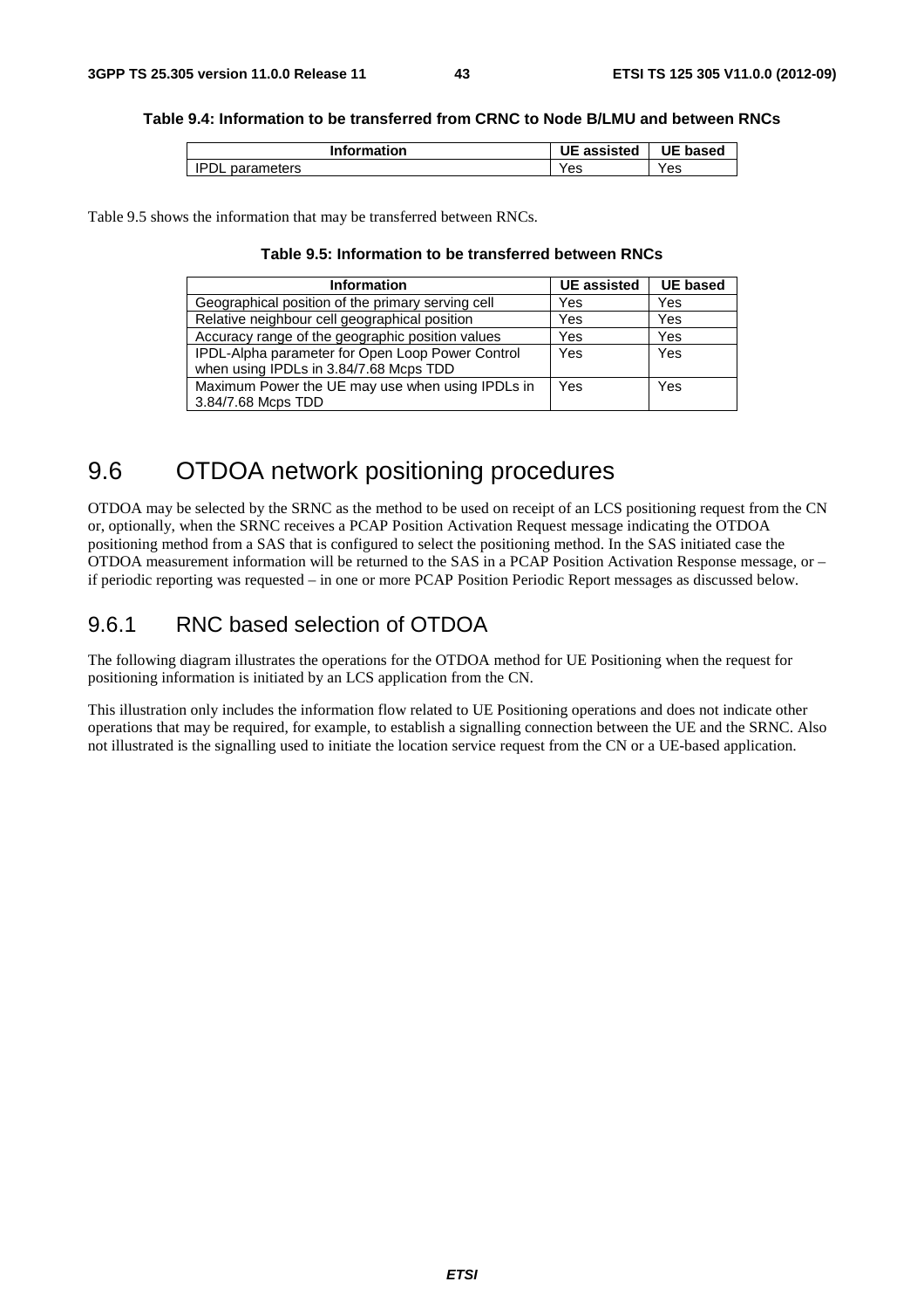**Table 9.4: Information to be transferred from CRNC to Node B/LMU and between RNCs**

| Information | UE assisted | UE based |
|---|---|---|
| IPDL parameters | Yes | Yes |

Table 9.5 shows the information that may be transferred between RNCs.

**Table 9.5: Information to be transferred between RNCs**

| Information | UE assisted | UE based |
|---|---|---|
| Geographical position of the primary serving cell | Yes | Yes |
| Relative neighbour cell geographical position | Yes | Yes |
| Accuracy range of the geographic position values | Yes | Yes |
| IPDL-Alpha parameter for Open Loop Power Control when using IPDLs in 3.84/7.68 Mcps TDD | Yes | Yes |
| Maximum Power the UE may use when using IPDLs in 3.84/7.68 Mcps TDD | Yes | Yes |

## 9.6 OTDOA network positioning procedures

OTDOA may be selected by the SRNC as the method to be used on receipt of an LCS positioning request from the CN or, optionally, when the SRNC receives a PCAP Position Activation Request message indicating the OTDOA positioning method from a SAS that is configured to select the positioning method. In the SAS initiated case the OTDOA measurement information will be returned to the SAS in a PCAP Position Activation Response message, or – if periodic reporting was requested – in one or more PCAP Position Periodic Report messages as discussed below.

### 9.6.1 RNC based selection of OTDOA

The following diagram illustrates the operations for the OTDOA method for UE Positioning when the request for positioning information is initiated by an LCS application from the CN.

This illustration only includes the information flow related to UE Positioning operations and does not indicate other operations that may be required, for example, to establish a signalling connection between the UE and the SRNC. Also not illustrated is the signalling used to initiate the location service request from the CN or a UE-based application.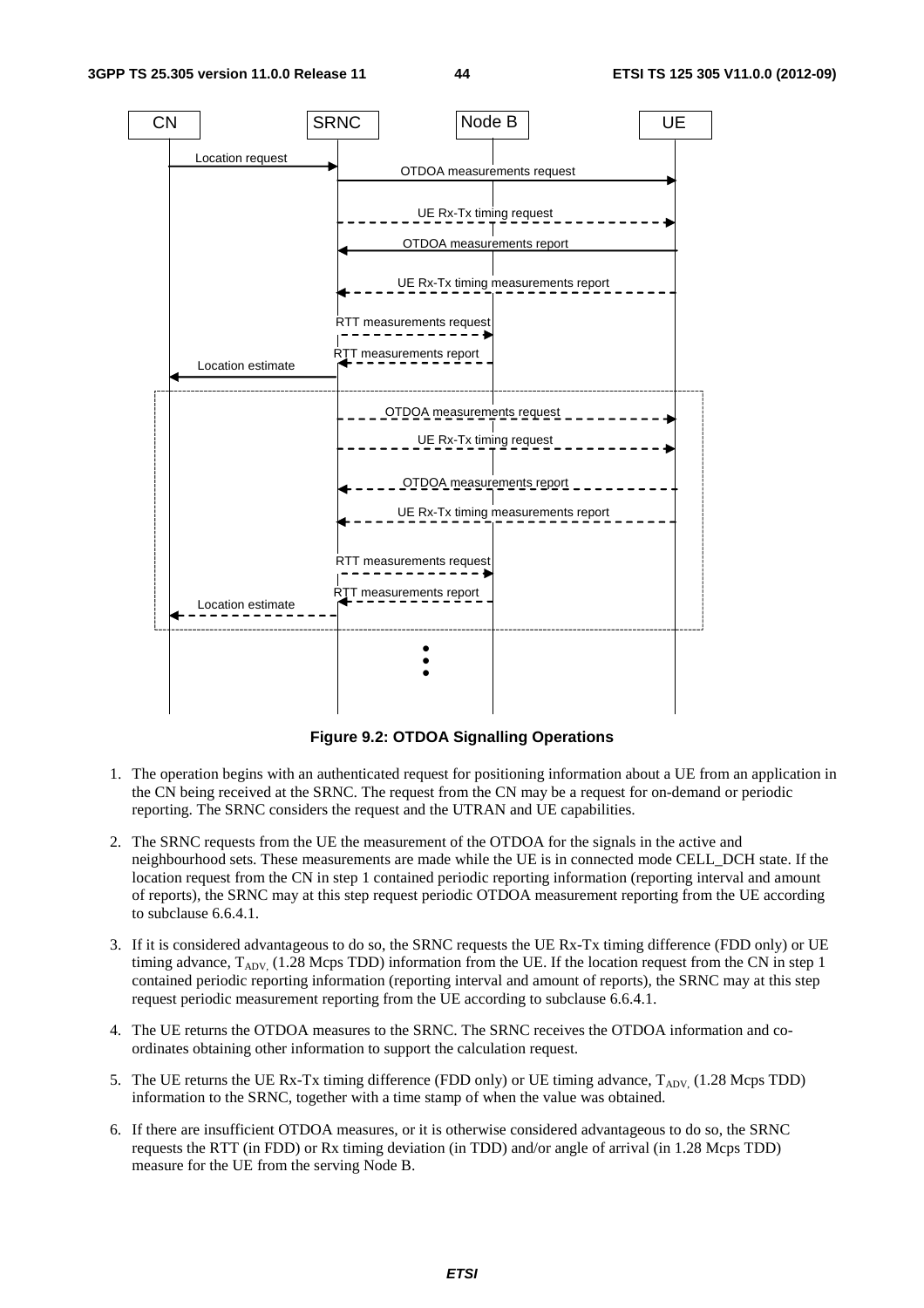**Figure 9.2: OTDOA Signalling Operations**

1. The operation begins with an authenticated request for positioning information about a UE from an application in the CN being received at the SRNC. The request from the CN may be a request for on-demand or periodic reporting. The SRNC considers the request and the UTRAN and UE capabilities.

2. The SRNC requests from the UE the measurement of the OTDOA for the signals in the active and neighbourhood sets. These measurements are made while the UE is in connected mode CELL_DCH state. If the location request from the CN in step 1 contained periodic reporting information (reporting interval and amount of reports), the SRNC may at this step request periodic OTDOA measurement reporting from the UE according to subclause 6.6.4.1.

3. If it is considered advantageous to do so, the SRNC requests the UE Rx-Tx timing difference (FDD only) or UE timing advance, $T_{ADV,}$ (1.28 Mcps TDD) information from the UE. If the location request from the CN in step 1 contained periodic reporting information (reporting interval and amount of reports), the SRNC may at this step request periodic measurement reporting from the UE according to subclause 6.6.4.1.

4. The UE returns the OTDOA measures to the SRNC. The SRNC receives the OTDOA information and co-ordinates obtaining other information to support the calculation request.

5. The UE returns the UE Rx-Tx timing difference (FDD only) or UE timing advance, $T_{ADV,}$ (1.28 Mcps TDD) information to the SRNC, together with a time stamp of when the value was obtained.

6. If there are insufficient OTDOA measures, or it is otherwise considered advantageous to do so, the SRNC requests the RTT (in FDD) or Rx timing deviation (in TDD) and/or angle of arrival (in 1.28 Mcps TDD) measure for the UE from the serving Node B.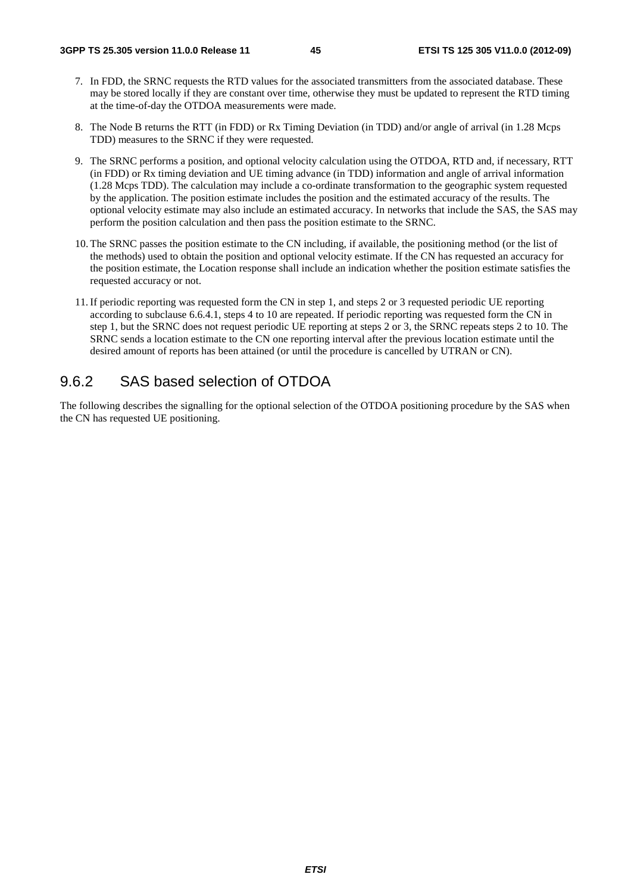7. In FDD, the SRNC requests the RTD values for the associated transmitters from the associated database. These may be stored locally if they are constant over time, otherwise they must be updated to represent the RTD timing at the time-of-day the OTDOA measurements were made.

8. The Node B returns the RTT (in FDD) or Rx Timing Deviation (in TDD) and/or angle of arrival (in 1.28 Mcps TDD) measures to the SRNC if they were requested.

9. The SRNC performs a position, and optional velocity calculation using the OTDOA, RTD and, if necessary, RTT (in FDD) or Rx timing deviation and UE timing advance (in TDD) information and angle of arrival information (1.28 Mcps TDD). The calculation may include a co-ordinate transformation to the geographic system requested by the application. The position estimate includes the position and the estimated accuracy of the results. The optional velocity estimate may also include an estimated accuracy. In networks that include the SAS, the SAS may perform the position calculation and then pass the position estimate to the SRNC.

10. The SRNC passes the position estimate to the CN including, if available, the positioning method (or the list of the methods) used to obtain the position and optional velocity estimate. If the CN has requested an accuracy for the position estimate, the Location response shall include an indication whether the position estimate satisfies the requested accuracy or not.

11. If periodic reporting was requested form the CN in step 1, and steps 2 or 3 requested periodic UE reporting according to subclause 6.6.4.1, steps 4 to 10 are repeated. If periodic reporting was requested form the CN in step 1, but the SRNC does not request periodic UE reporting at steps 2 or 3, the SRNC repeats steps 2 to 10. The SRNC sends a location estimate to the CN one reporting interval after the previous location estimate until the desired amount of reports has been attained (or until the procedure is cancelled by UTRAN or CN).

### 9.6.2 SAS based selection of OTDOA

The following describes the signalling for the optional selection of the OTDOA positioning procedure by the SAS when the CN has requested UE positioning.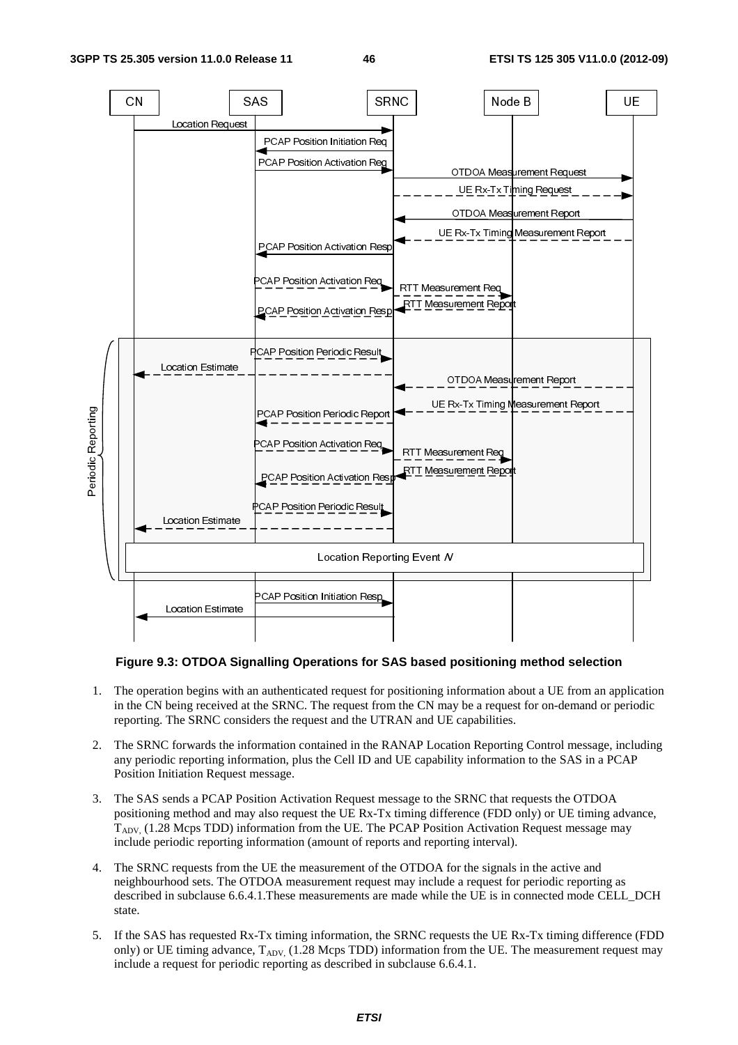**Figure 9.3: OTDOA Signalling Operations for SAS based positioning method selection**

1. The operation begins with an authenticated request for positioning information about a UE from an application in the CN being received at the SRNC. The request from the CN may be a request for on-demand or periodic reporting. The SRNC considers the request and the UTRAN and UE capabilities.

2. The SRNC forwards the information contained in the RANAP Location Reporting Control message, including any periodic reporting information, plus the Cell ID and UE capability information to the SAS in a PCAP Position Initiation Request message.

3. The SAS sends a PCAP Position Activation Request message to the SRNC that requests the OTDOA positioning method and may also request the UE Rx-Tx timing difference (FDD only) or UE timing advance, $T_{ADV,}$ (1.28 Mcps TDD) information from the UE. The PCAP Position Activation Request message may include periodic reporting information (amount of reports and reporting interval).

4. The SRNC requests from the UE the measurement of the OTDOA for the signals in the active and neighbourhood sets. The OTDOA measurement request may include a request for periodic reporting as described in subclause 6.6.4.1.These measurements are made while the UE is in connected mode CELL_DCH state.

5. If the SAS has requested Rx-Tx timing information, the SRNC requests the UE Rx-Tx timing difference (FDD only) or UE timing advance, $T_{ADV,}$ (1.28 Mcps TDD) information from the UE. The measurement request may include a request for periodic reporting as described in subclause 6.6.4.1.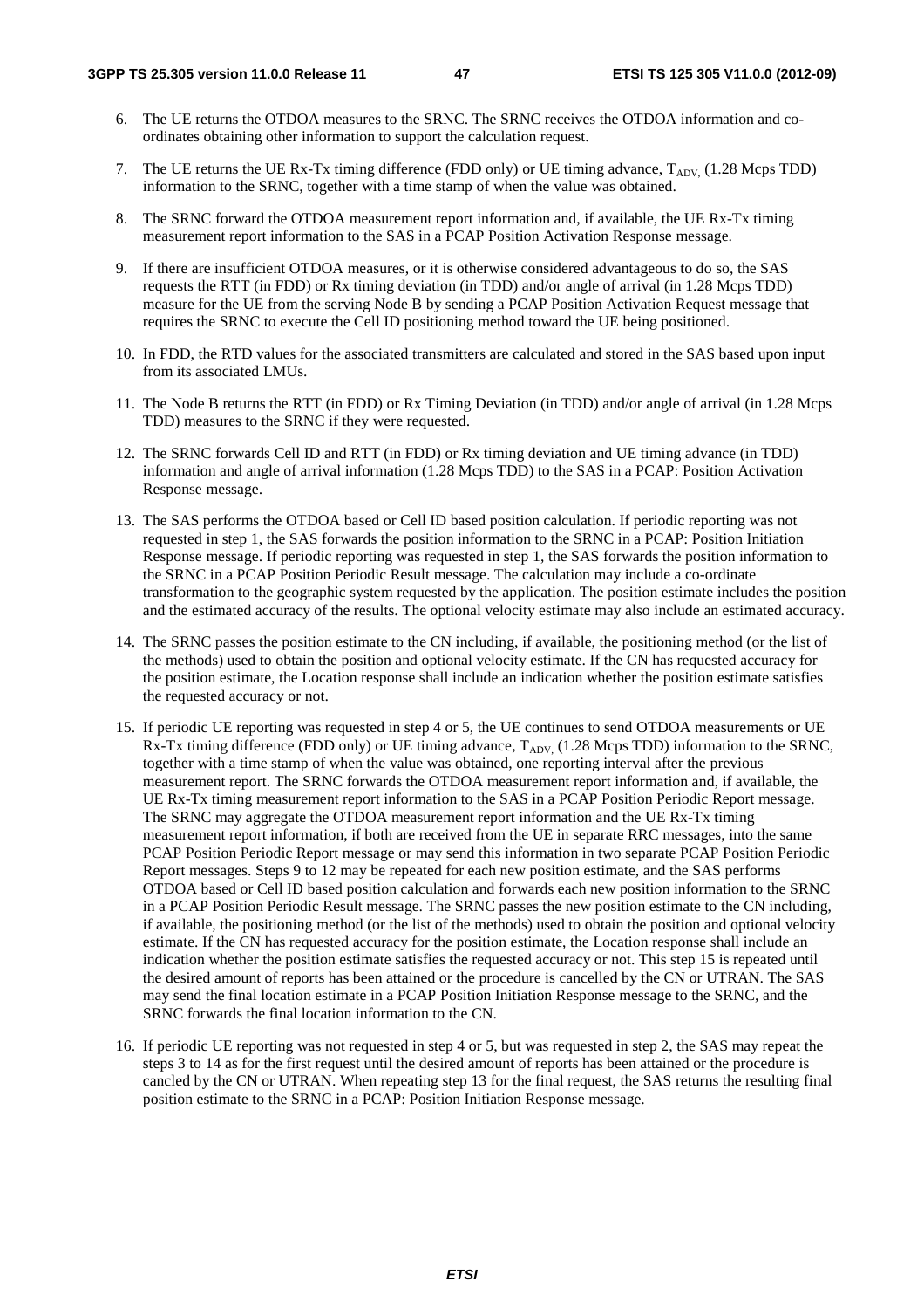6. The UE returns the OTDOA measures to the SRNC. The SRNC receives the OTDOA information and co-ordinates obtaining other information to support the calculation request.

7. The UE returns the UE Rx-Tx timing difference (FDD only) or UE timing advance, $T_{ADV,}$ (1.28 Mcps TDD) information to the SRNC, together with a time stamp of when the value was obtained.

8. The SRNC forward the OTDOA measurement report information and, if available, the UE Rx-Tx timing measurement report information to the SAS in a PCAP Position Activation Response message.

9. If there are insufficient OTDOA measures, or it is otherwise considered advantageous to do so, the SAS requests the RTT (in FDD) or Rx timing deviation (in TDD) and/or angle of arrival (in 1.28 Mcps TDD) measure for the UE from the serving Node B by sending a PCAP Position Activation Request message that requires the SRNC to execute the Cell ID positioning method toward the UE being positioned.

10. In FDD, the RTD values for the associated transmitters are calculated and stored in the SAS based upon input from its associated LMUs.

11. The Node B returns the RTT (in FDD) or Rx Timing Deviation (in TDD) and/or angle of arrival (in 1.28 Mcps TDD) measures to the SRNC if they were requested.

12. The SRNC forwards Cell ID and RTT (in FDD) or Rx timing deviation and UE timing advance (in TDD) information and angle of arrival information (1.28 Mcps TDD) to the SAS in a PCAP: Position Activation Response message.

13. The SAS performs the OTDOA based or Cell ID based position calculation. If periodic reporting was not requested in step 1, the SAS forwards the position information to the SRNC in a PCAP: Position Initiation Response message. If periodic reporting was requested in step 1, the SAS forwards the position information to the SRNC in a PCAP Position Periodic Result message. The calculation may include a co-ordinate transformation to the geographic system requested by the application. The position estimate includes the position and the estimated accuracy of the results. The optional velocity estimate may also include an estimated accuracy.

14. The SRNC passes the position estimate to the CN including, if available, the positioning method (or the list of the methods) used to obtain the position and optional velocity estimate. If the CN has requested accuracy for the position estimate, the Location response shall include an indication whether the position estimate satisfies the requested accuracy or not.

15. If periodic UE reporting was requested in step 4 or 5, the UE continues to send OTDOA measurements or UE Rx-Tx timing difference (FDD only) or UE timing advance, $T_{ADV,}$ (1.28 Mcps TDD) information to the SRNC, together with a time stamp of when the value was obtained, one reporting interval after the previous measurement report. The SRNC forwards the OTDOA measurement report information and, if available, the UE Rx-Tx timing measurement report information to the SAS in a PCAP Position Periodic Report message. The SRNC may aggregate the OTDOA measurement report information and the UE Rx-Tx timing measurement report information, if both are received from the UE in separate RRC messages, into the same PCAP Position Periodic Report message or may send this information in two separate PCAP Position Periodic Report messages. Steps 9 to 12 may be repeated for each new position estimate, and the SAS performs OTDOA based or Cell ID based position calculation and forwards each new position information to the SRNC in a PCAP Position Periodic Result message. The SRNC passes the new position estimate to the CN including, if available, the positioning method (or the list of the methods) used to obtain the position and optional velocity estimate. If the CN has requested accuracy for the position estimate, the Location response shall include an indication whether the position estimate satisfies the requested accuracy or not. This step 15 is repeated until the desired amount of reports has been attained or the procedure is cancelled by the CN or UTRAN. The SAS may send the final location estimate in a PCAP Position Initiation Response message to the SRNC, and the SRNC forwards the final location information to the CN.

16. If periodic UE reporting was not requested in step 4 or 5, but was requested in step 2, the SAS may repeat the steps 3 to 14 as for the first request until the desired amount of reports has been attained or the procedure is cancled by the CN or UTRAN. When repeating step 13 for the final request, the SAS returns the resulting final position estimate to the SRNC in a PCAP: Position Initiation Response message.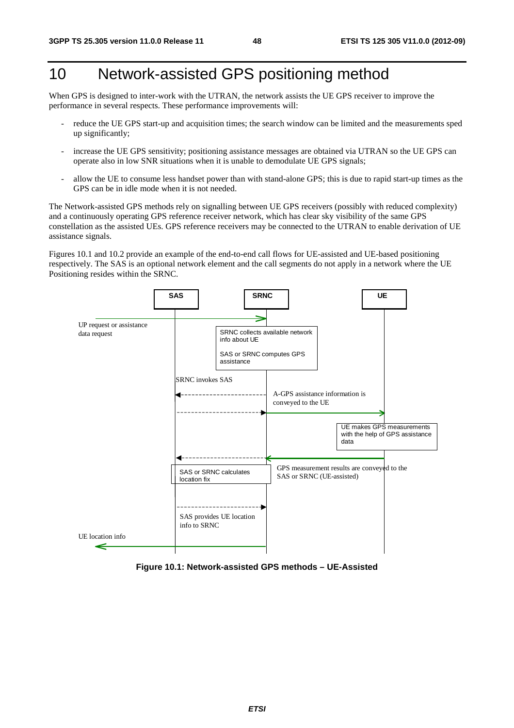# 10 Network-assisted GPS positioning method

When GPS is designed to inter-work with the UTRAN, the network assists the UE GPS receiver to improve the performance in several respects. These performance improvements will:

- reduce the UE GPS start-up and acquisition times; the search window can be limited and the measurements sped up significantly;
- increase the UE GPS sensitivity; positioning assistance messages are obtained via UTRAN so the UE GPS can operate also in low SNR situations when it is unable to demodulate UE GPS signals;
- allow the UE to consume less handset power than with stand-alone GPS; this is due to rapid start-up times as the GPS can be in idle mode when it is not needed.

The Network-assisted GPS methods rely on signalling between UE GPS receivers (possibly with reduced complexity) and a continuously operating GPS reference receiver network, which has clear sky visibility of the same GPS constellation as the assisted UEs. GPS reference receivers may be connected to the UTRAN to enable derivation of UE assistance signals.

Figures 10.1 and 10.2 provide an example of the end-to-end call flows for UE-assisted and UE-based positioning respectively. The SAS is an optional network element and the call segments do not apply in a network where the UE Positioning resides within the SRNC.

SAS | SRNC | UE

UP request or assistance data request

SRNC collects available network info about UE

SAS or SRNC computes GPS assistance

SRNC invokes SAS

A-GPS assistance information is conveyed to the UE

UE makes GPS measurements with the help of GPS assistance data

GPS measurement results are conveyed to the SAS or SRNC (UE-assisted)

SAS or SRNC calculates location fix

SAS provides UE location info to SRNC

UE location info

**Figure 10.1: Network-assisted GPS methods – UE-Assisted**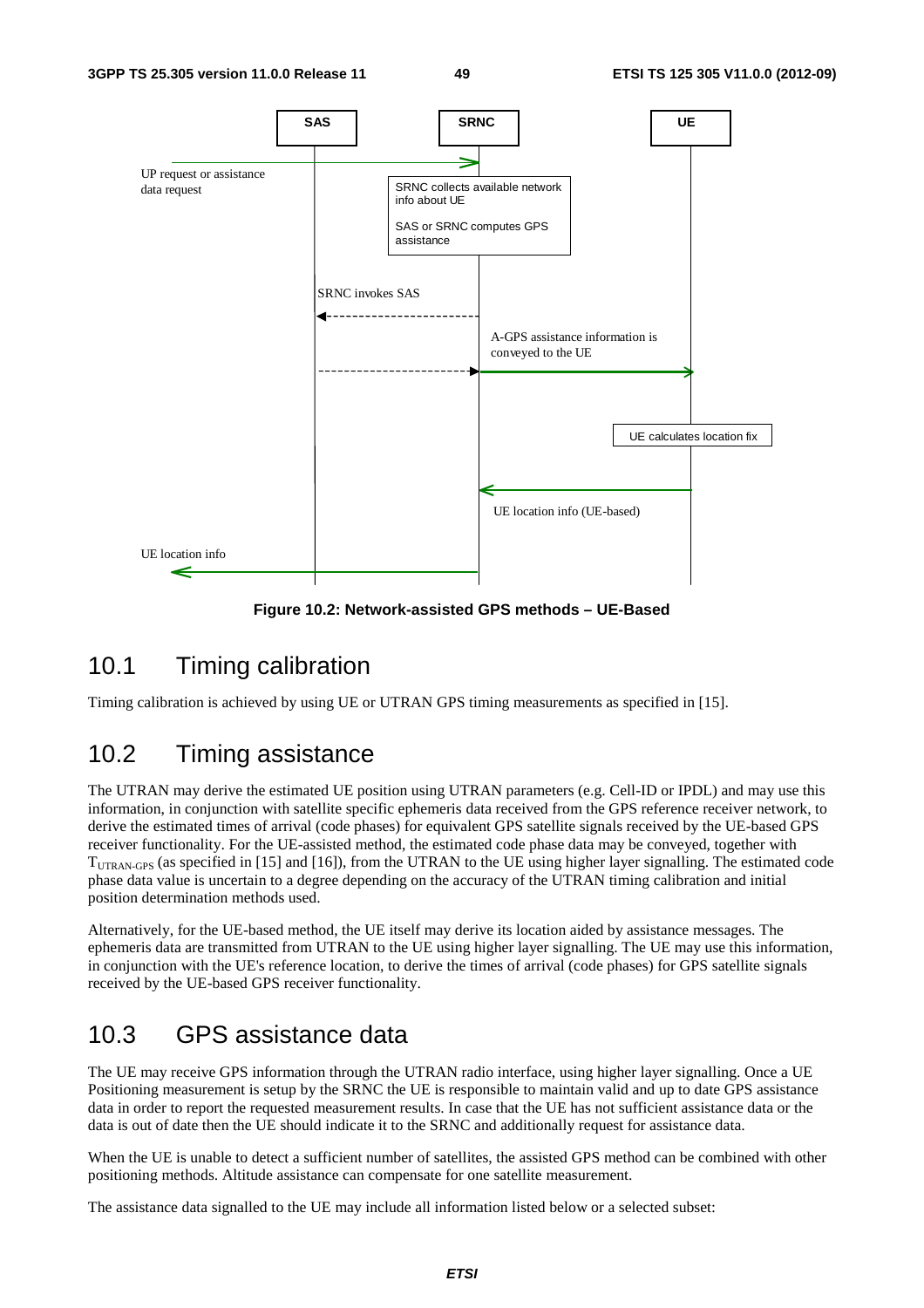SAS | SRNC | UE

UP request or assistance data request

SRNC collects available network info about UE

SAS or SRNC computes GPS assistance

SRNC invokes SAS

A-GPS assistance information is conveyed to the UE

UE calculates location fix

UE location info (UE-based)

UE location info

**Figure 10.2: Network-assisted GPS methods – UE-Based**

## 10.1 Timing calibration

Timing calibration is achieved by using UE or UTRAN GPS timing measurements as specified in [15].

## 10.2 Timing assistance

The UTRAN may derive the estimated UE position using UTRAN parameters (e.g. Cell-ID or IPDL) and may use this information, in conjunction with satellite specific ephemeris data received from the GPS reference receiver network, to derive the estimated times of arrival (code phases) for equivalent GPS satellite signals received by the UE-based GPS receiver functionality. For the UE-assisted method, the estimated code phase data may be conveyed, together with $T_{UTRAN\text{-}GPS}$ (as specified in [15] and [16]), from the UTRAN to the UE using higher layer signalling. The estimated code phase data value is uncertain to a degree depending on the accuracy of the UTRAN timing calibration and initial position determination methods used.

Alternatively, for the UE-based method, the UE itself may derive its location aided by assistance messages. The ephemeris data are transmitted from UTRAN to the UE using higher layer signalling. The UE may use this information, in conjunction with the UE's reference location, to derive the times of arrival (code phases) for GPS satellite signals received by the UE-based GPS receiver functionality.

## 10.3 GPS assistance data

The UE may receive GPS information through the UTRAN radio interface, using higher layer signalling. Once a UE Positioning measurement is setup by the SRNC the UE is responsible to maintain valid and up to date GPS assistance data in order to report the requested measurement results. In case that the UE has not sufficient assistance data or the data is out of date then the UE should indicate it to the SRNC and additionally request for assistance data.

When the UE is unable to detect a sufficient number of satellites, the assisted GPS method can be combined with other positioning methods. Altitude assistance can compensate for one satellite measurement.

The assistance data signalled to the UE may include all information listed below or a selected subset: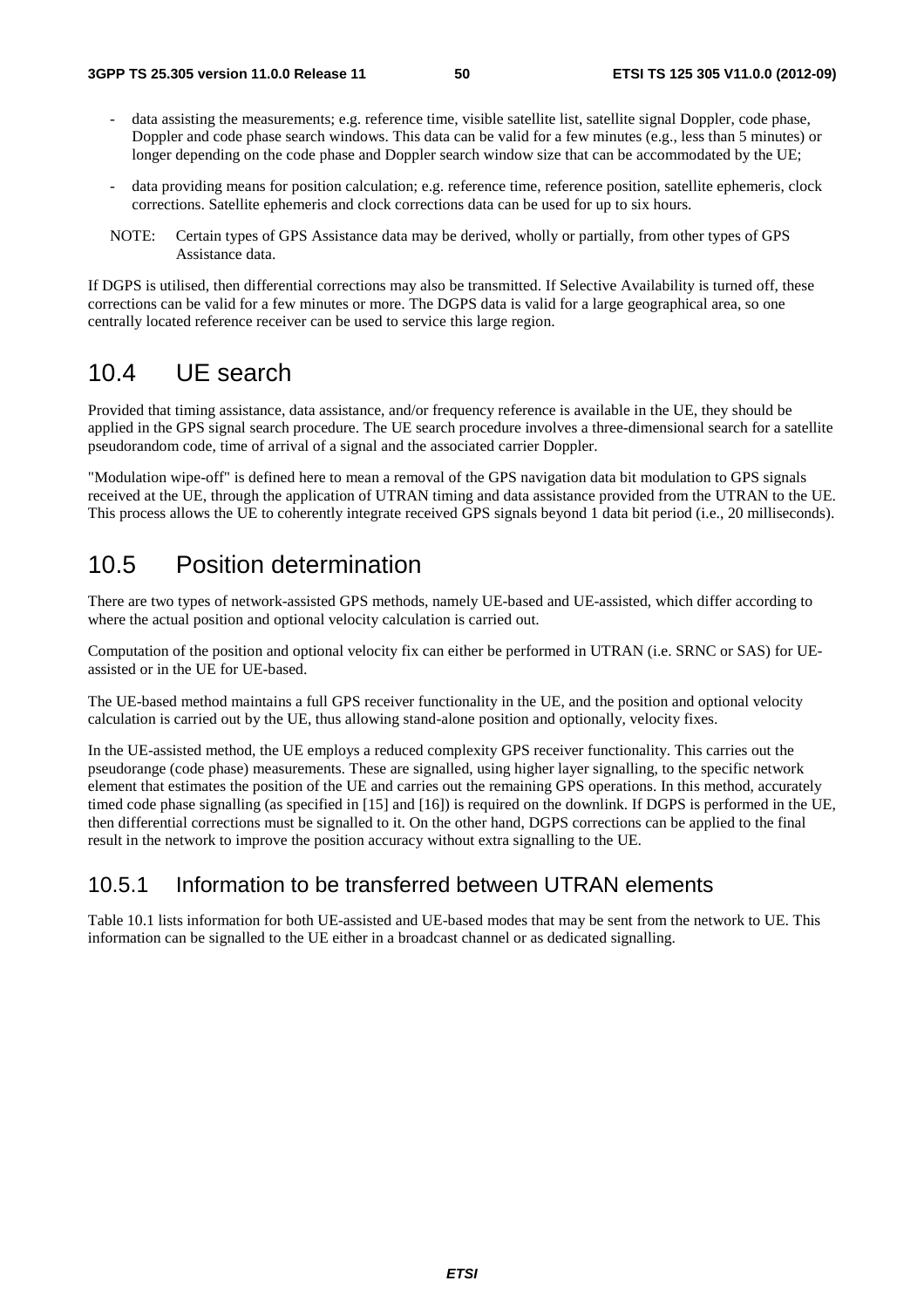- data assisting the measurements; e.g. reference time, visible satellite list, satellite signal Doppler, code phase, Doppler and code phase search windows. This data can be valid for a few minutes (e.g., less than 5 minutes) or longer depending on the code phase and Doppler search window size that can be accommodated by the UE;
- data providing means for position calculation; e.g. reference time, reference position, satellite ephemeris, clock corrections. Satellite ephemeris and clock corrections data can be used for up to six hours.

NOTE: Certain types of GPS Assistance data may be derived, wholly or partially, from other types of GPS Assistance data.

If DGPS is utilised, then differential corrections may also be transmitted. If Selective Availability is turned off, these corrections can be valid for a few minutes or more. The DGPS data is valid for a large geographical area, so one centrally located reference receiver can be used to service this large region.

## 10.4 UE search

Provided that timing assistance, data assistance, and/or frequency reference is available in the UE, they should be applied in the GPS signal search procedure. The UE search procedure involves a three-dimensional search for a satellite pseudorandom code, time of arrival of a signal and the associated carrier Doppler.

"Modulation wipe-off" is defined here to mean a removal of the GPS navigation data bit modulation to GPS signals received at the UE, through the application of UTRAN timing and data assistance provided from the UTRAN to the UE. This process allows the UE to coherently integrate received GPS signals beyond 1 data bit period (i.e., 20 milliseconds).

## 10.5 Position determination

There are two types of network-assisted GPS methods, namely UE-based and UE-assisted, which differ according to where the actual position and optional velocity calculation is carried out.

Computation of the position and optional velocity fix can either be performed in UTRAN (i.e. SRNC or SAS) for UE-assisted or in the UE for UE-based.

The UE-based method maintains a full GPS receiver functionality in the UE, and the position and optional velocity calculation is carried out by the UE, thus allowing stand-alone position and optionally, velocity fixes.

In the UE-assisted method, the UE employs a reduced complexity GPS receiver functionality. This carries out the pseudorange (code phase) measurements. These are signalled, using higher layer signalling, to the specific network element that estimates the position of the UE and carries out the remaining GPS operations. In this method, accurately timed code phase signalling (as specified in [15] and [16]) is required on the downlink. If DGPS is performed in the UE, then differential corrections must be signalled to it. On the other hand, DGPS corrections can be applied to the final result in the network to improve the position accuracy without extra signalling to the UE.

### 10.5.1 Information to be transferred between UTRAN elements

Table 10.1 lists information for both UE-assisted and UE-based modes that may be sent from the network to UE. This information can be signalled to the UE either in a broadcast channel or as dedicated signalling.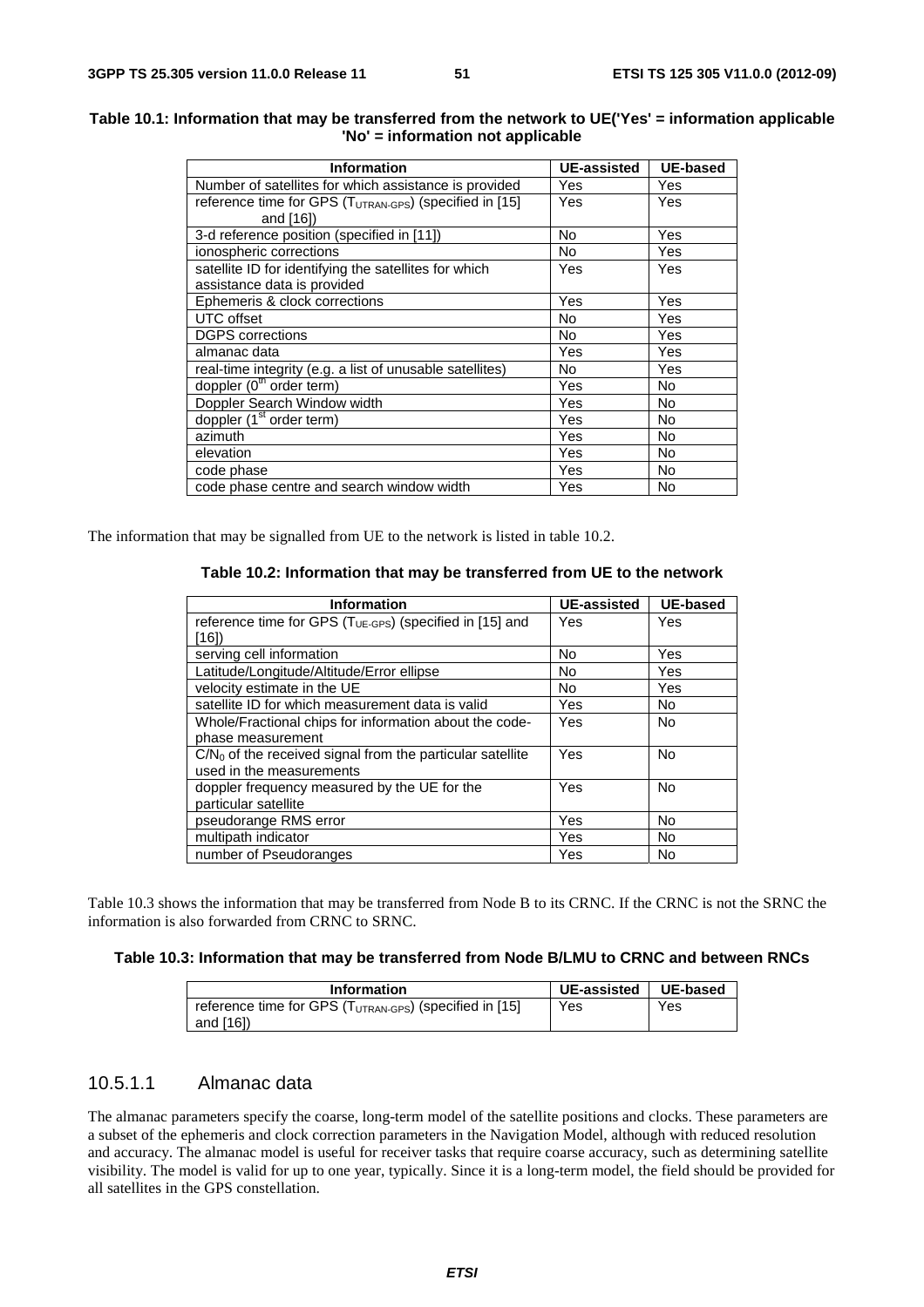**Table 10.1: Information that may be transferred from the network to UE('Yes' = information applicable 'No' = information not applicable**

| Information | UE-assisted | UE-based |
|---|---|---|
| Number of satellites for which assistance is provided | Yes | Yes |
| reference time for GPS ($T_{UTRAN\text{-}GPS}$) (specified in [15] and [16]) | Yes | Yes |
| 3-d reference position (specified in [11]) | No | Yes |
| ionospheric corrections | No | Yes |
| satellite ID for identifying the satellites for which assistance data is provided | Yes | Yes |
| Ephemeris & clock corrections | Yes | Yes |
| UTC offset | No | Yes |
| DGPS corrections | No | Yes |
| almanac data | Yes | Yes |
| real-time integrity (e.g. a list of unusable satellites) | No | Yes |
| doppler ($0^{th}$ order term) | Yes | No |
| Doppler Search Window width | Yes | No |
| doppler ($1^{st}$ order term) | Yes | No |
| azimuth | Yes | No |
| elevation | Yes | No |
| code phase | Yes | No |
| code phase centre and search window width | Yes | No |

The information that may be signalled from UE to the network is listed in table 10.2.

**Table 10.2: Information that may be transferred from UE to the network**

| Information | UE-assisted | UE-based |
|---|---|---|
| reference time for GPS ($T_{UE\text{-}GPS}$) (specified in [15] and [16]) | Yes | Yes |
| serving cell information | No | Yes |
| Latitude/Longitude/Altitude/Error ellipse | No | Yes |
| velocity estimate in the UE | No | Yes |
| satellite ID for which measurement data is valid | Yes | No |
| Whole/Fractional chips for information about the code-phase measurement | Yes | No |
| $C/N_0$ of the received signal from the particular satellite used in the measurements | Yes | No |
| doppler frequency measured by the UE for the particular satellite | Yes | No |
| pseudorange RMS error | Yes | No |
| multipath indicator | Yes | No |
| number of Pseudoranges | Yes | No |

Table 10.3 shows the information that may be transferred from Node B to its CRNC. If the CRNC is not the SRNC the information is also forwarded from CRNC to SRNC.

**Table 10.3: Information that may be transferred from Node B/LMU to CRNC and between RNCs**

| Information | UE-assisted | UE-based |
|---|---|---|
| reference time for GPS ($T_{UTRAN\text{-}GPS}$) (specified in [15] and [16]) | Yes | Yes |

### 10.5.1.1 Almanac data

The almanac parameters specify the coarse, long-term model of the satellite positions and clocks. These parameters are a subset of the ephemeris and clock correction parameters in the Navigation Model, although with reduced resolution and accuracy. The almanac model is useful for receiver tasks that require coarse accuracy, such as determining satellite visibility. The model is valid for up to one year, typically. Since it is a long-term model, the field should be provided for all satellites in the GPS constellation.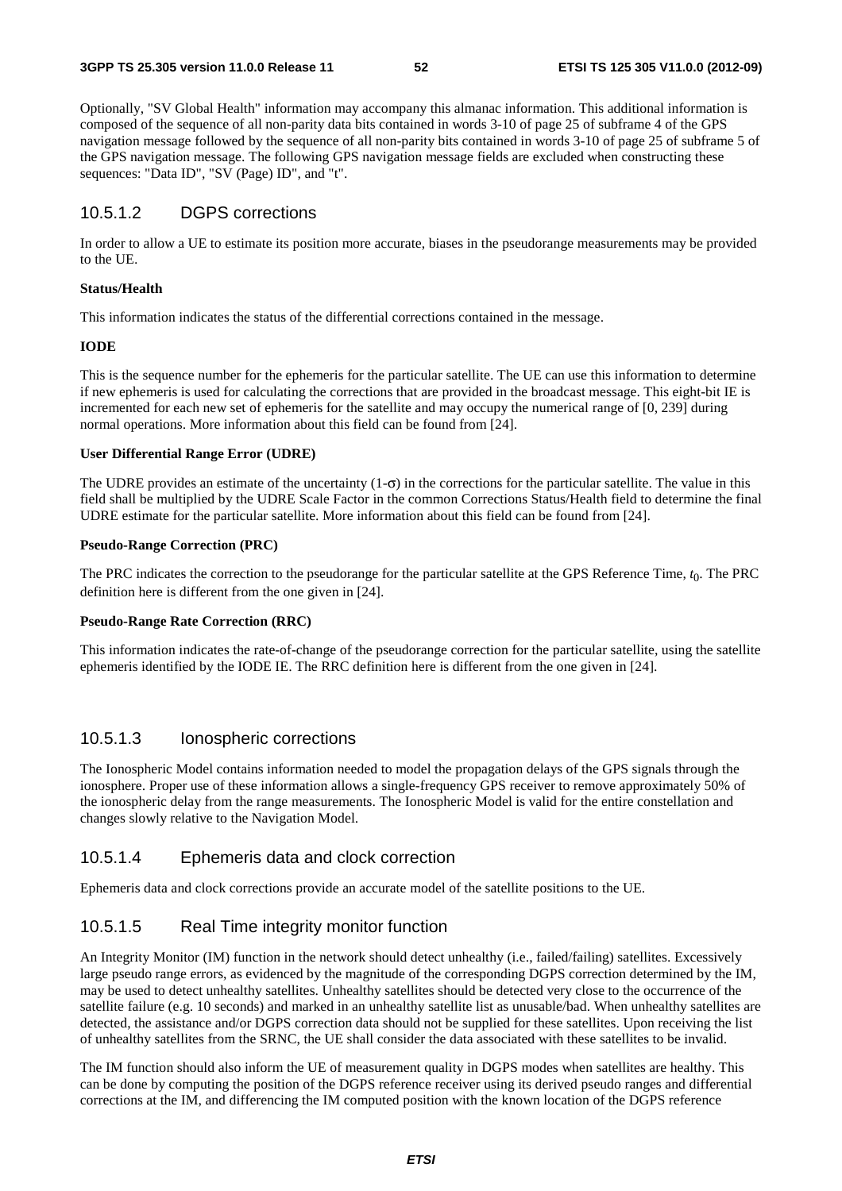Optionally, "SV Global Health" information may accompany this almanac information. This additional information is composed of the sequence of all non-parity data bits contained in words 3-10 of page 25 of subframe 4 of the GPS navigation message followed by the sequence of all non-parity bits contained in words 3-10 of page 25 of subframe 5 of the GPS navigation message. The following GPS navigation message fields are excluded when constructing these sequences: "Data ID", "SV (Page) ID", and "t".

### 10.5.1.2 DGPS corrections

In order to allow a UE to estimate its position more accurate, biases in the pseudorange measurements may be provided to the UE.

**Status/Health**

This information indicates the status of the differential corrections contained in the message.

**IODE**

This is the sequence number for the ephemeris for the particular satellite. The UE can use this information to determine if new ephemeris is used for calculating the corrections that are provided in the broadcast message. This eight-bit IE is incremented for each new set of ephemeris for the satellite and may occupy the numerical range of [0, 239] during normal operations. More information about this field can be found from [24].

**User Differential Range Error (UDRE)**

The UDRE provides an estimate of the uncertainty (1-$\sigma$) in the corrections for the particular satellite. The value in this field shall be multiplied by the UDRE Scale Factor in the common Corrections Status/Health field to determine the final UDRE estimate for the particular satellite. More information about this field can be found from [24].

**Pseudo-Range Correction (PRC)**

The PRC indicates the correction to the pseudorange for the particular satellite at the GPS Reference Time, $t_0$. The PRC definition here is different from the one given in [24].

**Pseudo-Range Rate Correction (RRC)**

This information indicates the rate-of-change of the pseudorange correction for the particular satellite, using the satellite ephemeris identified by the IODE IE. The RRC definition here is different from the one given in [24].

### 10.5.1.3 Ionospheric corrections

The Ionospheric Model contains information needed to model the propagation delays of the GPS signals through the ionosphere. Proper use of these information allows a single-frequency GPS receiver to remove approximately 50% of the ionospheric delay from the range measurements. The Ionospheric Model is valid for the entire constellation and changes slowly relative to the Navigation Model.

### 10.5.1.4 Ephemeris data and clock correction

Ephemeris data and clock corrections provide an accurate model of the satellite positions to the UE.

### 10.5.1.5 Real Time integrity monitor function

An Integrity Monitor (IM) function in the network should detect unhealthy (i.e., failed/failing) satellites. Excessively large pseudo range errors, as evidenced by the magnitude of the corresponding DGPS correction determined by the IM, may be used to detect unhealthy satellites. Unhealthy satellites should be detected very close to the occurrence of the satellite failure (e.g. 10 seconds) and marked in an unhealthy satellite list as unusable/bad. When unhealthy satellites are detected, the assistance and/or DGPS correction data should not be supplied for these satellites. Upon receiving the list of unhealthy satellites from the SRNC, the UE shall consider the data associated with these satellites to be invalid.

The IM function should also inform the UE of measurement quality in DGPS modes when satellites are healthy. This can be done by computing the position of the DGPS reference receiver using its derived pseudo ranges and differential corrections at the IM, and differencing the IM computed position with the known location of the DGPS reference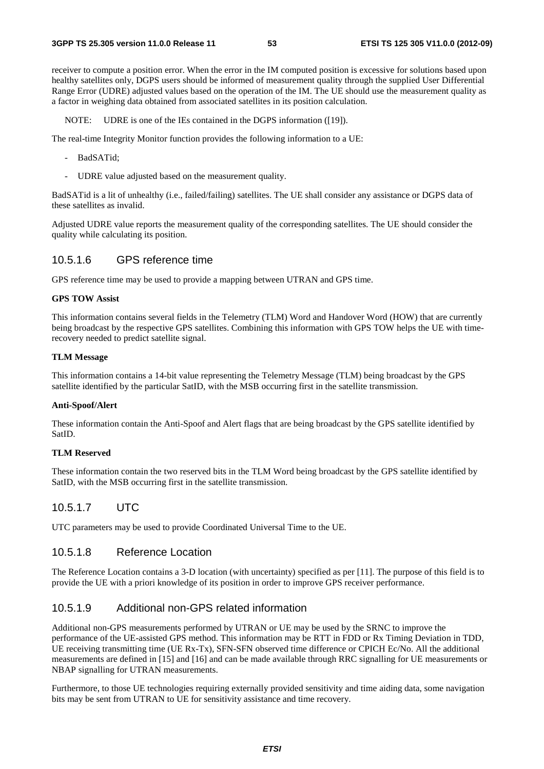receiver to compute a position error. When the error in the IM computed position is excessive for solutions based upon healthy satellites only, DGPS users should be informed of measurement quality through the supplied User Differential Range Error (UDRE) adjusted values based on the operation of the IM. The UE should use the measurement quality as a factor in weighing data obtained from associated satellites in its position calculation.

NOTE: UDRE is one of the IEs contained in the DGPS information ([19]).

The real-time Integrity Monitor function provides the following information to a UE:

- BadSATid;
- UDRE value adjusted based on the measurement quality.

BadSATid is a lit of unhealthy (i.e., failed/failing) satellites. The UE shall consider any assistance or DGPS data of these satellites as invalid.

Adjusted UDRE value reports the measurement quality of the corresponding satellites. The UE should consider the quality while calculating its position.

### 10.5.1.6 GPS reference time

GPS reference time may be used to provide a mapping between UTRAN and GPS time.

**GPS TOW Assist**

This information contains several fields in the Telemetry (TLM) Word and Handover Word (HOW) that are currently being broadcast by the respective GPS satellites. Combining this information with GPS TOW helps the UE with time-recovery needed to predict satellite signal.

**TLM Message**

This information contains a 14-bit value representing the Telemetry Message (TLM) being broadcast by the GPS satellite identified by the particular SatID, with the MSB occurring first in the satellite transmission.

**Anti-Spoof/Alert**

These information contain the Anti-Spoof and Alert flags that are being broadcast by the GPS satellite identified by SatID.

**TLM Reserved**

These information contain the two reserved bits in the TLM Word being broadcast by the GPS satellite identified by SatID, with the MSB occurring first in the satellite transmission.

### 10.5.1.7 UTC

UTC parameters may be used to provide Coordinated Universal Time to the UE.

### 10.5.1.8 Reference Location

The Reference Location contains a 3-D location (with uncertainty) specified as per [11]. The purpose of this field is to provide the UE with a priori knowledge of its position in order to improve GPS receiver performance.

### 10.5.1.9 Additional non-GPS related information

Additional non-GPS measurements performed by UTRAN or UE may be used by the SRNC to improve the performance of the UE-assisted GPS method. This information may be RTT in FDD or Rx Timing Deviation in TDD, UE receiving transmitting time (UE Rx-Tx), SFN-SFN observed time difference or CPICH Ec/No. All the additional measurements are defined in [15] and [16] and can be made available through RRC signalling for UE measurements or NBAP signalling for UTRAN measurements.

Furthermore, to those UE technologies requiring externally provided sensitivity and time aiding data, some navigation bits may be sent from UTRAN to UE for sensitivity assistance and time recovery.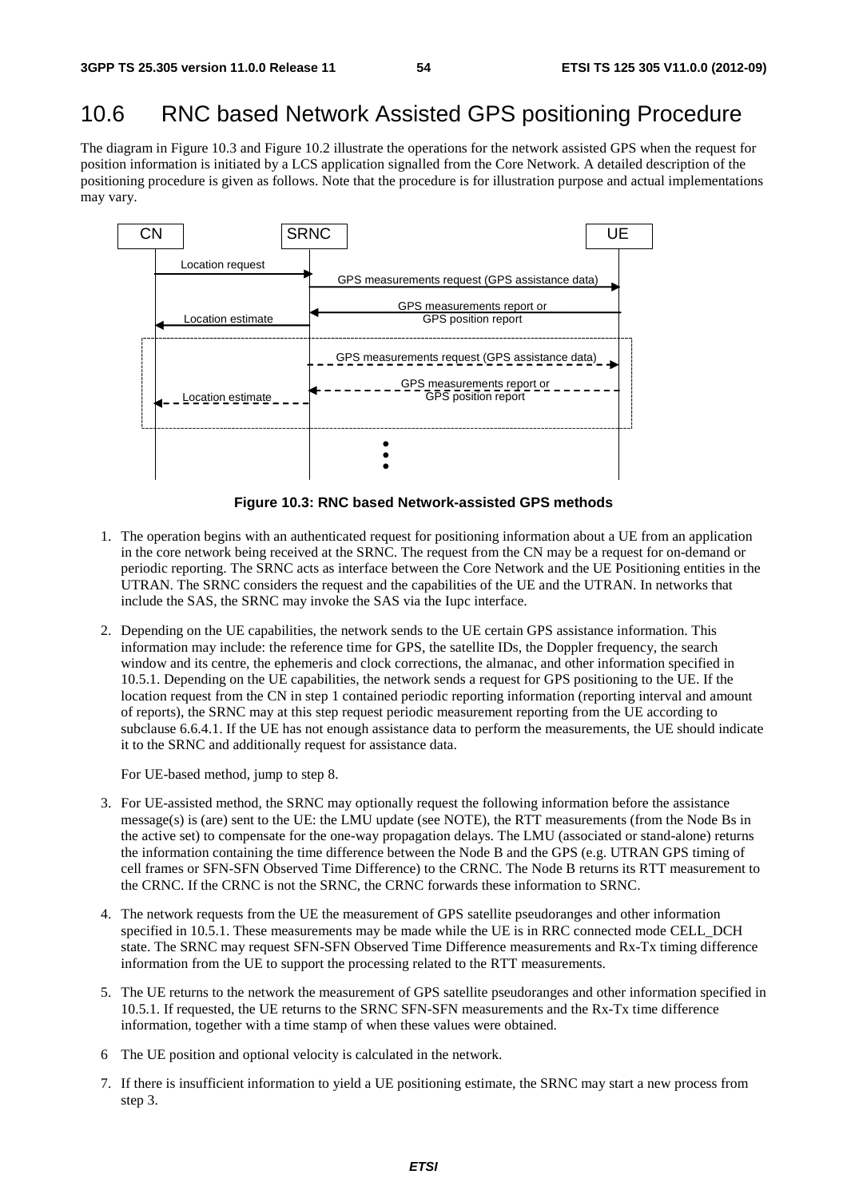## 10.6 RNC based Network Assisted GPS positioning Procedure

The diagram in Figure 10.3 and Figure 10.2 illustrate the operations for the network assisted GPS when the request for position information is initiated by a LCS application signalled from the Core Network. A detailed description of the positioning procedure is given as follows. Note that the procedure is for illustration purpose and actual implementations may vary.

**Figure 10.3: RNC based Network-assisted GPS methods**

1. The operation begins with an authenticated request for positioning information about a UE from an application in the core network being received at the SRNC. The request from the CN may be a request for on-demand or periodic reporting. The SRNC acts as interface between the Core Network and the UE Positioning entities in the UTRAN. The SRNC considers the request and the capabilities of the UE and the UTRAN. In networks that include the SAS, the SRNC may invoke the SAS via the Iupc interface.

2. Depending on the UE capabilities, the network sends to the UE certain GPS assistance information. This information may include: the reference time for GPS, the satellite IDs, the Doppler frequency, the search window and its centre, the ephemeris and clock corrections, the almanac, and other information specified in 10.5.1. Depending on the UE capabilities, the network sends a request for GPS positioning to the UE. If the location request from the CN in step 1 contained periodic reporting information (reporting interval and amount of reports), the SRNC may at this step request periodic measurement reporting from the UE according to subclause 6.6.4.1. If the UE has not enough assistance data to perform the measurements, the UE should indicate it to the SRNC and additionally request for assistance data.

   For UE-based method, jump to step 8.

3. For UE-assisted method, the SRNC may optionally request the following information before the assistance message(s) is (are) sent to the UE: the LMU update (see NOTE), the RTT measurements (from the Node Bs in the active set) to compensate for the one-way propagation delays. The LMU (associated or stand-alone) returns the information containing the time difference between the Node B and the GPS (e.g. UTRAN GPS timing of cell frames or SFN-SFN Observed Time Difference) to the CRNC. The Node B returns its RTT measurement to the CRNC. If the CRNC is not the SRNC, the CRNC forwards these information to SRNC.

4. The network requests from the UE the measurement of GPS satellite pseudoranges and other information specified in 10.5.1. These measurements may be made while the UE is in RRC connected mode CELL_DCH state. The SRNC may request SFN-SFN Observed Time Difference measurements and Rx-Tx timing difference information from the UE to support the processing related to the RTT measurements.

5. The UE returns to the network the measurement of GPS satellite pseudoranges and other information specified in 10.5.1. If requested, the UE returns to the SRNC SFN-SFN measurements and the Rx-Tx time difference information, together with a time stamp of when these values were obtained.

6 The UE position and optional velocity is calculated in the network.

7. If there is insufficient information to yield a UE positioning estimate, the SRNC may start a new process from step 3.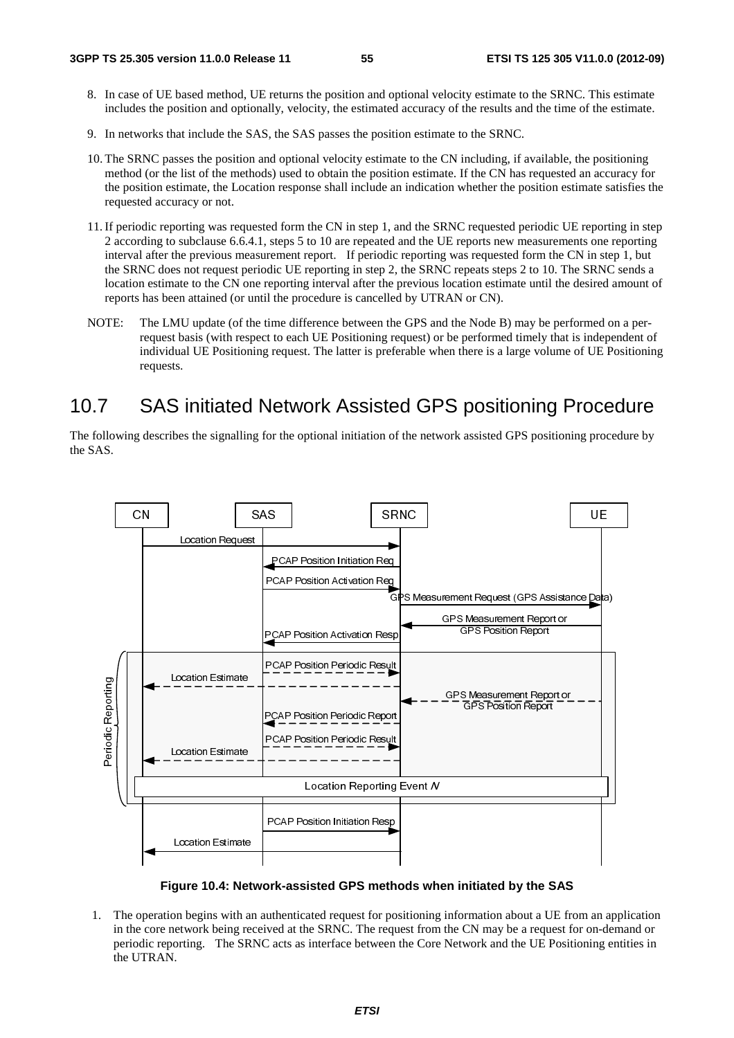8. In case of UE based method, UE returns the position and optional velocity estimate to the SRNC. This estimate includes the position and optionally, velocity, the estimated accuracy of the results and the time of the estimate.

9. In networks that include the SAS, the SAS passes the position estimate to the SRNC.

10. The SRNC passes the position and optional velocity estimate to the CN including, if available, the positioning method (or the list of the methods) used to obtain the position estimate. If the CN has requested an accuracy for the position estimate, the Location response shall include an indication whether the position estimate satisfies the requested accuracy or not.

11. If periodic reporting was requested form the CN in step 1, and the SRNC requested periodic UE reporting in step 2 according to subclause 6.6.4.1, steps 5 to 10 are repeated and the UE reports new measurements one reporting interval after the previous measurement report. If periodic reporting was requested form the CN in step 1, but the SRNC does not request periodic UE reporting in step 2, the SRNC repeats steps 2 to 10. The SRNC sends a location estimate to the CN one reporting interval after the previous location estimate until the desired amount of reports has been attained (or until the procedure is cancelled by UTRAN or CN).

NOTE: The LMU update (of the time difference between the GPS and the Node B) may be performed on a per-request basis (with respect to each UE Positioning request) or be performed timely that is independent of individual UE Positioning request. The latter is preferable when there is a large volume of UE Positioning requests.

## 10.7 SAS initiated Network Assisted GPS positioning Procedure

The following describes the signalling for the optional initiation of the network assisted GPS positioning procedure by the SAS.

**Figure 10.4: Network-assisted GPS methods when initiated by the SAS**

1. The operation begins with an authenticated request for positioning information about a UE from an application in the core network being received at the SRNC. The request from the CN may be a request for on-demand or periodic reporting. The SRNC acts as interface between the Core Network and the UE Positioning entities in the UTRAN.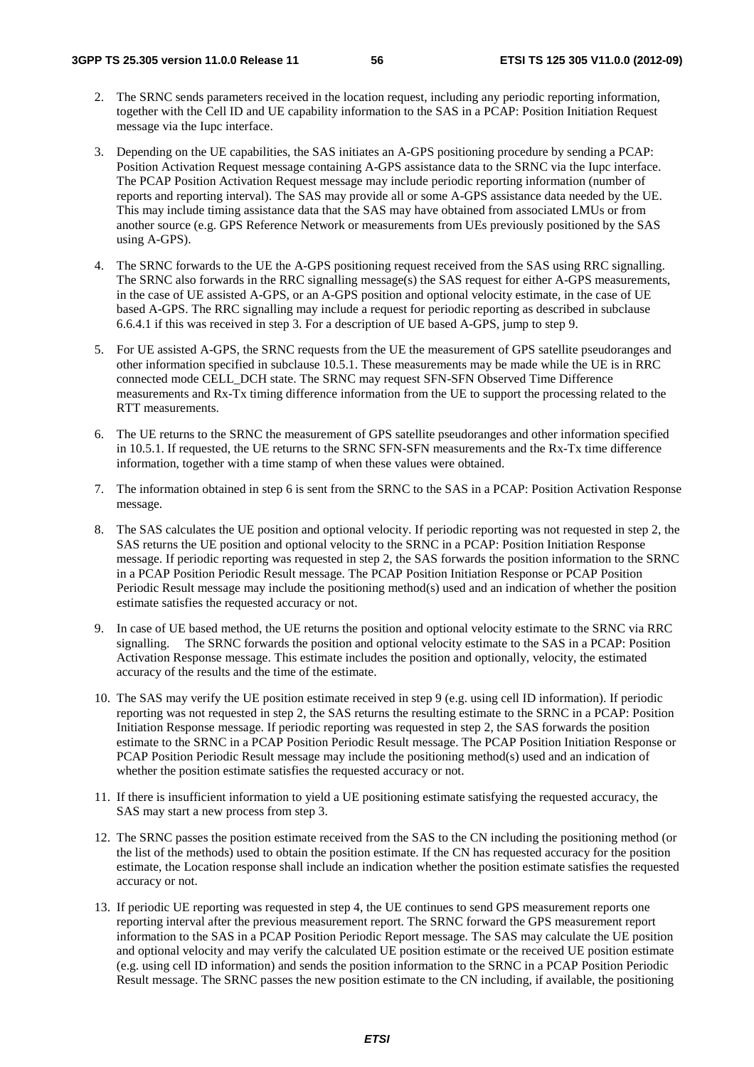2. The SRNC sends parameters received in the location request, including any periodic reporting information, together with the Cell ID and UE capability information to the SAS in a PCAP: Position Initiation Request message via the Iupc interface.

3. Depending on the UE capabilities, the SAS initiates an A-GPS positioning procedure by sending a PCAP: Position Activation Request message containing A-GPS assistance data to the SRNC via the Iupc interface. The PCAP Position Activation Request message may include periodic reporting information (number of reports and reporting interval). The SAS may provide all or some A-GPS assistance data needed by the UE. This may include timing assistance data that the SAS may have obtained from associated LMUs or from another source (e.g. GPS Reference Network or measurements from UEs previously positioned by the SAS using A-GPS).

4. The SRNC forwards to the UE the A-GPS positioning request received from the SAS using RRC signalling. The SRNC also forwards in the RRC signalling message(s) the SAS request for either A-GPS measurements, in the case of UE assisted A-GPS, or an A-GPS position and optional velocity estimate, in the case of UE based A-GPS. The RRC signalling may include a request for periodic reporting as described in subclause 6.6.4.1 if this was received in step 3. For a description of UE based A-GPS, jump to step 9.

5. For UE assisted A-GPS, the SRNC requests from the UE the measurement of GPS satellite pseudoranges and other information specified in subclause 10.5.1. These measurements may be made while the UE is in RRC connected mode CELL_DCH state. The SRNC may request SFN-SFN Observed Time Difference measurements and Rx-Tx timing difference information from the UE to support the processing related to the RTT measurements.

6. The UE returns to the SRNC the measurement of GPS satellite pseudoranges and other information specified in 10.5.1. If requested, the UE returns to the SRNC SFN-SFN measurements and the Rx-Tx time difference information, together with a time stamp of when these values were obtained.

7. The information obtained in step 6 is sent from the SRNC to the SAS in a PCAP: Position Activation Response message.

8. The SAS calculates the UE position and optional velocity. If periodic reporting was not requested in step 2, the SAS returns the UE position and optional velocity to the SRNC in a PCAP: Position Initiation Response message. If periodic reporting was requested in step 2, the SAS forwards the position information to the SRNC in a PCAP Position Periodic Result message. The PCAP Position Initiation Response or PCAP Position Periodic Result message may include the positioning method(s) used and an indication of whether the position estimate satisfies the requested accuracy or not.

9. In case of UE based method, the UE returns the position and optional velocity estimate to the SRNC via RRC signalling. The SRNC forwards the position and optional velocity estimate to the SAS in a PCAP: Position Activation Response message. This estimate includes the position and optionally, velocity, the estimated accuracy of the results and the time of the estimate.

10. The SAS may verify the UE position estimate received in step 9 (e.g. using cell ID information). If periodic reporting was not requested in step 2, the SAS returns the resulting estimate to the SRNC in a PCAP: Position Initiation Response message. If periodic reporting was requested in step 2, the SAS forwards the position estimate to the SRNC in a PCAP Position Periodic Result message. The PCAP Position Initiation Response or PCAP Position Periodic Result message may include the positioning method(s) used and an indication of whether the position estimate satisfies the requested accuracy or not.

11. If there is insufficient information to yield a UE positioning estimate satisfying the requested accuracy, the SAS may start a new process from step 3.

12. The SRNC passes the position estimate received from the SAS to the CN including the positioning method (or the list of the methods) used to obtain the position estimate. If the CN has requested accuracy for the position estimate, the Location response shall include an indication whether the position estimate satisfies the requested accuracy or not.

13. If periodic UE reporting was requested in step 4, the UE continues to send GPS measurement reports one reporting interval after the previous measurement report. The SRNC forward the GPS measurement report information to the SAS in a PCAP Position Periodic Report message. The SAS may calculate the UE position and optional velocity and may verify the calculated UE position estimate or the received UE position estimate (e.g. using cell ID information) and sends the position information to the SRNC in a PCAP Position Periodic Result message. The SRNC passes the new position estimate to the CN including, if available, the positioning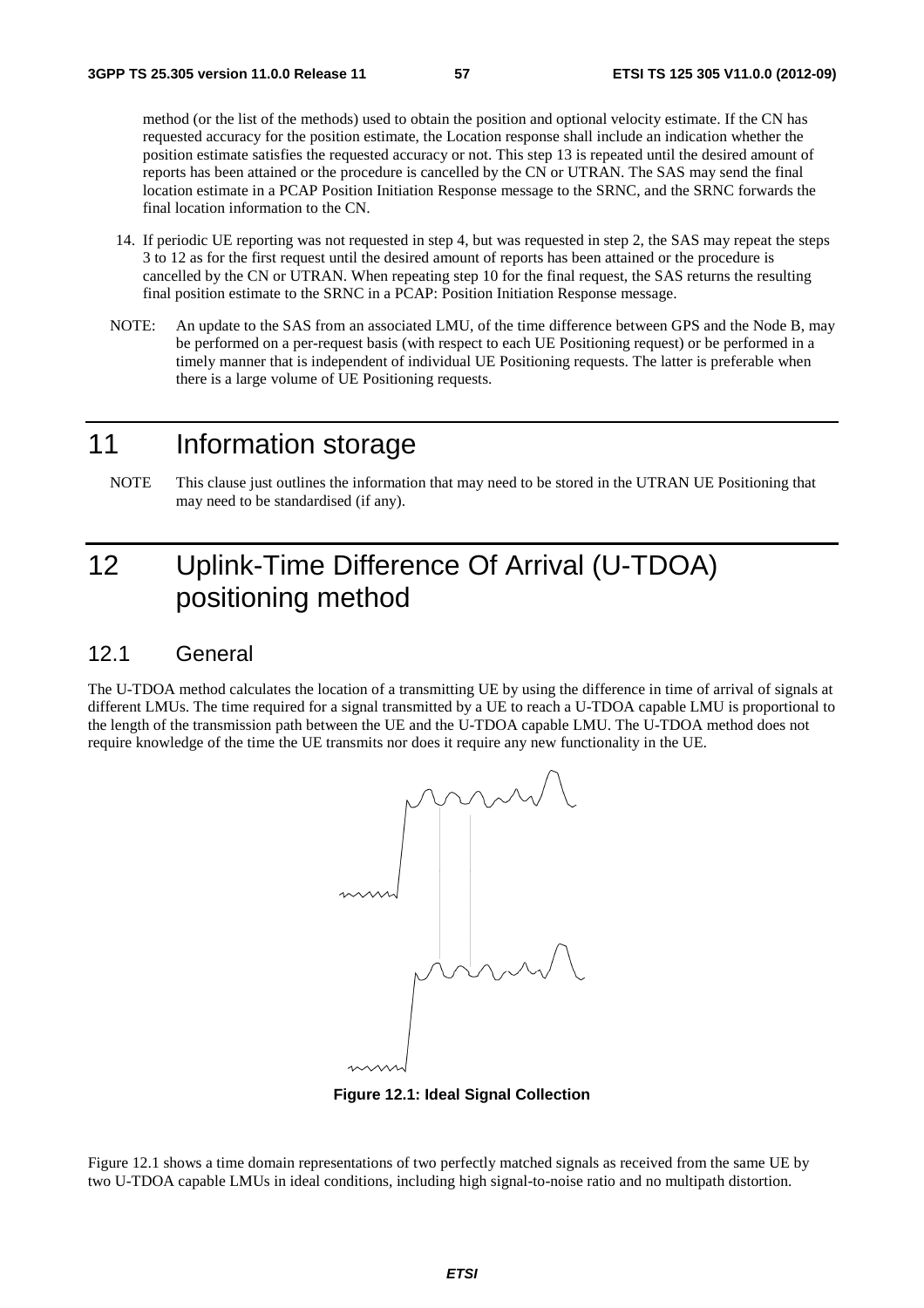method (or the list of the methods) used to obtain the position and optional velocity estimate. If the CN has requested accuracy for the position estimate, the Location response shall include an indication whether the position estimate satisfies the requested accuracy or not. This step 13 is repeated until the desired amount of reports has been attained or the procedure is cancelled by the CN or UTRAN. The SAS may send the final location estimate in a PCAP Position Initiation Response message to the SRNC, and the SRNC forwards the final location information to the CN.

14. If periodic UE reporting was not requested in step 4, but was requested in step 2, the SAS may repeat the steps 3 to 12 as for the first request until the desired amount of reports has been attained or the procedure is cancelled by the CN or UTRAN. When repeating step 10 for the final request, the SAS returns the resulting final position estimate to the SRNC in a PCAP: Position Initiation Response message.

NOTE: An update to the SAS from an associated LMU, of the time difference between GPS and the Node B, may be performed on a per-request basis (with respect to each UE Positioning request) or be performed in a timely manner that is independent of individual UE Positioning requests. The latter is preferable when there is a large volume of UE Positioning requests.

# 11 Information storage

NOTE This clause just outlines the information that may need to be stored in the UTRAN UE Positioning that may need to be standardised (if any).

# 12 Uplink-Time Difference Of Arrival (U-TDOA) positioning method

## 12.1 General

The U-TDOA method calculates the location of a transmitting UE by using the difference in time of arrival of signals at different LMUs. The time required for a signal transmitted by a UE to reach a U-TDOA capable LMU is proportional to the length of the transmission path between the UE and the U-TDOA capable LMU. The U-TDOA method does not require knowledge of the time the UE transmits nor does it require any new functionality in the UE.

**Figure 12.1: Ideal Signal Collection**

Figure 12.1 shows a time domain representations of two perfectly matched signals as received from the same UE by two U-TDOA capable LMUs in ideal conditions, including high signal-to-noise ratio and no multipath distortion.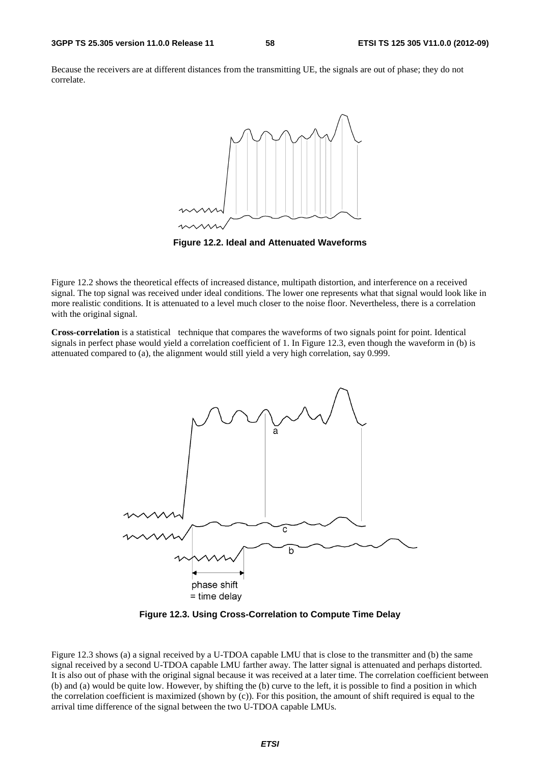Because the receivers are at different distances from the transmitting UE, the signals are out of phase; they do not correlate.

**Figure 12.2. Ideal and Attenuated Waveforms**

Figure 12.2 shows the theoretical effects of increased distance, multipath distortion, and interference on a received signal. The top signal was received under ideal conditions. The lower one represents what that signal would look like in more realistic conditions. It is attenuated to a level much closer to the noise floor. Nevertheless, there is a correlation with the original signal.

**Cross-correlation** is a statistical technique that compares the waveforms of two signals point for point. Identical signals in perfect phase would yield a correlation coefficient of 1. In Figure 12.3, even though the waveform in (b) is attenuated compared to (a), the alignment would still yield a very high correlation, say 0.999.

**Figure 12.3. Using Cross-Correlation to Compute Time Delay**

Figure 12.3 shows (a) a signal received by a U-TDOA capable LMU that is close to the transmitter and (b) the same signal received by a second U-TDOA capable LMU farther away. The latter signal is attenuated and perhaps distorted. It is also out of phase with the original signal because it was received at a later time. The correlation coefficient between (b) and (a) would be quite low. However, by shifting the (b) curve to the left, it is possible to find a position in which the correlation coefficient is maximized (shown by (c)). For this position, the amount of shift required is equal to the arrival time difference of the signal between the two U-TDOA capable LMUs.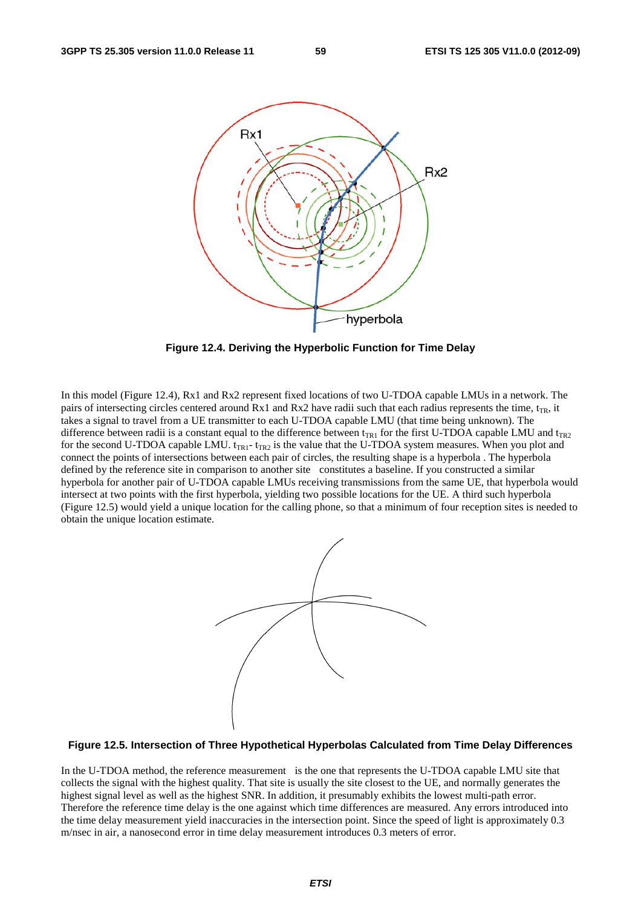**Figure 12.4. Deriving the Hyperbolic Function for Time Delay**

In this model (Figure 12.4), Rx1 and Rx2 represent fixed locations of two U-TDOA capable LMUs in a network. The pairs of intersecting circles centered around Rx1 and Rx2 have radii such that each radius represents the time, $t_{TR}$, it takes a signal to travel from a UE transmitter to each U-TDOA capable LMU (that time being unknown). The difference between radii is a constant equal to the difference between $t_{TR1}$ for the first U-TDOA capable LMU and $t_{TR2}$ for the second U-TDOA capable LMU. $t_{TR1}$- $t_{TR2}$ is the value that the U-TDOA system measures. When you plot and connect the points of intersections between each pair of circles, the resulting shape is a hyperbola . The hyperbola defined by the reference site in comparison to another site constitutes a baseline. If you constructed a similar hyperbola for another pair of U-TDOA capable LMUs receiving transmissions from the same UE, that hyperbola would intersect at two points with the first hyperbola, yielding two possible locations for the UE. A third such hyperbola (Figure 12.5) would yield a unique location for the calling phone, so that a minimum of four reception sites is needed to obtain the unique location estimate.

**Figure 12.5. Intersection of Three Hypothetical Hyperbolas Calculated from Time Delay Differences**

In the U-TDOA method, the reference measurement is the one that represents the U-TDOA capable LMU site that collects the signal with the highest quality. That site is usually the site closest to the UE, and normally generates the highest signal level as well as the highest SNR. In addition, it presumably exhibits the lowest multi-path error. Therefore the reference time delay is the one against which time differences are measured. Any errors introduced into the time delay measurement yield inaccuracies in the intersection point. Since the speed of light is approximately 0.3 m/nsec in air, a nanosecond error in time delay measurement introduces 0.3 meters of error.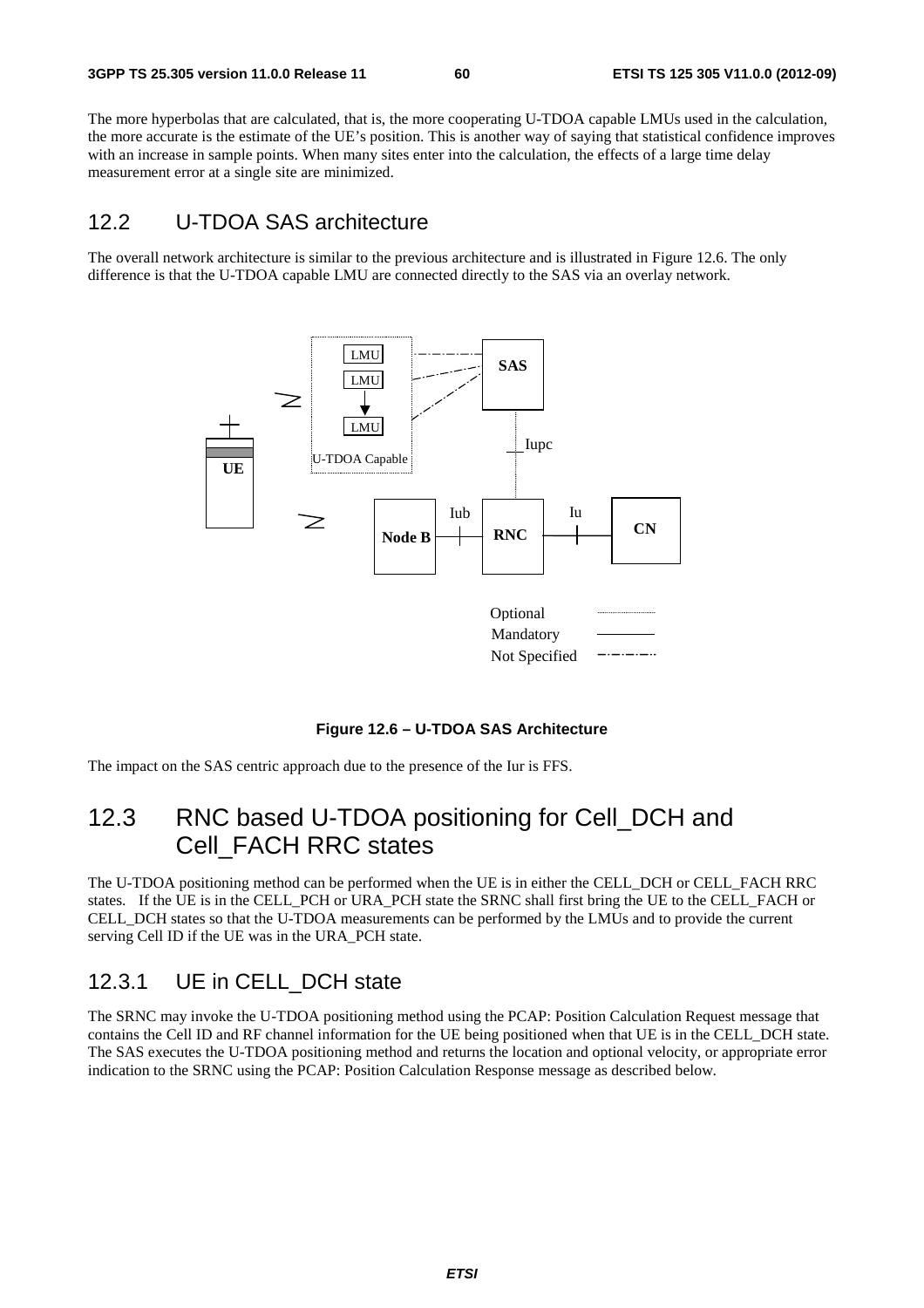The more hyperbolas that are calculated, that is, the more cooperating U-TDOA capable LMUs used in the calculation, the more accurate is the estimate of the UE's position. This is another way of saying that statistical confidence improves with an increase in sample points. When many sites enter into the calculation, the effects of a large time delay measurement error at a single site are minimized.

## 12.2 U-TDOA SAS architecture

The overall network architecture is similar to the previous architecture and is illustrated in Figure 12.6. The only difference is that the U-TDOA capable LMU are connected directly to the SAS via an overlay network.

**Figure 12.6 – U-TDOA SAS Architecture**

The impact on the SAS centric approach due to the presence of the Iur is FFS.

## 12.3 RNC based U-TDOA positioning for Cell_DCH and Cell_FACH RRC states

The U-TDOA positioning method can be performed when the UE is in either the CELL_DCH or CELL_FACH RRC states. If the UE is in the CELL_PCH or URA_PCH state the SRNC shall first bring the UE to the CELL_FACH or CELL_DCH states so that the U-TDOA measurements can be performed by the LMUs and to provide the current serving Cell ID if the UE was in the URA_PCH state.

### 12.3.1 UE in CELL_DCH state

The SRNC may invoke the U-TDOA positioning method using the PCAP: Position Calculation Request message that contains the Cell ID and RF channel information for the UE being positioned when that UE is in the CELL_DCH state. The SAS executes the U-TDOA positioning method and returns the location and optional velocity, or appropriate error indication to the SRNC using the PCAP: Position Calculation Response message as described below.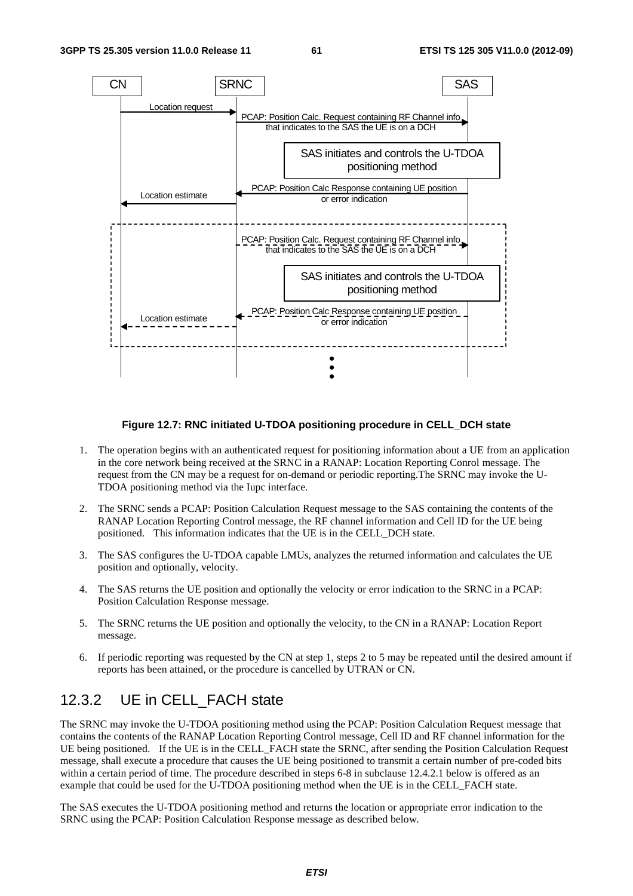**Figure 12.7: RNC initiated U-TDOA positioning procedure in CELL_DCH state**

1. The operation begins with an authenticated request for positioning information about a UE from an application in the core network being received at the SRNC in a RANAP: Location Reporting Conrol message. The request from the CN may be a request for on-demand or periodic reporting.The SRNC may invoke the U-TDOA positioning method via the Iupc interface.

2. The SRNC sends a PCAP: Position Calculation Request message to the SAS containing the contents of the RANAP Location Reporting Control message, the RF channel information and Cell ID for the UE being positioned. This information indicates that the UE is in the CELL_DCH state.

3. The SAS configures the U-TDOA capable LMUs, analyzes the returned information and calculates the UE position and optionally, velocity.

4. The SAS returns the UE position and optionally the velocity or error indication to the SRNC in a PCAP: Position Calculation Response message.

5. The SRNC returns the UE position and optionally the velocity, to the CN in a RANAP: Location Report message.

6. If periodic reporting was requested by the CN at step 1, steps 2 to 5 may be repeated until the desired amount if reports has been attained, or the procedure is cancelled by UTRAN or CN.

## 12.3.2 UE in CELL_FACH state

The SRNC may invoke the U-TDOA positioning method using the PCAP: Position Calculation Request message that contains the contents of the RANAP Location Reporting Control message, Cell ID and RF channel information for the UE being positioned. If the UE is in the CELL_FACH state the SRNC, after sending the Position Calculation Request message, shall execute a procedure that causes the UE being positioned to transmit a certain number of pre-coded bits within a certain period of time. The procedure described in steps 6-8 in subclause 12.4.2.1 below is offered as an example that could be used for the U-TDOA positioning method when the UE is in the CELL_FACH state.

The SAS executes the U-TDOA positioning method and returns the location or appropriate error indication to the SRNC using the PCAP: Position Calculation Response message as described below.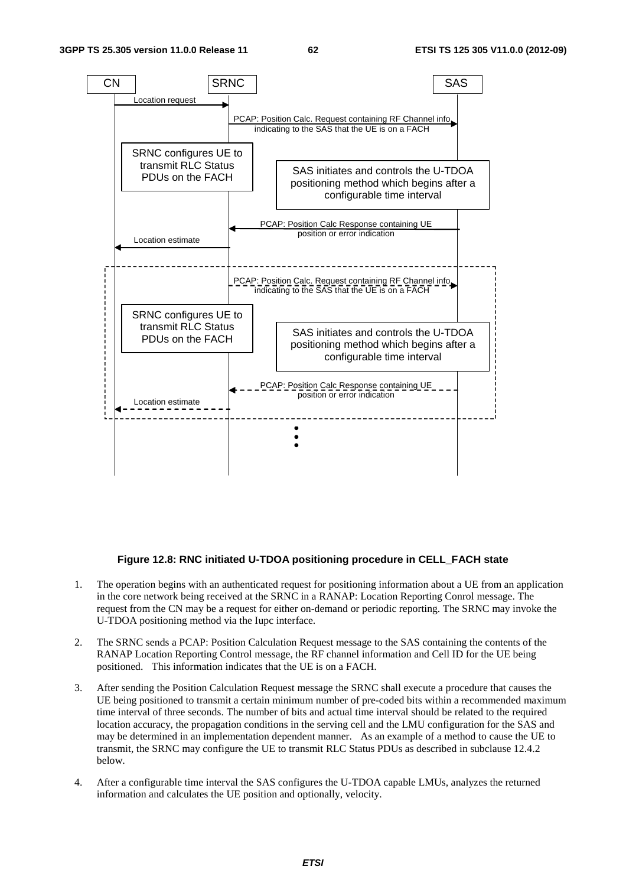**Figure 12.8: RNC initiated U-TDOA positioning procedure in CELL_FACH state**

1. The operation begins with an authenticated request for positioning information about a UE from an application in the core network being received at the SRNC in a RANAP: Location Reporting Conrol message. The request from the CN may be a request for either on-demand or periodic reporting. The SRNC may invoke the U-TDOA positioning method via the Iupc interface.

2. The SRNC sends a PCAP: Position Calculation Request message to the SAS containing the contents of the RANAP Location Reporting Control message, the RF channel information and Cell ID for the UE being positioned. This information indicates that the UE is on a FACH.

3. After sending the Position Calculation Request message the SRNC shall execute a procedure that causes the UE being positioned to transmit a certain minimum number of pre-coded bits within a recommended maximum time interval of three seconds. The number of bits and actual time interval should be related to the required location accuracy, the propagation conditions in the serving cell and the LMU configuration for the SAS and may be determined in an implementation dependent manner. As an example of a method to cause the UE to transmit, the SRNC may configure the UE to transmit RLC Status PDUs as described in subclause 12.4.2 below.

4. After a configurable time interval the SAS configures the U-TDOA capable LMUs, analyzes the returned information and calculates the UE position and optionally, velocity.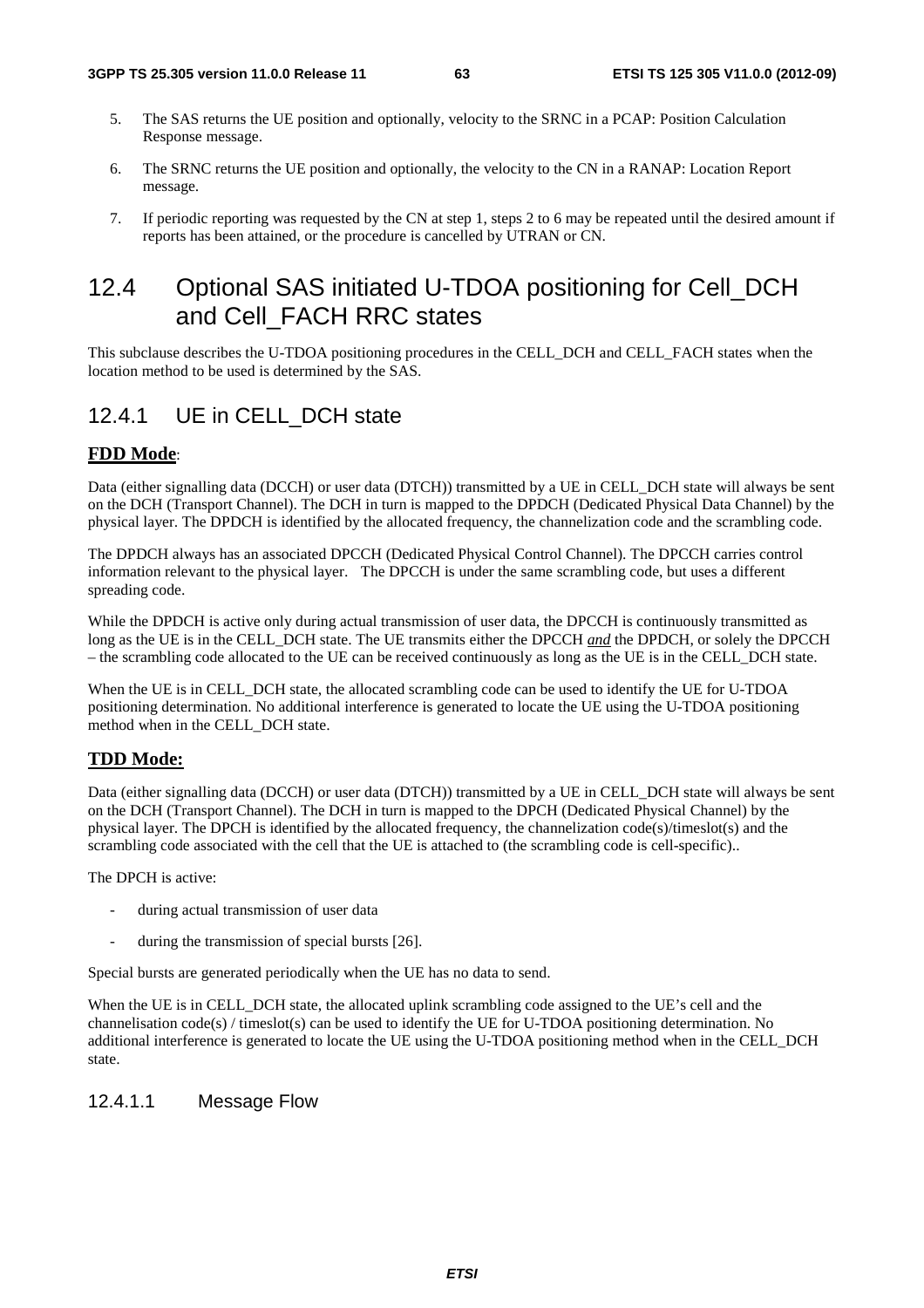5. The SAS returns the UE position and optionally, velocity to the SRNC in a PCAP: Position Calculation Response message.

6. The SRNC returns the UE position and optionally, the velocity to the CN in a RANAP: Location Report message.

7. If periodic reporting was requested by the CN at step 1, steps 2 to 6 may be repeated until the desired amount if reports has been attained, or the procedure is cancelled by UTRAN or CN.

# 12.4 Optional SAS initiated U-TDOA positioning for Cell_DCH and Cell_FACH RRC states

This subclause describes the U-TDOA positioning procedures in the CELL_DCH and CELL_FACH states when the location method to be used is determined by the SAS.

## 12.4.1 UE in CELL_DCH state

**FDD Mode**:

Data (either signalling data (DCCH) or user data (DTCH)) transmitted by a UE in CELL_DCH state will always be sent on the DCH (Transport Channel). The DCH in turn is mapped to the DPDCH (Dedicated Physical Data Channel) by the physical layer. The DPDCH is identified by the allocated frequency, the channelization code and the scrambling code.

The DPDCH always has an associated DPCCH (Dedicated Physical Control Channel). The DPCCH carries control information relevant to the physical layer. The DPCCH is under the same scrambling code, but uses a different spreading code.

While the DPDCH is active only during actual transmission of user data, the DPCCH is continuously transmitted as long as the UE is in the CELL_DCH state. The UE transmits either the DPCCH ***and*** the DPDCH, or solely the DPCCH – the scrambling code allocated to the UE can be received continuously as long as the UE is in the CELL_DCH state.

When the UE is in CELL_DCH state, the allocated scrambling code can be used to identify the UE for U-TDOA positioning determination. No additional interference is generated to locate the UE using the U-TDOA positioning method when in the CELL_DCH state.

**TDD Mode:**

Data (either signalling data (DCCH) or user data (DTCH)) transmitted by a UE in CELL_DCH state will always be sent on the DCH (Transport Channel). The DCH in turn is mapped to the DPCH (Dedicated Physical Channel) by the physical layer. The DPCH is identified by the allocated frequency, the channelization code(s)/timeslot(s) and the scrambling code associated with the cell that the UE is attached to (the scrambling code is cell-specific)..

The DPCH is active:

- during actual transmission of user data
- during the transmission of special bursts [26].

Special bursts are generated periodically when the UE has no data to send.

When the UE is in CELL_DCH state, the allocated uplink scrambling code assigned to the UE's cell and the channelisation code(s) / timeslot(s) can be used to identify the UE for U-TDOA positioning determination. No additional interference is generated to locate the UE using the U-TDOA positioning method when in the CELL_DCH state.

#### 12.4.1.1 Message Flow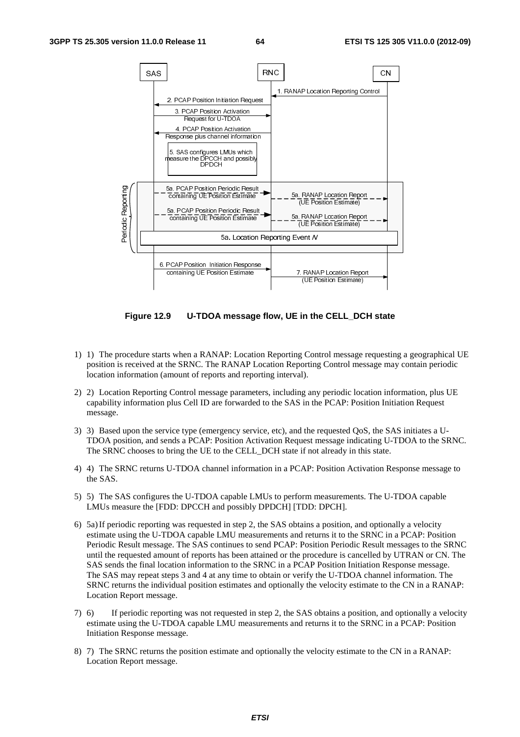**Figure 12.9 U-TDOA message flow, UE in the CELL_DCH state**

1) 1) The procedure starts when a RANAP: Location Reporting Control message requesting a geographical UE position is received at the SRNC. The RANAP Location Reporting Control message may contain periodic location information (amount of reports and reporting interval).

2) 2) Location Reporting Control message parameters, including any periodic location information, plus UE capability information plus Cell ID are forwarded to the SAS in the PCAP: Position Initiation Request message.

3) 3) Based upon the service type (emergency service, etc), and the requested QoS, the SAS initiates a U-TDOA position, and sends a PCAP: Position Activation Request message indicating U-TDOA to the SRNC. The SRNC chooses to bring the UE to the CELL_DCH state if not already in this state.

4) 4) The SRNC returns U-TDOA channel information in a PCAP: Position Activation Response message to the SAS.

5) 5) The SAS configures the U-TDOA capable LMUs to perform measurements. The U-TDOA capable LMUs measure the [FDD: DPCCH and possibly DPDCH] [TDD: DPCH].

6) 5a) If periodic reporting was requested in step 2, the SAS obtains a position, and optionally a velocity estimate using the U-TDOA capable LMU measurements and returns it to the SRNC in a PCAP: Position Periodic Result message. The SAS continues to send PCAP: Position Periodic Result messages to the SRNC until the requested amount of reports has been attained or the procedure is cancelled by UTRAN or CN. The SAS sends the final location information to the SRNC in a PCAP Position Initiation Response message. The SAS may repeat steps 3 and 4 at any time to obtain or verify the U-TDOA channel information. The SRNC returns the individual position estimates and optionally the velocity estimate to the CN in a RANAP: Location Report message.

7) 6) If periodic reporting was not requested in step 2, the SAS obtains a position, and optionally a velocity estimate using the U-TDOA capable LMU measurements and returns it to the SRNC in a PCAP: Position Initiation Response message.

8) 7) The SRNC returns the position estimate and optionally the velocity estimate to the CN in a RANAP: Location Report message.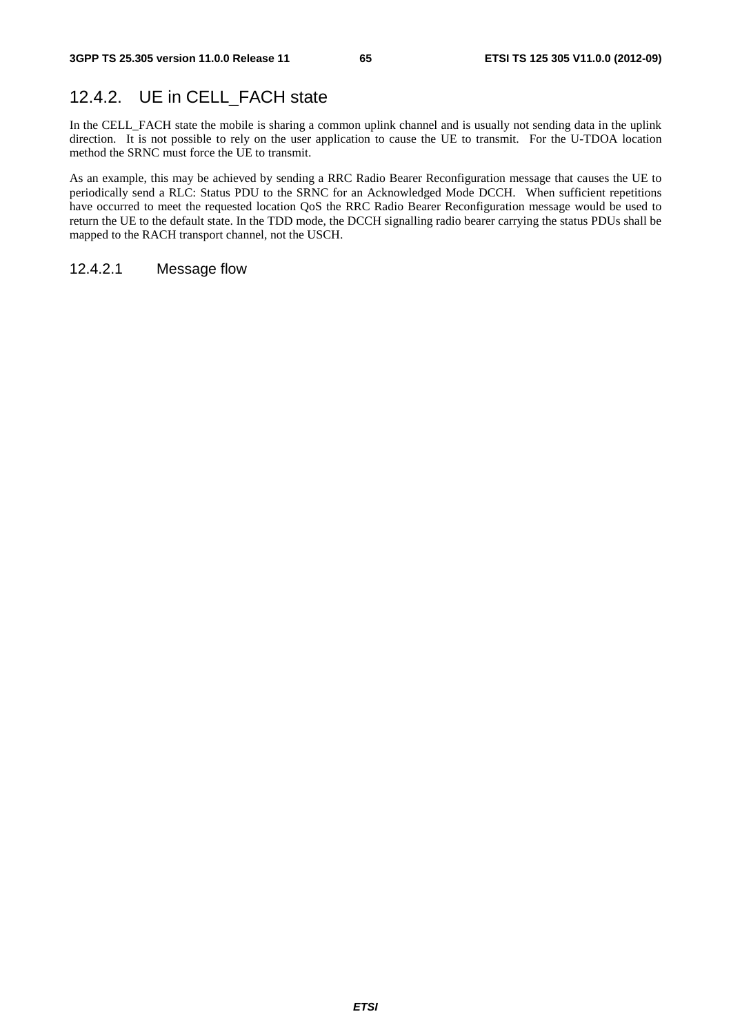## 12.4.2. UE in CELL_FACH state

In the CELL_FACH state the mobile is sharing a common uplink channel and is usually not sending data in the uplink direction. It is not possible to rely on the user application to cause the UE to transmit. For the U-TDOA location method the SRNC must force the UE to transmit.

As an example, this may be achieved by sending a RRC Radio Bearer Reconfiguration message that causes the UE to periodically send a RLC: Status PDU to the SRNC for an Acknowledged Mode DCCH. When sufficient repetitions have occurred to meet the requested location QoS the RRC Radio Bearer Reconfiguration message would be used to return the UE to the default state. In the TDD mode, the DCCH signalling radio bearer carrying the status PDUs shall be mapped to the RACH transport channel, not the USCH.

### 12.4.2.1 Message flow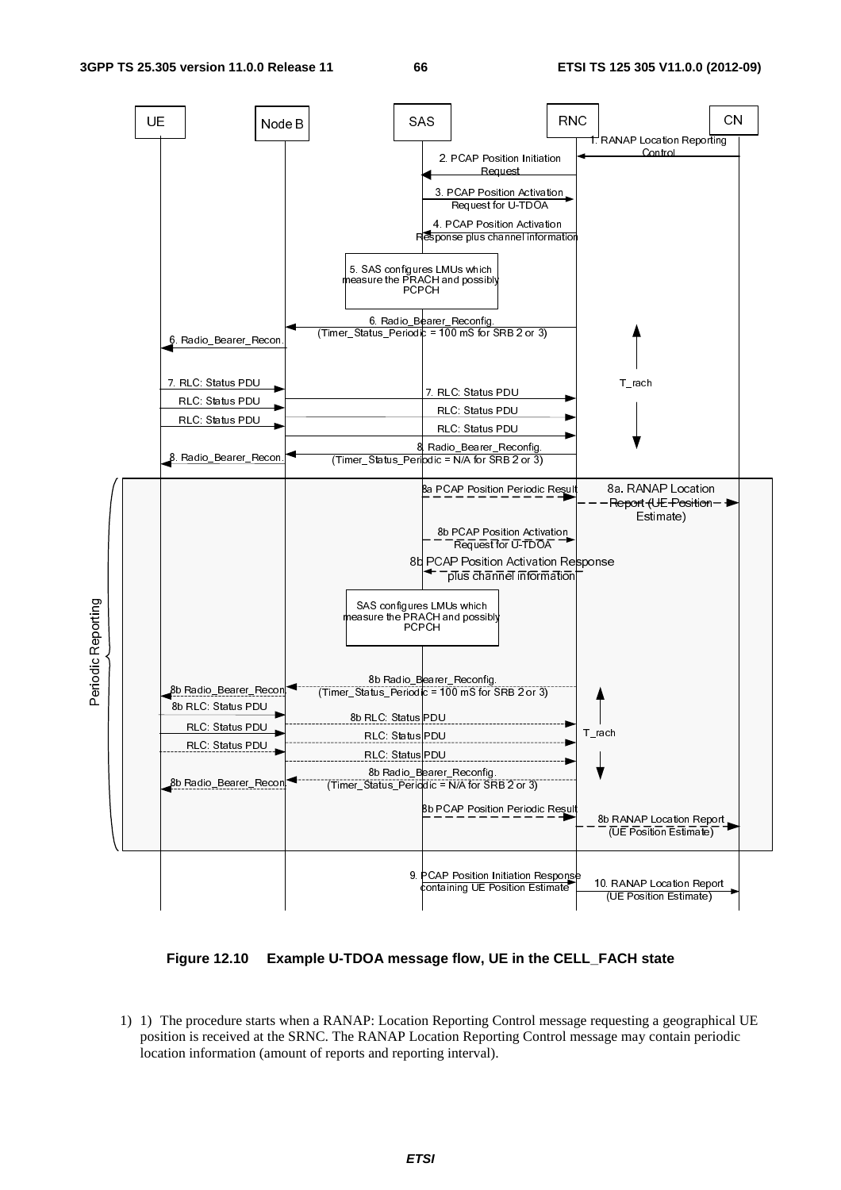**Figure 12.10 Example U-TDOA message flow, UE in the CELL_FACH state**

1) 1) The procedure starts when a RANAP: Location Reporting Control message requesting a geographical UE position is received at the SRNC. The RANAP Location Reporting Control message may contain periodic location information (amount of reports and reporting interval).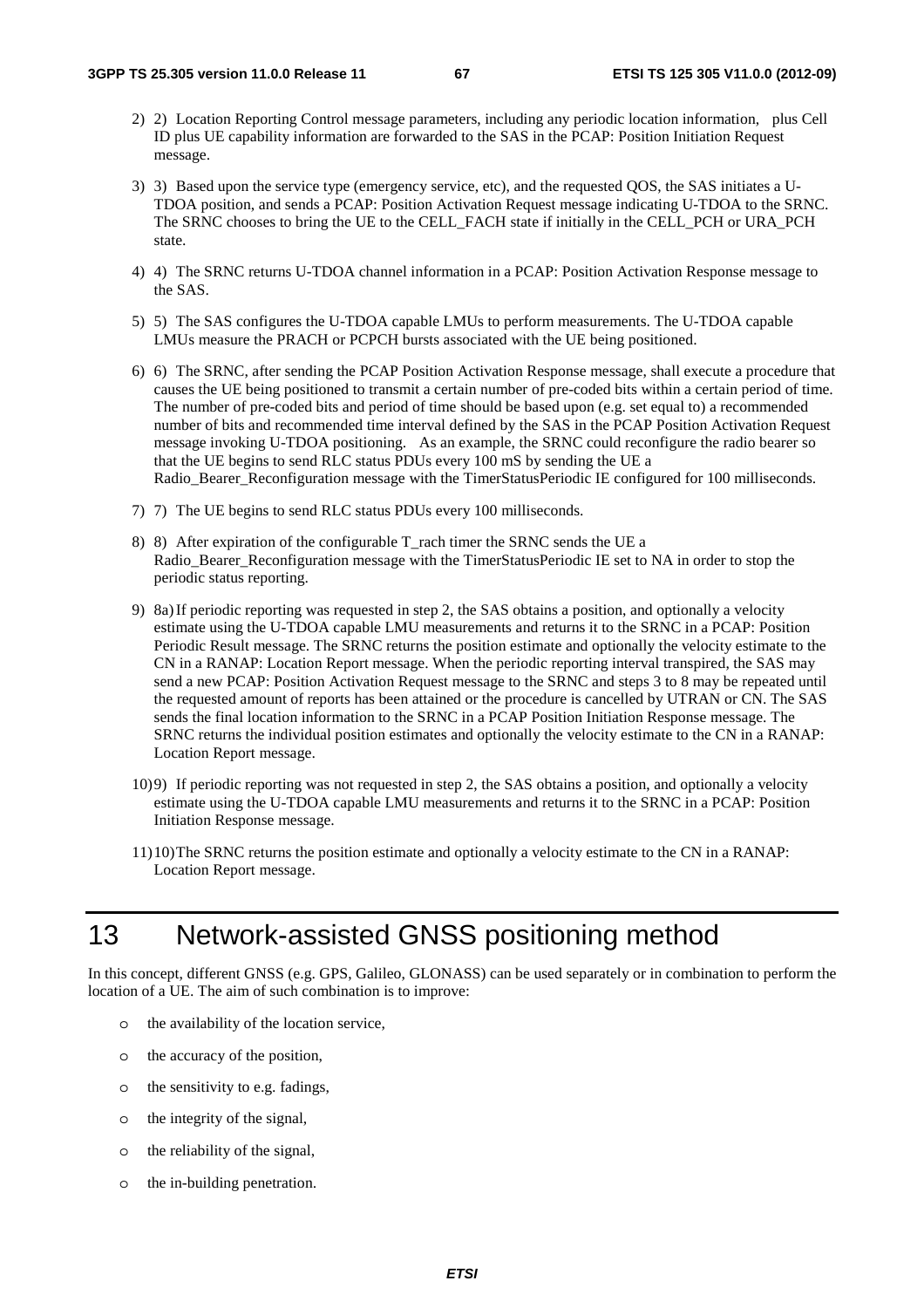2) 2) Location Reporting Control message parameters, including any periodic location information, plus Cell ID plus UE capability information are forwarded to the SAS in the PCAP: Position Initiation Request message.

3) 3) Based upon the service type (emergency service, etc), and the requested QOS, the SAS initiates a U-TDOA position, and sends a PCAP: Position Activation Request message indicating U-TDOA to the SRNC. The SRNC chooses to bring the UE to the CELL_FACH state if initially in the CELL_PCH or URA_PCH state.

4) 4) The SRNC returns U-TDOA channel information in a PCAP: Position Activation Response message to the SAS.

5) 5) The SAS configures the U-TDOA capable LMUs to perform measurements. The U-TDOA capable LMUs measure the PRACH or PCPCH bursts associated with the UE being positioned.

6) 6) The SRNC, after sending the PCAP Position Activation Response message, shall execute a procedure that causes the UE being positioned to transmit a certain number of pre-coded bits within a certain period of time. The number of pre-coded bits and period of time should be based upon (e.g. set equal to) a recommended number of bits and recommended time interval defined by the SAS in the PCAP Position Activation Request message invoking U-TDOA positioning. As an example, the SRNC could reconfigure the radio bearer so that the UE begins to send RLC status PDUs every 100 mS by sending the UE a Radio_Bearer_Reconfiguration message with the TimerStatusPeriodic IE configured for 100 milliseconds.

7) 7) The UE begins to send RLC status PDUs every 100 milliseconds.

8) 8) After expiration of the configurable T_rach timer the SRNC sends the UE a Radio_Bearer_Reconfiguration message with the TimerStatusPeriodic IE set to NA in order to stop the periodic status reporting.

9) 8a) If periodic reporting was requested in step 2, the SAS obtains a position, and optionally a velocity estimate using the U-TDOA capable LMU measurements and returns it to the SRNC in a PCAP: Position Periodic Result message. The SRNC returns the position estimate and optionally the velocity estimate to the CN in a RANAP: Location Report message. When the periodic reporting interval transpired, the SAS may send a new PCAP: Position Activation Request message to the SRNC and steps 3 to 8 may be repeated until the requested amount of reports has been attained or the procedure is cancelled by UTRAN or CN. The SAS sends the final location information to the SRNC in a PCAP Position Initiation Response message. The SRNC returns the individual position estimates and optionally the velocity estimate to the CN in a RANAP: Location Report message.

10) 9) If periodic reporting was not requested in step 2, the SAS obtains a position, and optionally a velocity estimate using the U-TDOA capable LMU measurements and returns it to the SRNC in a PCAP: Position Initiation Response message.

11) 10) The SRNC returns the position estimate and optionally a velocity estimate to the CN in a RANAP: Location Report message.

# 13 Network-assisted GNSS positioning method

In this concept, different GNSS (e.g. GPS, Galileo, GLONASS) can be used separately or in combination to perform the location of a UE. The aim of such combination is to improve:

- the availability of the location service,
- the accuracy of the position,
- the sensitivity to e.g. fadings,
- the integrity of the signal,
- the reliability of the signal,
- the in-building penetration.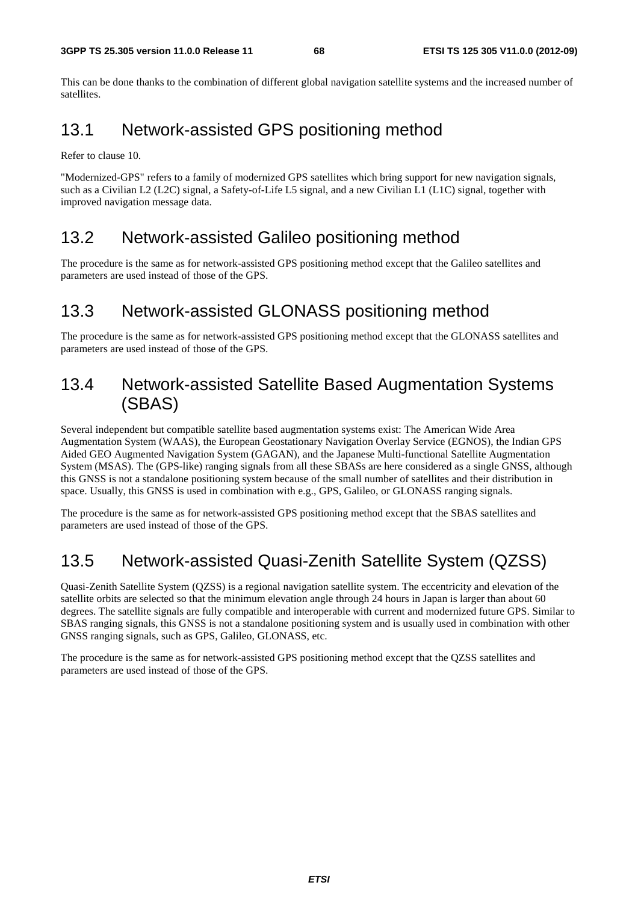This can be done thanks to the combination of different global navigation satellite systems and the increased number of satellites.

## 13.1 Network-assisted GPS positioning method

Refer to clause 10.

"Modernized-GPS" refers to a family of modernized GPS satellites which bring support for new navigation signals, such as a Civilian L2 (L2C) signal, a Safety-of-Life L5 signal, and a new Civilian L1 (L1C) signal, together with improved navigation message data.

## 13.2 Network-assisted Galileo positioning method

The procedure is the same as for network-assisted GPS positioning method except that the Galileo satellites and parameters are used instead of those of the GPS.

## 13.3 Network-assisted GLONASS positioning method

The procedure is the same as for network-assisted GPS positioning method except that the GLONASS satellites and parameters are used instead of those of the GPS.

## 13.4 Network-assisted Satellite Based Augmentation Systems (SBAS)

Several independent but compatible satellite based augmentation systems exist: The American Wide Area Augmentation System (WAAS), the European Geostationary Navigation Overlay Service (EGNOS), the Indian GPS Aided GEO Augmented Navigation System (GAGAN), and the Japanese Multi-functional Satellite Augmentation System (MSAS). The (GPS-like) ranging signals from all these SBASs are here considered as a single GNSS, although this GNSS is not a standalone positioning system because of the small number of satellites and their distribution in space. Usually, this GNSS is used in combination with e.g., GPS, Galileo, or GLONASS ranging signals.

The procedure is the same as for network-assisted GPS positioning method except that the SBAS satellites and parameters are used instead of those of the GPS.

## 13.5 Network-assisted Quasi-Zenith Satellite System (QZSS)

Quasi-Zenith Satellite System (QZSS) is a regional navigation satellite system. The eccentricity and elevation of the satellite orbits are selected so that the minimum elevation angle through 24 hours in Japan is larger than about 60 degrees. The satellite signals are fully compatible and interoperable with current and modernized future GPS. Similar to SBAS ranging signals, this GNSS is not a standalone positioning system and is usually used in combination with other GNSS ranging signals, such as GPS, Galileo, GLONASS, etc.

The procedure is the same as for network-assisted GPS positioning method except that the QZSS satellites and parameters are used instead of those of the GPS.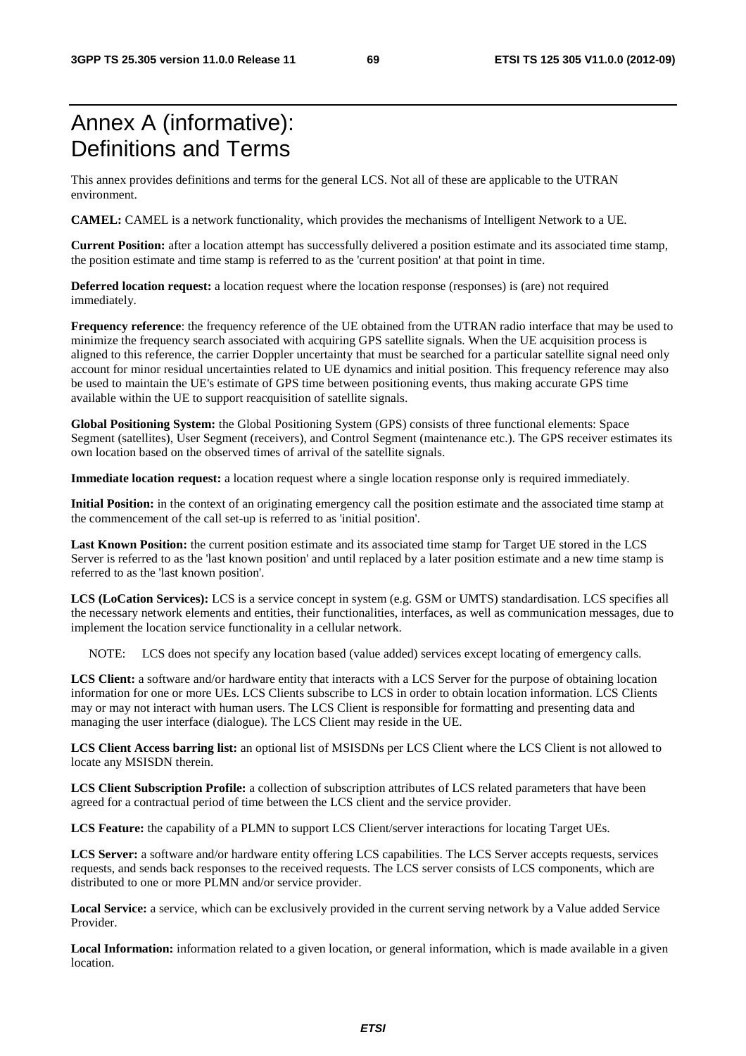# Annex A (informative): Definitions and Terms

This annex provides definitions and terms for the general LCS. Not all of these are applicable to the UTRAN environment.

**CAMEL:** CAMEL is a network functionality, which provides the mechanisms of Intelligent Network to a UE.

**Current Position:** after a location attempt has successfully delivered a position estimate and its associated time stamp, the position estimate and time stamp is referred to as the 'current position' at that point in time.

**Deferred location request:** a location request where the location response (responses) is (are) not required immediately.

**Frequency reference**: the frequency reference of the UE obtained from the UTRAN radio interface that may be used to minimize the frequency search associated with acquiring GPS satellite signals. When the UE acquisition process is aligned to this reference, the carrier Doppler uncertainty that must be searched for a particular satellite signal need only account for minor residual uncertainties related to UE dynamics and initial position. This frequency reference may also be used to maintain the UE's estimate of GPS time between positioning events, thus making accurate GPS time available within the UE to support reacquisition of satellite signals.

**Global Positioning System:** the Global Positioning System (GPS) consists of three functional elements: Space Segment (satellites), User Segment (receivers), and Control Segment (maintenance etc.). The GPS receiver estimates its own location based on the observed times of arrival of the satellite signals.

**Immediate location request:** a location request where a single location response only is required immediately.

**Initial Position:** in the context of an originating emergency call the position estimate and the associated time stamp at the commencement of the call set-up is referred to as 'initial position'.

**Last Known Position:** the current position estimate and its associated time stamp for Target UE stored in the LCS Server is referred to as the 'last known position' and until replaced by a later position estimate and a new time stamp is referred to as the 'last known position'.

**LCS (LoCation Services):** LCS is a service concept in system (e.g. GSM or UMTS) standardisation. LCS specifies all the necessary network elements and entities, their functionalities, interfaces, as well as communication messages, due to implement the location service functionality in a cellular network.

NOTE: LCS does not specify any location based (value added) services except locating of emergency calls.

**LCS Client:** a software and/or hardware entity that interacts with a LCS Server for the purpose of obtaining location information for one or more UEs. LCS Clients subscribe to LCS in order to obtain location information. LCS Clients may or may not interact with human users. The LCS Client is responsible for formatting and presenting data and managing the user interface (dialogue). The LCS Client may reside in the UE.

**LCS Client Access barring list:** an optional list of MSISDNs per LCS Client where the LCS Client is not allowed to locate any MSISDN therein.

**LCS Client Subscription Profile:** a collection of subscription attributes of LCS related parameters that have been agreed for a contractual period of time between the LCS client and the service provider.

**LCS Feature:** the capability of a PLMN to support LCS Client/server interactions for locating Target UEs.

**LCS Server:** a software and/or hardware entity offering LCS capabilities. The LCS Server accepts requests, services requests, and sends back responses to the received requests. The LCS server consists of LCS components, which are distributed to one or more PLMN and/or service provider.

**Local Service:** a service, which can be exclusively provided in the current serving network by a Value added Service Provider.

**Local Information:** information related to a given location, or general information, which is made available in a given location.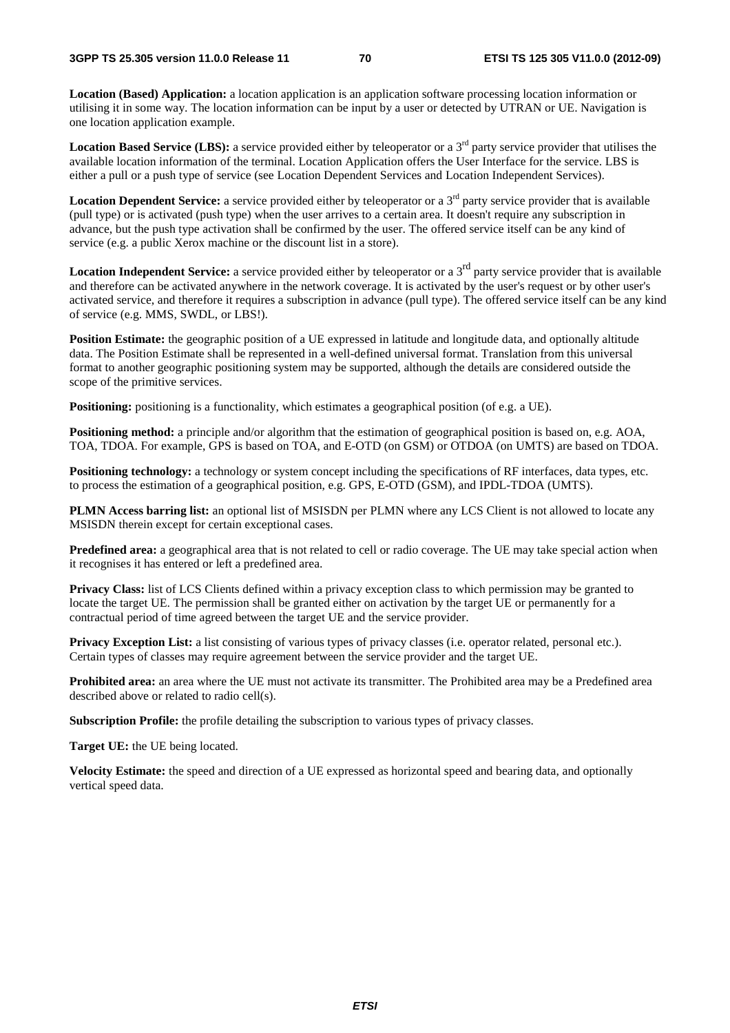**Location (Based) Application:** a location application is an application software processing location information or utilising it in some way. The location information can be input by a user or detected by UTRAN or UE. Navigation is one location application example.

**Location Based Service (LBS):** a service provided either by teleoperator or a 3rd party service provider that utilises the available location information of the terminal. Location Application offers the User Interface for the service. LBS is either a pull or a push type of service (see Location Dependent Services and Location Independent Services).

**Location Dependent Service:** a service provided either by teleoperator or a 3rd party service provider that is available (pull type) or is activated (push type) when the user arrives to a certain area. It doesn't require any subscription in advance, but the push type activation shall be confirmed by the user. The offered service itself can be any kind of service (e.g. a public Xerox machine or the discount list in a store).

**Location Independent Service:** a service provided either by teleoperator or a 3rd party service provider that is available and therefore can be activated anywhere in the network coverage. It is activated by the user's request or by other user's activated service, and therefore it requires a subscription in advance (pull type). The offered service itself can be any kind of service (e.g. MMS, SWDL, or LBS!).

**Position Estimate:** the geographic position of a UE expressed in latitude and longitude data, and optionally altitude data. The Position Estimate shall be represented in a well-defined universal format. Translation from this universal format to another geographic positioning system may be supported, although the details are considered outside the scope of the primitive services.

**Positioning:** positioning is a functionality, which estimates a geographical position (of e.g. a UE).

**Positioning method:** a principle and/or algorithm that the estimation of geographical position is based on, e.g. AOA, TOA, TDOA. For example, GPS is based on TOA, and E-OTD (on GSM) or OTDOA (on UMTS) are based on TDOA.

**Positioning technology:** a technology or system concept including the specifications of RF interfaces, data types, etc. to process the estimation of a geographical position, e.g. GPS, E-OTD (GSM), and IPDL-TDOA (UMTS).

**PLMN Access barring list:** an optional list of MSISDN per PLMN where any LCS Client is not allowed to locate any MSISDN therein except for certain exceptional cases.

**Predefined area:** a geographical area that is not related to cell or radio coverage. The UE may take special action when it recognises it has entered or left a predefined area.

**Privacy Class:** list of LCS Clients defined within a privacy exception class to which permission may be granted to locate the target UE. The permission shall be granted either on activation by the target UE or permanently for a contractual period of time agreed between the target UE and the service provider.

**Privacy Exception List:** a list consisting of various types of privacy classes (i.e. operator related, personal etc.). Certain types of classes may require agreement between the service provider and the target UE.

**Prohibited area:** an area where the UE must not activate its transmitter. The Prohibited area may be a Predefined area described above or related to radio cell(s).

**Subscription Profile:** the profile detailing the subscription to various types of privacy classes.

**Target UE:** the UE being located.

**Velocity Estimate:** the speed and direction of a UE expressed as horizontal speed and bearing data, and optionally vertical speed data.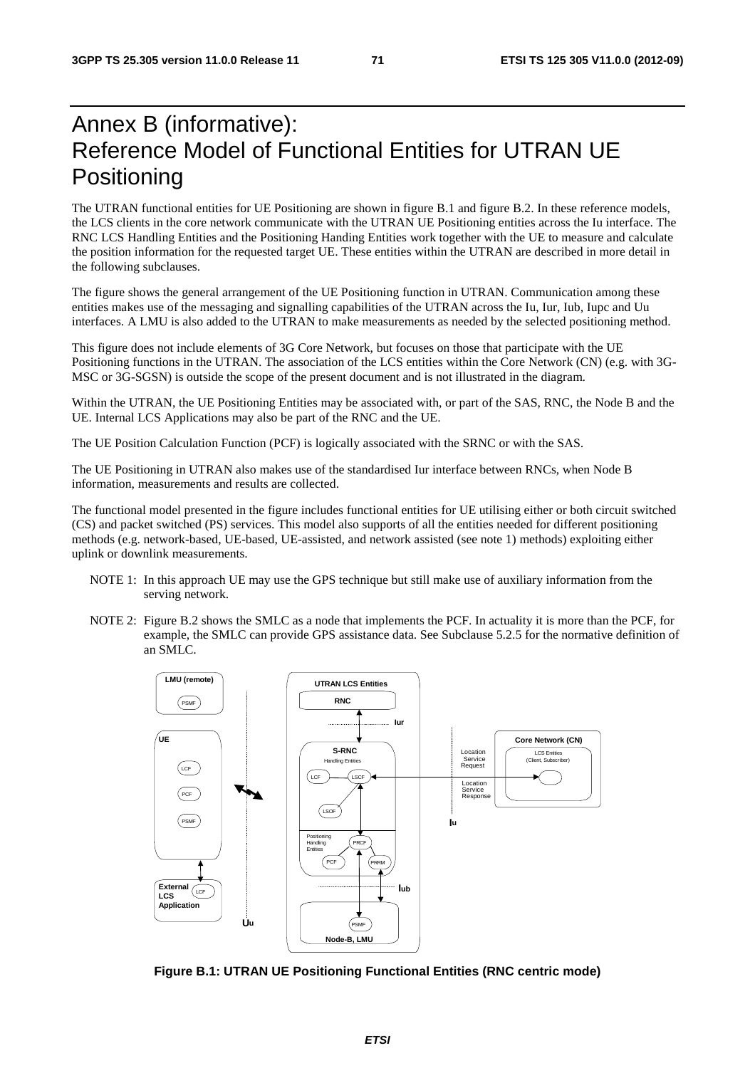# Annex B (informative): Reference Model of Functional Entities for UTRAN UE Positioning

The UTRAN functional entities for UE Positioning are shown in figure B.1 and figure B.2. In these reference models, the LCS clients in the core network communicate with the UTRAN UE Positioning entities across the Iu interface. The RNC LCS Handling Entities and the Positioning Handing Entities work together with the UE to measure and calculate the position information for the requested target UE. These entities within the UTRAN are described in more detail in the following subclauses.

The figure shows the general arrangement of the UE Positioning function in UTRAN. Communication among these entities makes use of the messaging and signalling capabilities of the UTRAN across the Iu, Iur, Iub, Iupc and Uu interfaces. A LMU is also added to the UTRAN to make measurements as needed by the selected positioning method.

This figure does not include elements of 3G Core Network, but focuses on those that participate with the UE Positioning functions in the UTRAN. The association of the LCS entities within the Core Network (CN) (e.g. with 3G-MSC or 3G-SGSN) is outside the scope of the present document and is not illustrated in the diagram.

Within the UTRAN, the UE Positioning Entities may be associated with, or part of the SAS, RNC, the Node B and the UE. Internal LCS Applications may also be part of the RNC and the UE.

The UE Position Calculation Function (PCF) is logically associated with the SRNC or with the SAS.

The UE Positioning in UTRAN also makes use of the standardised Iur interface between RNCs, when Node B information, measurements and results are collected.

The functional model presented in the figure includes functional entities for UE utilising either or both circuit switched (CS) and packet switched (PS) services. This model also supports of all the entities needed for different positioning methods (e.g. network-based, UE-based, UE-assisted, and network assisted (see note 1) methods) exploiting either uplink or downlink measurements.

NOTE 1: In this approach UE may use the GPS technique but still make use of auxiliary information from the serving network.

NOTE 2: Figure B.2 shows the SMLC as a node that implements the PCF. In actuality it is more than the PCF, for example, the SMLC can provide GPS assistance data. See Subclause 5.2.5 for the normative definition of an SMLC.

**Figure B.1: UTRAN UE Positioning Functional Entities (RNC centric mode)**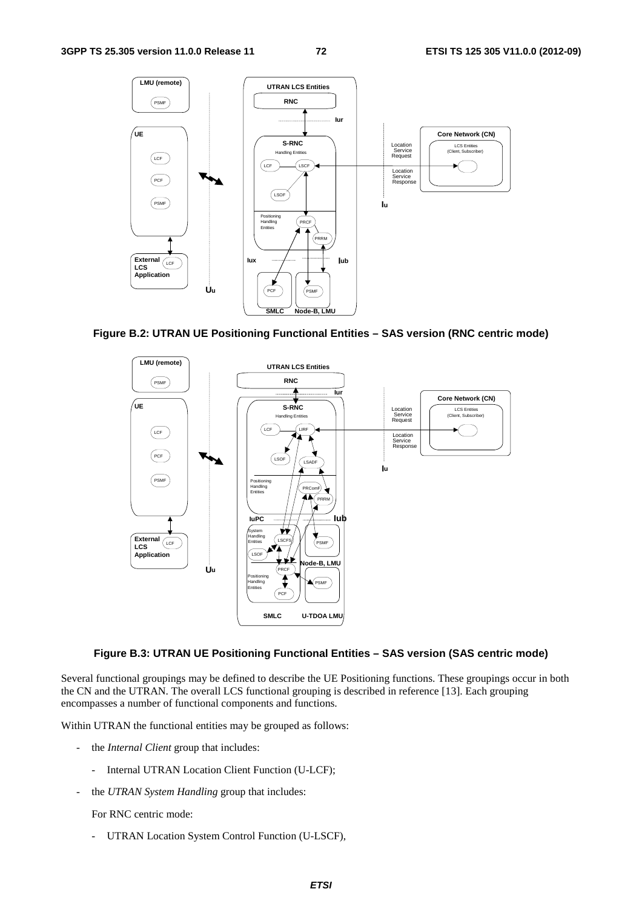**Figure B.2: UTRAN UE Positioning Functional Entities – SAS version (RNC centric mode)**

**Figure B.3: UTRAN UE Positioning Functional Entities – SAS version (SAS centric mode)**

Several functional groupings may be defined to describe the UE Positioning functions. These groupings occur in both the CN and the UTRAN. The overall LCS functional grouping is described in reference [13]. Each grouping encompasses a number of functional components and functions.

Within UTRAN the functional entities may be grouped as follows:

- the *Internal Client* group that includes:
  - Internal UTRAN Location Client Function (U-LCF);
- the *UTRAN System Handling* group that includes:

  For RNC centric mode:

  - UTRAN Location System Control Function (U-LSCF),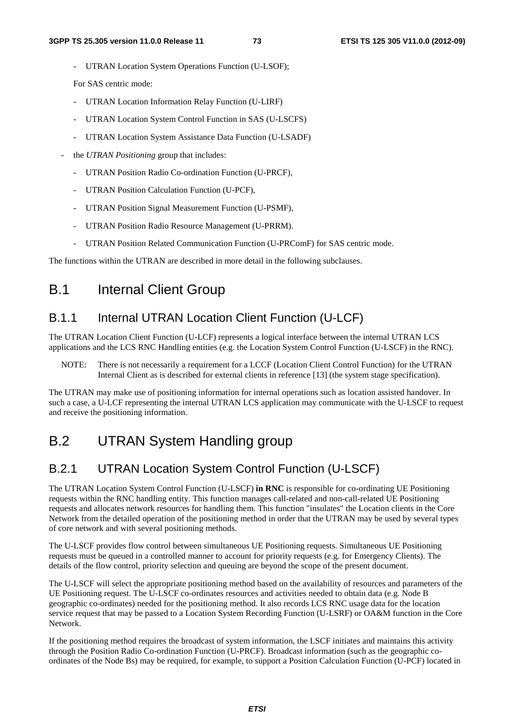- UTRAN Location System Operations Function (U-LSOF);

  For SAS centric mode:

  - UTRAN Location Information Relay Function (U-LIRF)
  - UTRAN Location System Control Function in SAS (U-LSCFS)
  - UTRAN Location System Assistance Data Function (U-LSADF)

- the *UTRAN Positioning* group that includes:
  - UTRAN Position Radio Co-ordination Function (U-PRCF),
  - UTRAN Position Calculation Function (U-PCF),
  - UTRAN Position Signal Measurement Function (U-PSMF),
  - UTRAN Position Radio Resource Management (U-PRRM).
  - UTRAN Position Related Communication Function (U-PRComF) for SAS centric mode.

The functions within the UTRAN are described in more detail in the following subclauses.

# B.1 Internal Client Group

## B.1.1 Internal UTRAN Location Client Function (U-LCF)

The UTRAN Location Client Function (U-LCF) represents a logical interface between the internal UTRAN LCS applications and the LCS RNC Handling entities (e.g. the Location System Control Function (U-LSCF) in the RNC).

NOTE: There is not necessarily a requirement for a LCCF (Location Client Control Function) for the UTRAN Internal Client as is described for external clients in reference [13] (the system stage specification).

The UTRAN may make use of positioning information for internal operations such as location assisted handover. In such a case, a U-LCF representing the internal UTRAN LCS application may communicate with the U-LSCF to request and receive the positioning information.

# B.2 UTRAN System Handling group

## B.2.1 UTRAN Location System Control Function (U-LSCF)

The UTRAN Location System Control Function (U-LSCF) **in RNC** is responsible for co-ordinating UE Positioning requests within the RNC handling entity. This function manages call-related and non-call-related UE Positioning requests and allocates network resources for handling them. This function "insulates" the Location clients in the Core Network from the detailed operation of the positioning method in order that the UTRAN may be used by several types of core network and with several positioning methods.

The U-LSCF provides flow control between simultaneous UE Positioning requests. Simultaneous UE Positioning requests must be queued in a controlled manner to account for priority requests (e.g. for Emergency Clients). The details of the flow control, priority selection and queuing are beyond the scope of the present document.

The U-LSCF will select the appropriate positioning method based on the availability of resources and parameters of the UE Positioning request. The U-LSCF co-ordinates resources and activities needed to obtain data (e.g. Node B geographic co-ordinates) needed for the positioning method. It also records LCS RNC usage data for the location service request that may be passed to a Location System Recording Function (U-LSRF) or OA&M function in the Core Network.

If the positioning method requires the broadcast of system information, the LSCF initiates and maintains this activity through the Position Radio Co-ordination Function (U-PRCF). Broadcast information (such as the geographic co-ordinates of the Node Bs) may be required, for example, to support a Position Calculation Function (U-PCF) located in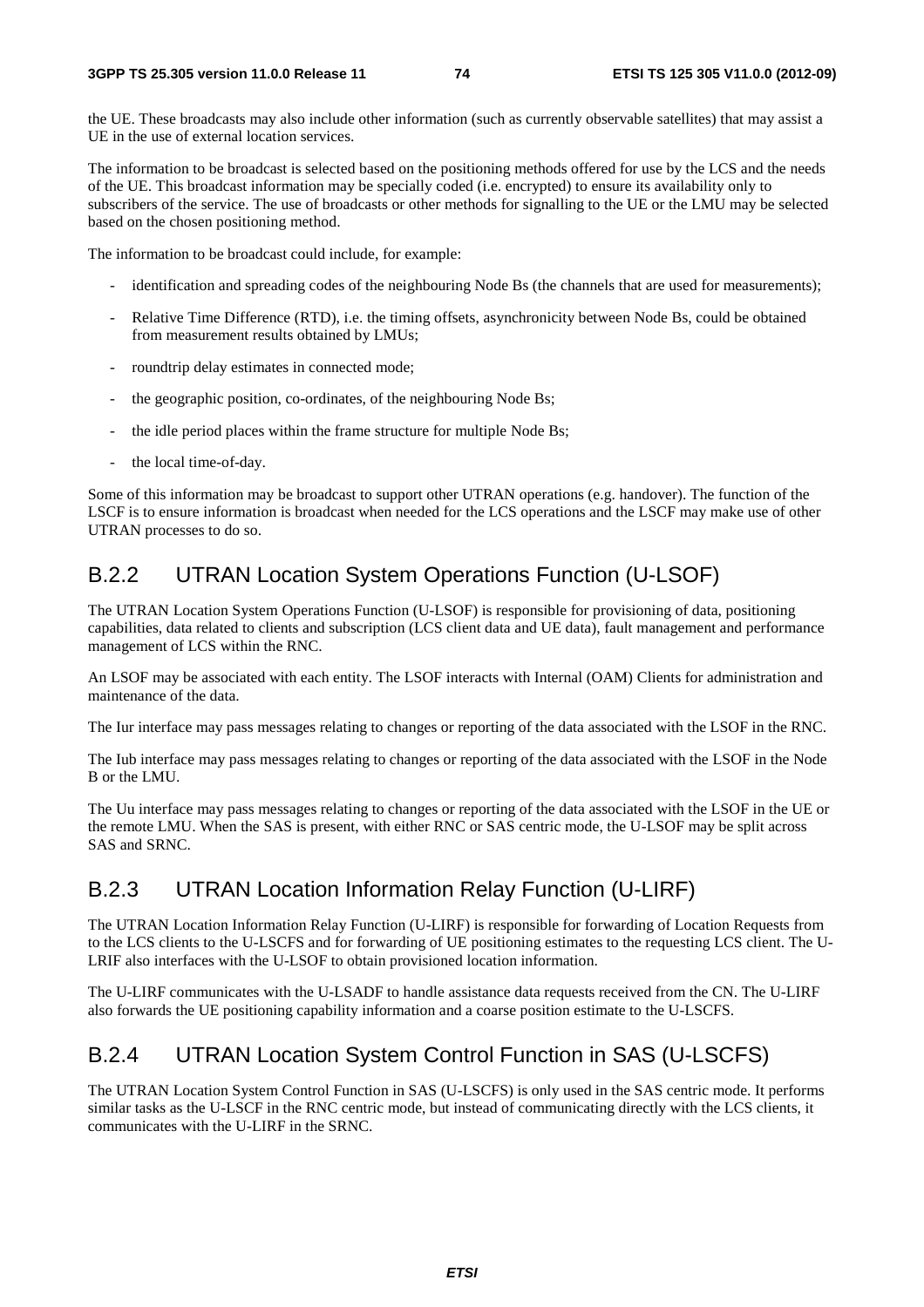the UE. These broadcasts may also include other information (such as currently observable satellites) that may assist a UE in the use of external location services.

The information to be broadcast is selected based on the positioning methods offered for use by the LCS and the needs of the UE. This broadcast information may be specially coded (i.e. encrypted) to ensure its availability only to subscribers of the service. The use of broadcasts or other methods for signalling to the UE or the LMU may be selected based on the chosen positioning method.

The information to be broadcast could include, for example:

- identification and spreading codes of the neighbouring Node Bs (the channels that are used for measurements);
- Relative Time Difference (RTD), i.e. the timing offsets, asynchronicity between Node Bs, could be obtained from measurement results obtained by LMUs;
- roundtrip delay estimates in connected mode;
- the geographic position, co-ordinates, of the neighbouring Node Bs;
- the idle period places within the frame structure for multiple Node Bs;
- the local time-of-day.

Some of this information may be broadcast to support other UTRAN operations (e.g. handover). The function of the LSCF is to ensure information is broadcast when needed for the LCS operations and the LSCF may make use of other UTRAN processes to do so.

## B.2.2 UTRAN Location System Operations Function (U-LSOF)

The UTRAN Location System Operations Function (U-LSOF) is responsible for provisioning of data, positioning capabilities, data related to clients and subscription (LCS client data and UE data), fault management and performance management of LCS within the RNC.

An LSOF may be associated with each entity. The LSOF interacts with Internal (OAM) Clients for administration and maintenance of the data.

The Iur interface may pass messages relating to changes or reporting of the data associated with the LSOF in the RNC.

The Iub interface may pass messages relating to changes or reporting of the data associated with the LSOF in the Node B or the LMU.

The Uu interface may pass messages relating to changes or reporting of the data associated with the LSOF in the UE or the remote LMU. When the SAS is present, with either RNC or SAS centric mode, the U-LSOF may be split across SAS and SRNC.

## B.2.3 UTRAN Location Information Relay Function (U-LIRF)

The UTRAN Location Information Relay Function (U-LIRF) is responsible for forwarding of Location Requests from to the LCS clients to the U-LSCFS and for forwarding of UE positioning estimates to the requesting LCS client. The U-LRIF also interfaces with the U-LSOF to obtain provisioned location information.

The U-LIRF communicates with the U-LSADF to handle assistance data requests received from the CN. The U-LIRF also forwards the UE positioning capability information and a coarse position estimate to the U-LSCFS.

## B.2.4 UTRAN Location System Control Function in SAS (U-LSCFS)

The UTRAN Location System Control Function in SAS (U-LSCFS) is only used in the SAS centric mode. It performs similar tasks as the U-LSCF in the RNC centric mode, but instead of communicating directly with the LCS clients, it communicates with the U-LIRF in the SRNC.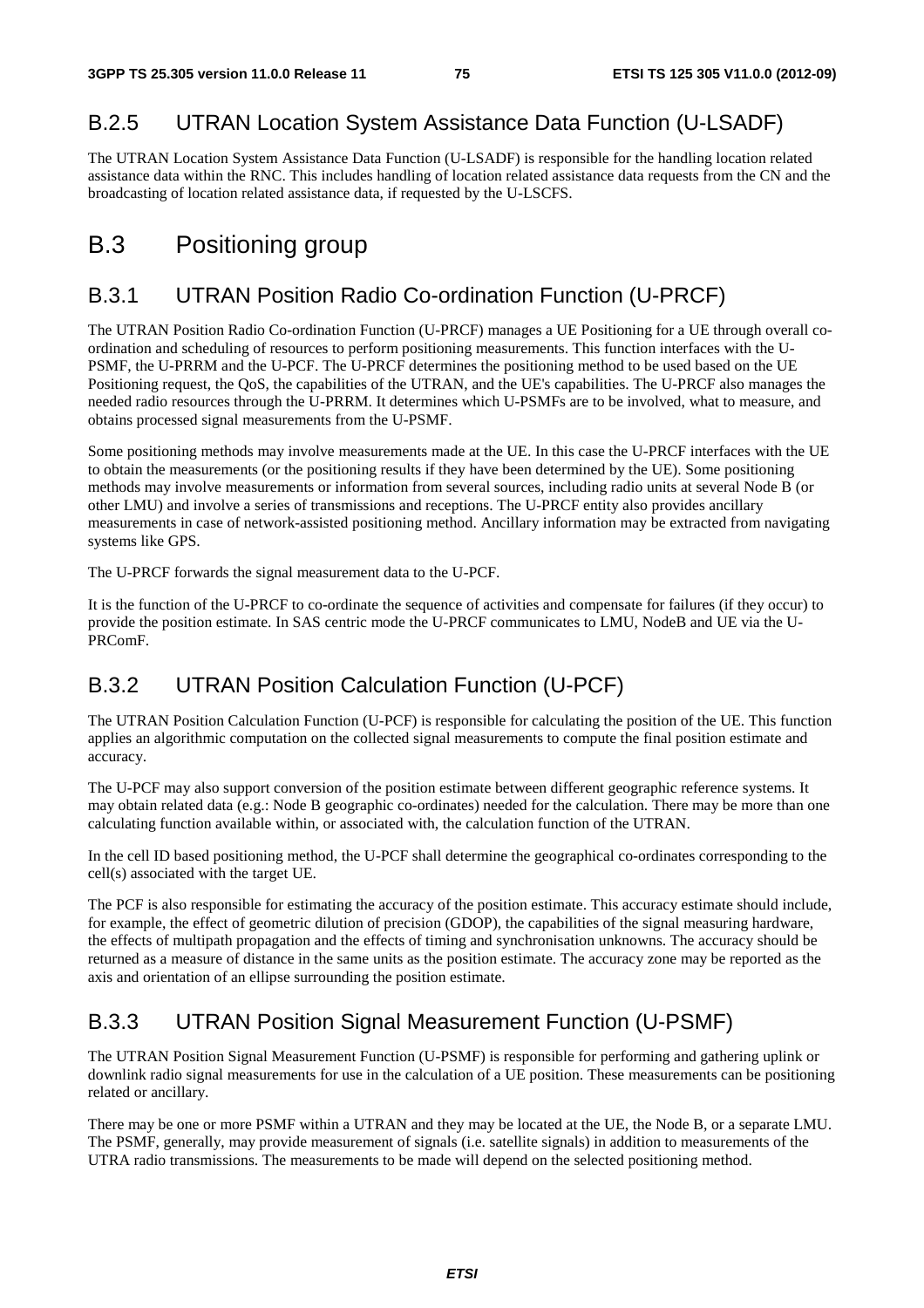### B.2.5 UTRAN Location System Assistance Data Function (U-LSADF)

The UTRAN Location System Assistance Data Function (U-LSADF) is responsible for the handling location related assistance data within the RNC. This includes handling of location related assistance data requests from the CN and the broadcasting of location related assistance data, if requested by the U-LSCFS.

## B.3 Positioning group

### B.3.1 UTRAN Position Radio Co-ordination Function (U-PRCF)

The UTRAN Position Radio Co-ordination Function (U-PRCF) manages a UE Positioning for a UE through overall co-ordination and scheduling of resources to perform positioning measurements. This function interfaces with the U-PSMF, the U-PRRM and the U-PCF. The U-PRCF determines the positioning method to be used based on the UE Positioning request, the QoS, the capabilities of the UTRAN, and the UE's capabilities. The U-PRCF also manages the needed radio resources through the U-PRRM. It determines which U-PSMFs are to be involved, what to measure, and obtains processed signal measurements from the U-PSMF.

Some positioning methods may involve measurements made at the UE. In this case the U-PRCF interfaces with the UE to obtain the measurements (or the positioning results if they have been determined by the UE). Some positioning methods may involve measurements or information from several sources, including radio units at several Node B (or other LMU) and involve a series of transmissions and receptions. The U-PRCF entity also provides ancillary measurements in case of network-assisted positioning method. Ancillary information may be extracted from navigating systems like GPS.

The U-PRCF forwards the signal measurement data to the U-PCF.

It is the function of the U-PRCF to co-ordinate the sequence of activities and compensate for failures (if they occur) to provide the position estimate. In SAS centric mode the U-PRCF communicates to LMU, NodeB and UE via the U-PRComF.

### B.3.2 UTRAN Position Calculation Function (U-PCF)

The UTRAN Position Calculation Function (U-PCF) is responsible for calculating the position of the UE. This function applies an algorithmic computation on the collected signal measurements to compute the final position estimate and accuracy.

The U-PCF may also support conversion of the position estimate between different geographic reference systems. It may obtain related data (e.g.: Node B geographic co-ordinates) needed for the calculation. There may be more than one calculating function available within, or associated with, the calculation function of the UTRAN.

In the cell ID based positioning method, the U-PCF shall determine the geographical co-ordinates corresponding to the cell(s) associated with the target UE.

The PCF is also responsible for estimating the accuracy of the position estimate. This accuracy estimate should include, for example, the effect of geometric dilution of precision (GDOP), the capabilities of the signal measuring hardware, the effects of multipath propagation and the effects of timing and synchronisation unknowns. The accuracy should be returned as a measure of distance in the same units as the position estimate. The accuracy zone may be reported as the axis and orientation of an ellipse surrounding the position estimate.

### B.3.3 UTRAN Position Signal Measurement Function (U-PSMF)

The UTRAN Position Signal Measurement Function (U-PSMF) is responsible for performing and gathering uplink or downlink radio signal measurements for use in the calculation of a UE position. These measurements can be positioning related or ancillary.

There may be one or more PSMF within a UTRAN and they may be located at the UE, the Node B, or a separate LMU. The PSMF, generally, may provide measurement of signals (i.e. satellite signals) in addition to measurements of the UTRA radio transmissions. The measurements to be made will depend on the selected positioning method.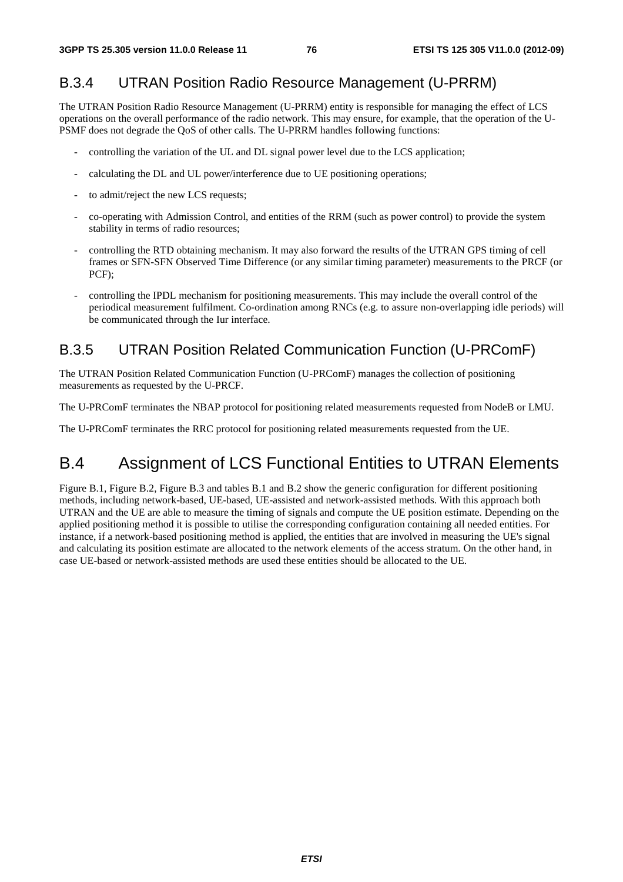### B.3.4 UTRAN Position Radio Resource Management (U-PRRM)

The UTRAN Position Radio Resource Management (U-PRRM) entity is responsible for managing the effect of LCS operations on the overall performance of the radio network. This may ensure, for example, that the operation of the U-PSMF does not degrade the QoS of other calls. The U-PRRM handles following functions:

- controlling the variation of the UL and DL signal power level due to the LCS application;
- calculating the DL and UL power/interference due to UE positioning operations;
- to admit/reject the new LCS requests;
- co-operating with Admission Control, and entities of the RRM (such as power control) to provide the system stability in terms of radio resources;
- controlling the RTD obtaining mechanism. It may also forward the results of the UTRAN GPS timing of cell frames or SFN-SFN Observed Time Difference (or any similar timing parameter) measurements to the PRCF (or PCF);
- controlling the IPDL mechanism for positioning measurements. This may include the overall control of the periodical measurement fulfilment. Co-ordination among RNCs (e.g. to assure non-overlapping idle periods) will be communicated through the Iur interface.

### B.3.5 UTRAN Position Related Communication Function (U-PRComF)

The UTRAN Position Related Communication Function (U-PRComF) manages the collection of positioning measurements as requested by the U-PRCF.

The U-PRComF terminates the NBAP protocol for positioning related measurements requested from NodeB or LMU.

The U-PRComF terminates the RRC protocol for positioning related measurements requested from the UE.

## B.4 Assignment of LCS Functional Entities to UTRAN Elements

Figure B.1, Figure B.2, Figure B.3 and tables B.1 and B.2 show the generic configuration for different positioning methods, including network-based, UE-based, UE-assisted and network-assisted methods. With this approach both UTRAN and the UE are able to measure the timing of signals and compute the UE position estimate. Depending on the applied positioning method it is possible to utilise the corresponding configuration containing all needed entities. For instance, if a network-based positioning method is applied, the entities that are involved in measuring the UE's signal and calculating its position estimate are allocated to the network elements of the access stratum. On the other hand, in case UE-based or network-assisted methods are used these entities should be allocated to the UE.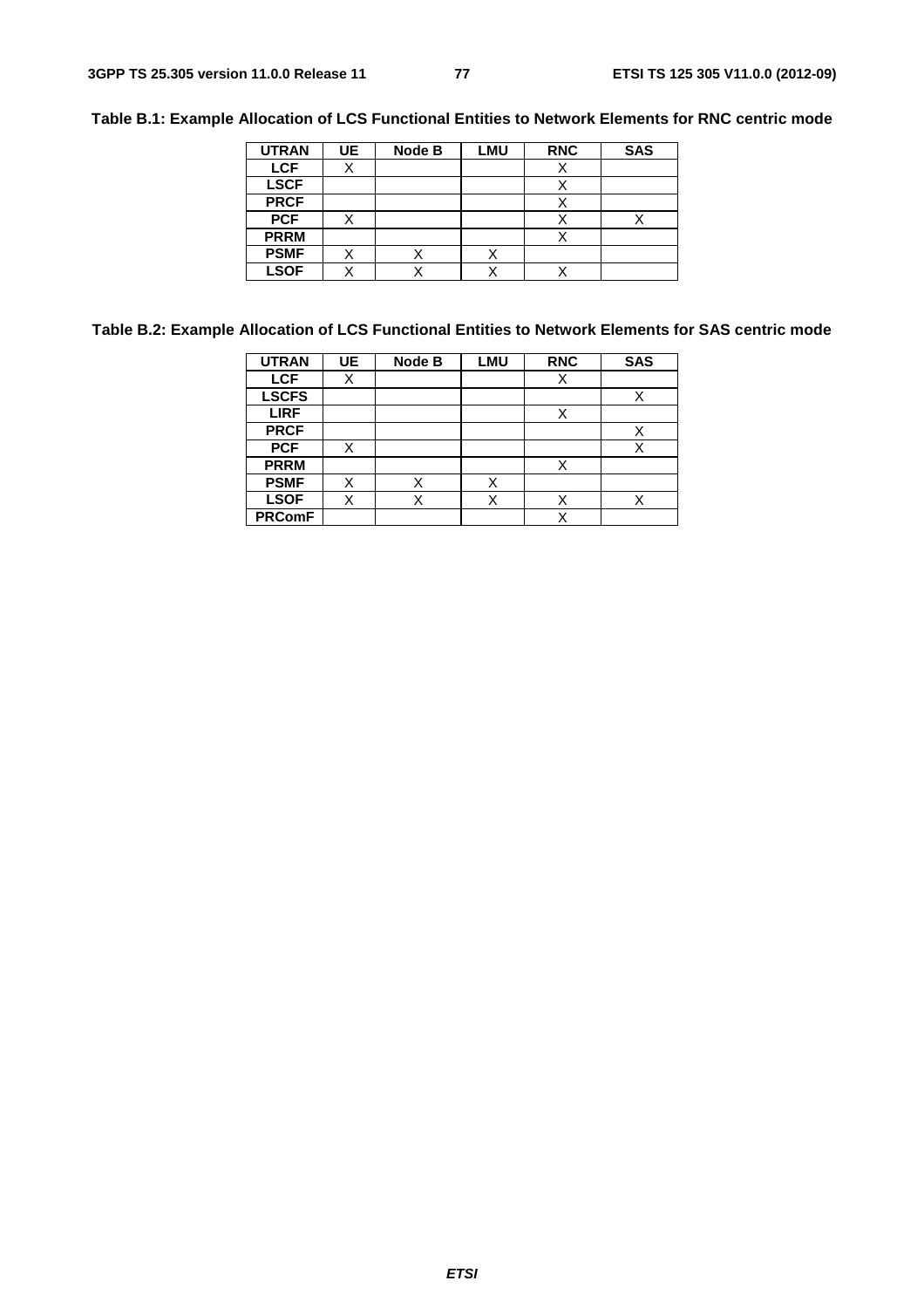**Table B.1: Example Allocation of LCS Functional Entities to Network Elements for RNC centric mode**

| UTRAN | UE | Node B | LMU | RNC | SAS |
|---|---|---|---|---|---|
| **LCF** | X | | | X | |
| **LSCF** | | | | X | |
| **PRCF** | | | | X | |
| **PCF** | X | | | X | X |
| **PRRM** | | | | X | |
| **PSMF** | X | X | X | | |
| **LSOF** | X | X | X | X | |

**Table B.2: Example Allocation of LCS Functional Entities to Network Elements for SAS centric mode**

| UTRAN | UE | Node B | LMU | RNC | SAS |
|---|---|---|---|---|---|
| **LCF** | X | | | X | |
| **LSCFS** | | | | | X |
| **LIRF** | | | | X | |
| **PRCF** | | | | | X |
| **PCF** | X | | | | X |
| **PRRM** | | | | X | |
| **PSMF** | X | X | X | | |
| **LSOF** | X | X | X | X | X |
| **PRComF** | | | | X | |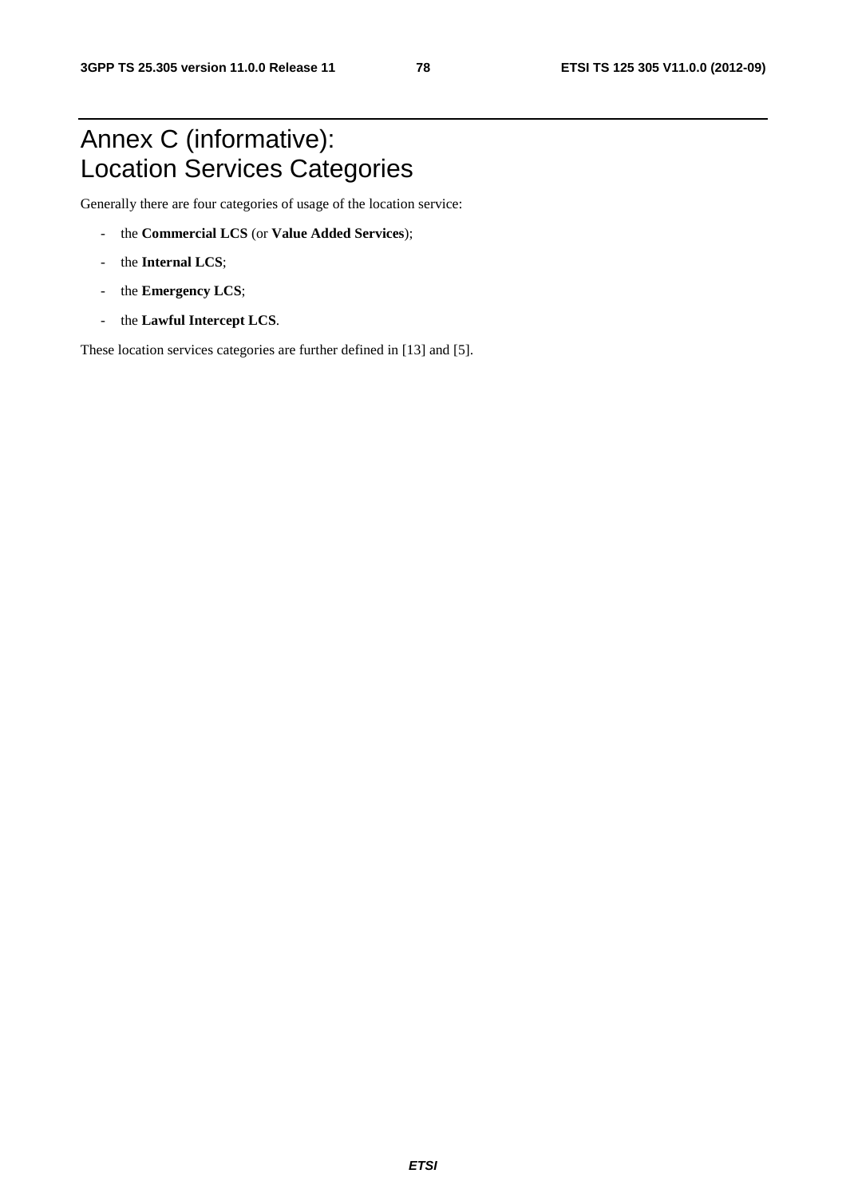# Annex C (informative): Location Services Categories

Generally there are four categories of usage of the location service:

- the **Commercial LCS** (or **Value Added Services**);
- the **Internal LCS**;
- the **Emergency LCS**;
- the **Lawful Intercept LCS**.

These location services categories are further defined in [13] and [5].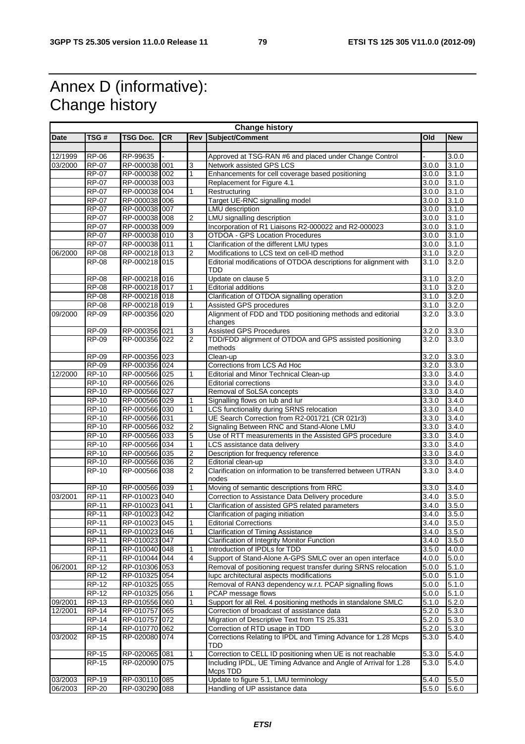# Annex D (informative): Change history

| Change history | | | | | | | |
|---|---|---|---|---|---|---|---|
| **Date** | **TSG #** | **TSG Doc.** | **CR** | **Rev** | **Subject/Comment** | **Old** | **New** |
| | | | | | | | |
| 12/1999 | RP-06 | RP-99635 | - | | Approved at TSG-RAN #6 and placed under Change Control | - | 3.0.0 |
| 03/2000 | RP-07 | RP-000038 | 001 | 3 | Network assisted GPS LCS | 3.0.0 | 3.1.0 |
| | RP-07 | RP-000038 | 002 | 1 | Enhancements for cell coverage based positioning | 3.0.0 | 3.1.0 |
| | RP-07 | RP-000038 | 003 | | Replacement for Figure 4.1 | 3.0.0 | 3.1.0 |
| | RP-07 | RP-000038 | 004 | 1 | Restructuring | 3.0.0 | 3.1.0 |
| | RP-07 | RP-000038 | 006 | | Target UE-RNC signalling model | 3.0.0 | 3.1.0 |
| | RP-07 | RP-000038 | 007 | | LMU description | 3.0.0 | 3.1.0 |
| | RP-07 | RP-000038 | 008 | 2 | LMU signalling description | 3.0.0 | 3.1.0 |
| | RP-07 | RP-000038 | 009 | | Incorporation of R1 Liaisons R2-000022 and R2-000023 | 3.0.0 | 3.1.0 |
| | RP-07 | RP-000038 | 010 | 3 | OTDOA - GPS Location Procedures | 3.0.0 | 3.1.0 |
| | RP-07 | RP-000038 | 011 | 1 | Clarification of the different LMU types | 3.0.0 | 3.1.0 |
| 06/2000 | RP-08 | RP-000218 | 013 | 2 | Modifications to LCS text on cell-ID method | 3.1.0 | 3.2.0 |
| | RP-08 | RP-000218 | 015 | | Editorial modifications of OTDOA descriptions for alignment with TDD | 3.1.0 | 3.2.0 |
| | RP-08 | RP-000218 | 016 | | Update on clause 5 | 3.1.0 | 3.2.0 |
| | RP-08 | RP-000218 | 017 | 1 | Editorial additions | 3.1.0 | 3.2.0 |
| | RP-08 | RP-000218 | 018 | | Clarification of OTDOA signalling operation | 3.1.0 | 3.2.0 |
| | RP-08 | RP-000218 | 019 | 1 | Assisted GPS procedures | 3.1.0 | 3.2.0 |
| 09/2000 | RP-09 | RP-000356 | 020 | | Alignment of FDD and TDD positioning methods and editorial changes | 3.2.0 | 3.3.0 |
| | RP-09 | RP-000356 | 021 | 3 | Assisted GPS Procedures | 3.2.0 | 3.3.0 |
| | RP-09 | RP-000356 | 022 | 2 | TDD/FDD alignment of OTDOA and GPS assisted positioning methods | 3.2.0 | 3.3.0 |
| | RP-09 | RP-000356 | 023 | | Clean-up | 3.2.0 | 3.3.0 |
| | RP-09 | RP-000356 | 024 | | Corrections from LCS Ad Hoc | 3.2.0 | 3.3.0 |
| 12/2000 | RP-10 | RP-000566 | 025 | 1 | Editorial and Minor Technical Clean-up | 3.3.0 | 3.4.0 |
| | RP-10 | RP-000566 | 026 | | Editorial corrections | 3.3.0 | 3.4.0 |
| | RP-10 | RP-000566 | 027 | | Removal of SoLSA concepts | 3.3.0 | 3.4.0 |
| | RP-10 | RP-000566 | 029 | 1 | Signalling flows on Iub and Iur | 3.3.0 | 3.4.0 |
| | RP-10 | RP-000566 | 030 | 1 | LCS functionality during SRNS relocation | 3.3.0 | 3.4.0 |
| | RP-10 | RP-000566 | 031 | | UE Search Correction from R2-001721 (CR 021r3) | 3.3.0 | 3.4.0 |
| | RP-10 | RP-000566 | 032 | 2 | Signaling Between RNC and Stand-Alone LMU | 3.3.0 | 3.4.0 |
| | RP-10 | RP-000566 | 033 | 5 | Use of RTT measurements in the Assisted GPS procedure | 3.3.0 | 3.4.0 |
| | RP-10 | RP-000566 | 034 | 1 | LCS assistance data delivery | 3.3.0 | 3.4.0 |
| | RP-10 | RP-000566 | 035 | 2 | Description for frequency reference | 3.3.0 | 3.4.0 |
| | RP-10 | RP-000566 | 036 | 2 | Editorial clean-up | 3.3.0 | 3.4.0 |
| | RP-10 | RP-000566 | 038 | 2 | Clarification on information to be transferred between UTRAN nodes | 3.3.0 | 3.4.0 |
| | RP-10 | RP-000566 | 039 | 1 | Moving of semantic descriptions from RRC | 3.3.0 | 3.4.0 |
| 03/2001 | RP-11 | RP-010023 | 040 | | Correction to Assistance Data Delivery procedure | 3.4.0 | 3.5.0 |
| | RP-11 | RP-010023 | 041 | 1 | Clarification of assisted GPS related parameters | 3.4.0 | 3.5.0 |
| | RP-11 | RP-010023 | 042 | | Clarification of paging initiation | 3.4.0 | 3.5.0 |
| | RP-11 | RP-010023 | 045 | 1 | Editorial Corrections | 3.4.0 | 3.5.0 |
| | RP-11 | RP-010023 | 046 | 1 | Clarification of Timing Assistance | 3.4.0 | 3.5.0 |
| | RP-11 | RP-010023 | 047 | | Clarification of Integrity Monitor Function | 3.4.0 | 3.5.0 |
| | RP-11 | RP-010040 | 048 | 1 | Introduction of IPDLs for TDD | 3.5.0 | 4.0.0 |
| | RP-11 | RP-010044 | 044 | 4 | Support of Stand-Alone A-GPS SMLC over an open interface | 4.0.0 | 5.0.0 |
| 06/2001 | RP-12 | RP-010306 | 053 | | Removal of positioning request transfer during SRNS relocation | 5.0.0 | 5.1.0 |
| | RP-12 | RP-010325 | 054 | | Iupc architectural aspects modifications | 5.0.0 | 5.1.0 |
| | RP-12 | RP-010325 | 055 | | Removal of RAN3 dependency w.r.t. PCAP signalling flows | 5.0.0 | 5.1.0 |
| | RP-12 | RP-010325 | 056 | 1 | PCAP message flows | 5.0.0 | 5.1.0 |
| 09/2001 | RP-13 | RP-010556 | 060 | 1 | Support for all Rel. 4 positioning methods in standalone SMLC | 5.1.0 | 5.2.0 |
| 12/2001 | RP-14 | RP-010757 | 065 | | Correction of broadcast of assistance data | 5.2.0 | 5.3.0 |
| | RP-14 | RP-010757 | 072 | | Migration of Descriptive Text from TS 25.331 | 5.2.0 | 5.3.0 |
| | RP-14 | RP-010770 | 062 | | Correction of RTD usage in TDD | 5.2.0 | 5.3.0 |
| 03/2002 | RP-15 | RP-020080 | 074 | | Corrections Relating to IPDL and Timing Advance for 1.28 Mcps TDD | 5.3.0 | 5.4.0 |
| | RP-15 | RP-020065 | 081 | 1 | Correction to CELL ID positioning when UE is not reachable | 5.3.0 | 5.4.0 |
| | RP-15 | RP-020090 | 075 | | Including IPDL, UE Timing Advance and Angle of Arrival for 1.28 Mcps TDD | 5.3.0 | 5.4.0 |
| 03/2003 | RP-19 | RP-030110 | 085 | | Update to figure 5.1, LMU terminology | 5.4.0 | 5.5.0 |
| 06/2003 | RP-20 | RP-030290 | 088 | | Handling of UP assistance data | 5.5.0 | 5.6.0 |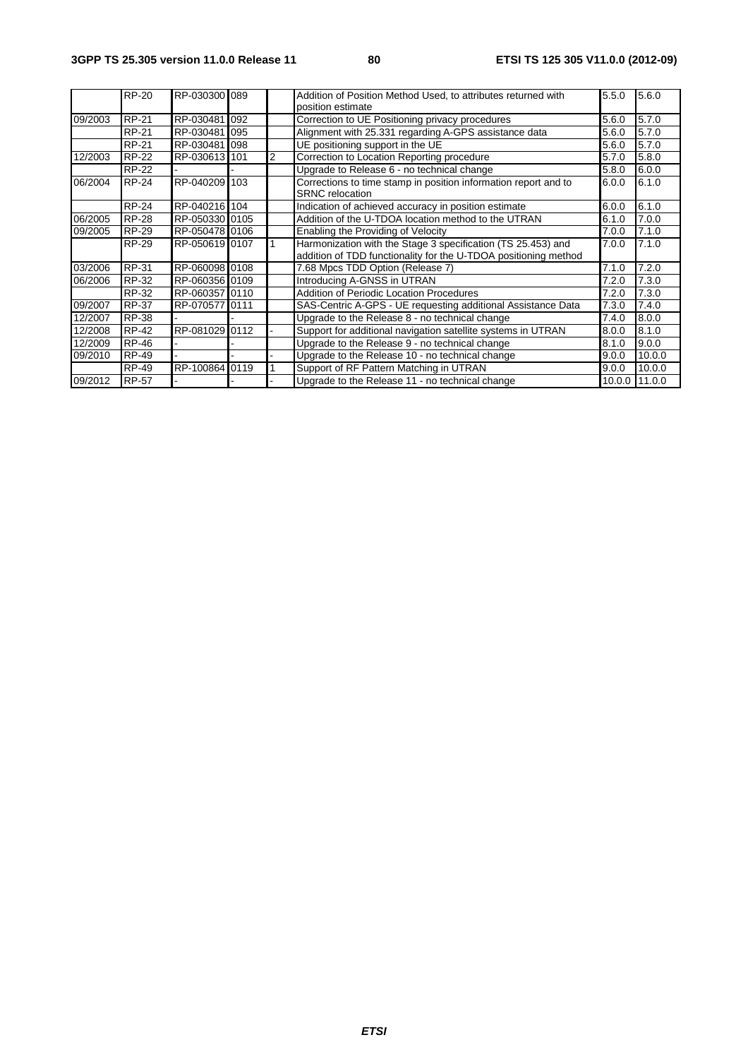|  | RP-20 | RP-030300 | 089 |  | Addition of Position Method Used, to attributes returned with position estimate | 5.5.0 | 5.6.0 |
|---|---|---|---|---|---|---|---|
| 09/2003 | RP-21 | RP-030481 | 092 |  | Correction to UE Positioning privacy procedures | 5.6.0 | 5.7.0 |
|  | RP-21 | RP-030481 | 095 |  | Alignment with 25.331 regarding A-GPS assistance data | 5.6.0 | 5.7.0 |
|  | RP-21 | RP-030481 | 098 |  | UE positioning support in the UE | 5.6.0 | 5.7.0 |
| 12/2003 | RP-22 | RP-030613 | 101 | 2 | Correction to Location Reporting procedure | 5.7.0 | 5.8.0 |
|  | RP-22 | - | - |  | Upgrade to Release 6 - no technical change | 5.8.0 | 6.0.0 |
| 06/2004 | RP-24 | RP-040209 | 103 |  | Corrections to time stamp in position information report and to SRNC relocation | 6.0.0 | 6.1.0 |
|  | RP-24 | RP-040216 | 104 |  | Indication of achieved accuracy in position estimate | 6.0.0 | 6.1.0 |
| 06/2005 | RP-28 | RP-050330 | 0105 |  | Addition of the U-TDOA location method to the UTRAN | 6.1.0 | 7.0.0 |
| 09/2005 | RP-29 | RP-050478 | 0106 |  | Enabling the Providing of Velocity | 7.0.0 | 7.1.0 |
|  | RP-29 | RP-050619 | 0107 | 1 | Harmonization with the Stage 3 specification (TS 25.453) and addition of TDD functionality for the U-TDOA positioning method | 7.0.0 | 7.1.0 |
| 03/2006 | RP-31 | RP-060098 | 0108 |  | 7.68 Mpcs TDD Option (Release 7) | 7.1.0 | 7.2.0 |
| 06/2006 | RP-32 | RP-060356 | 0109 |  | Introducing A-GNSS in UTRAN | 7.2.0 | 7.3.0 |
|  | RP-32 | RP-060357 | 0110 |  | Addition of Periodic Location Procedures | 7.2.0 | 7.3.0 |
| 09/2007 | RP-37 | RP-070577 | 0111 |  | SAS-Centric A-GPS - UE requesting additional Assistance Data | 7.3.0 | 7.4.0 |
| 12/2007 | RP-38 | - | - |  | Upgrade to the Release 8 - no technical change | 7.4.0 | 8.0.0 |
| 12/2008 | RP-42 | RP-081029 | 0112 | - | Support for additional navigation satellite systems in UTRAN | 8.0.0 | 8.1.0 |
| 12/2009 | RP-46 | - | - |  | Upgrade to the Release 9 - no technical change | 8.1.0 | 9.0.0 |
| 09/2010 | RP-49 | - | - | - | Upgrade to the Release 10 - no technical change | 9.0.0 | 10.0.0 |
|  | RP-49 | RP-100864 | 0119 | 1 | Support of RF Pattern Matching in UTRAN | 9.0.0 | 10.0.0 |
| 09/2012 | RP-57 | - | - | - | Upgrade to the Release 11 - no technical change | 10.0.0 | 11.0.0 |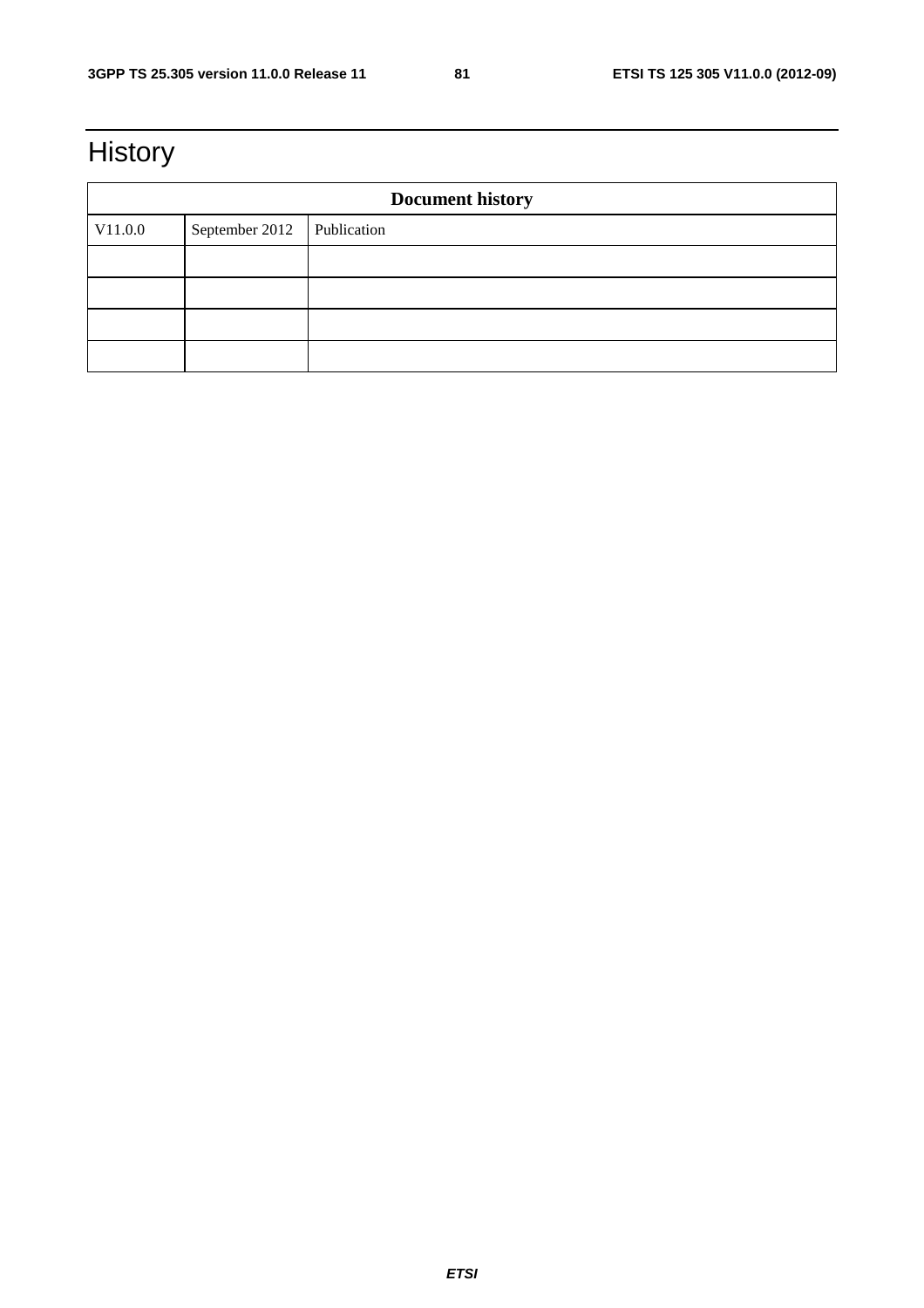# History

| Document history | | |
|---|---|---|
| V11.0.0 | September 2012 | Publication |
| | | |
| | | |
| | | |
| | | |